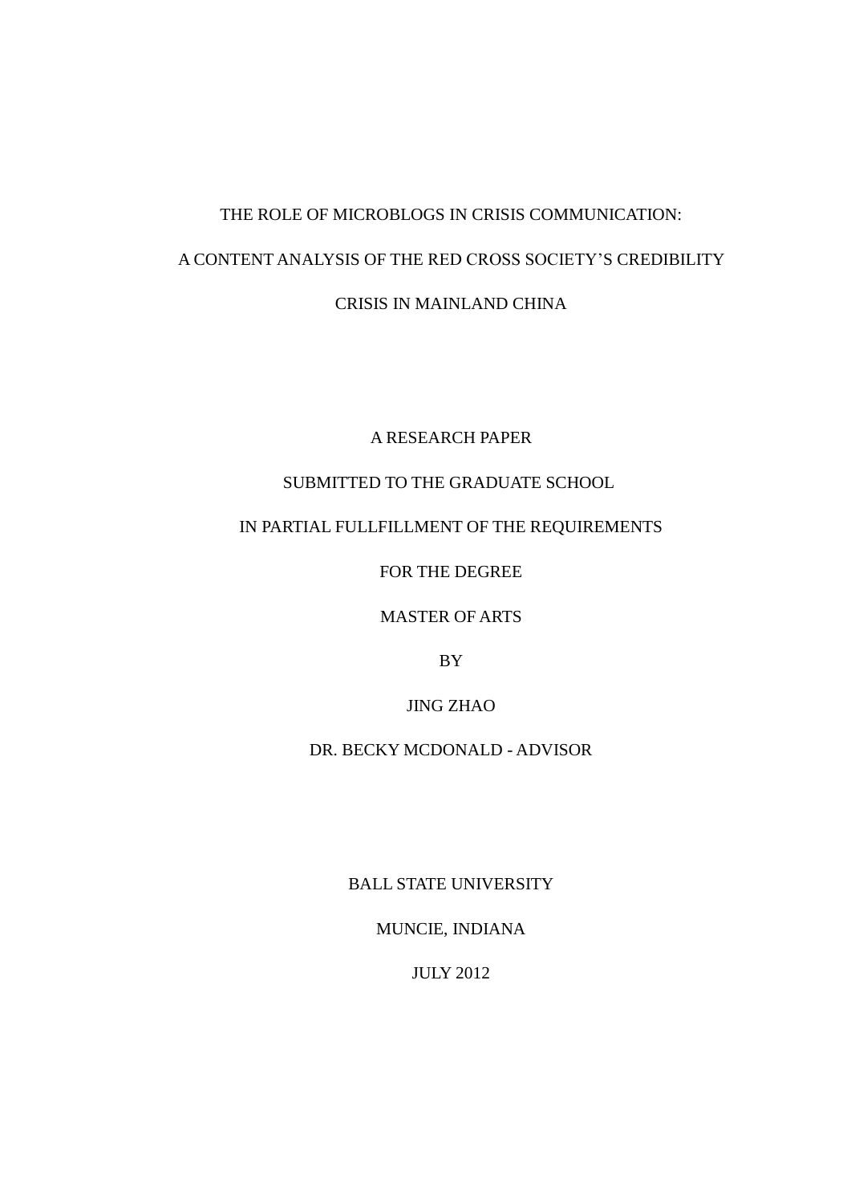# THE ROLE OF MICROBLOGS IN CRISIS COMMUNICATION:

# A CONTENT ANALYSIS OF THE RED CROSS SOCIETY'S CREDIBILITY

# CRISIS IN MAINLAND CHINA

A RESEARCH PAPER

SUBMITTED TO THE GRADUATE SCHOOL

IN PARTIAL FULLFILLMENT OF THE REQUIREMENTS

FOR THE DEGREE

MASTER OF ARTS

BY

JING ZHAO

DR. BECKY MCDONALD - ADVISOR

BALL STATE UNIVERSITY

MUNCIE, INDIANA

JULY 2012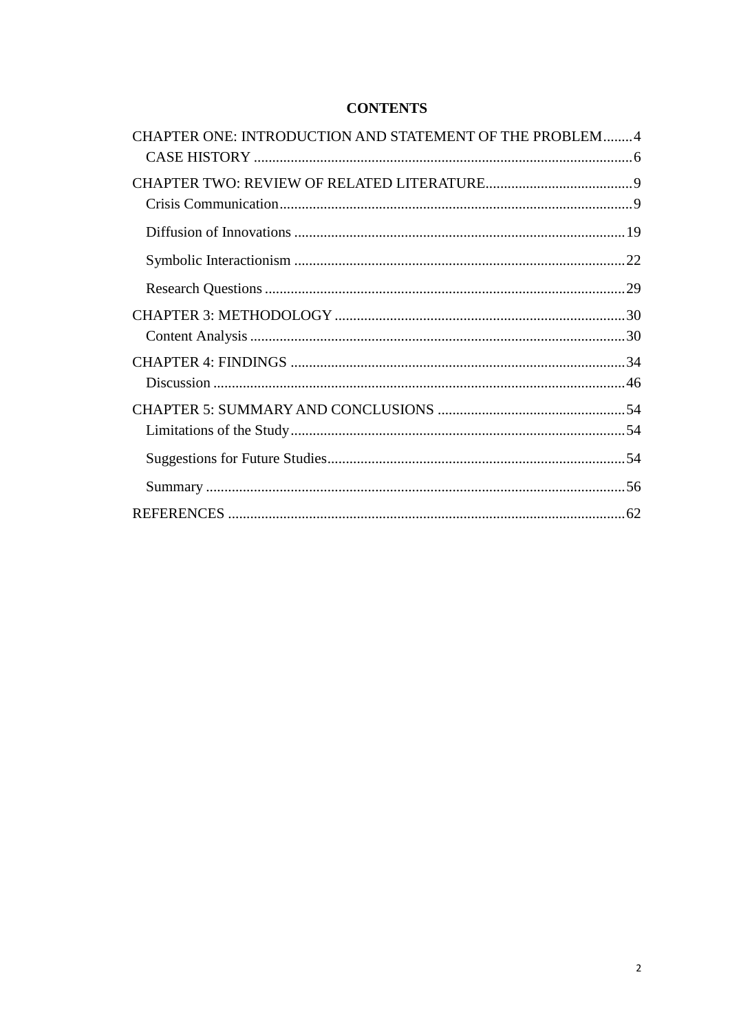# CONTENTS

CHAPTER ONE: INTRODUCTION AND STATEMENT OF THE PROBLEM........4
- CASE HISTORY ........................................................................................................6

CHAPTER TWO: REVIEW OF RELATED LITERATURE.........................................9
- Crisis Communication...............................................................................................9
- Diffusion of Innovations .........................................................................................19
- Symbolic Interactionism .........................................................................................22
- Research Questions .................................................................................................29

CHAPTER 3: METHODOLOGY ..............................................................................30
- Content Analysis .....................................................................................................30

CHAPTER 4: FINDINGS ...........................................................................................34
- Discussion ................................................................................................................46

CHAPTER 5: SUMMARY AND CONCLUSIONS ...................................................54
- Limitations of the Study...........................................................................................54
- Suggestions for Future Studies.................................................................................54
- Summary ..................................................................................................................56

REFERENCES ............................................................................................................62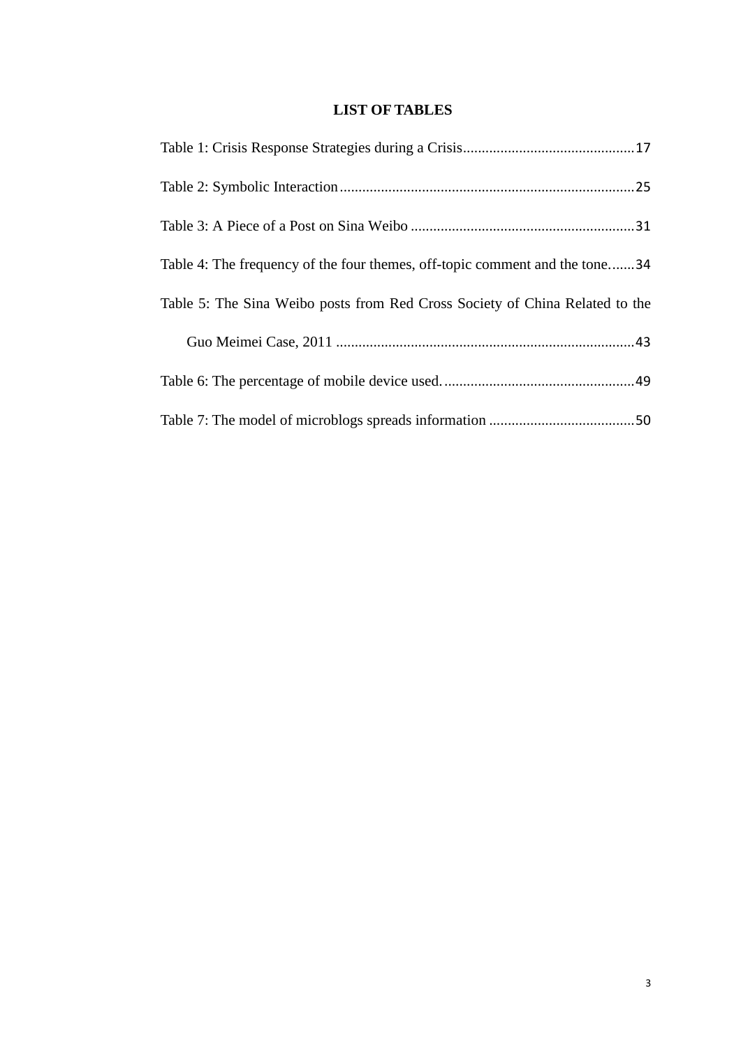# LIST OF TABLES

Table 1: Crisis Response Strategies during a Crisis.............................................17

Table 2: Symbolic Interaction..............................................................................25

Table 3: A Piece of a Post on Sina Weibo ...........................................................31

Table 4: The frequency of the four themes, off-topic comment and the tone.......34

Table 5: The Sina Weibo posts from Red Cross Society of China Related to the Guo Meimei Case, 2011 ...............................................................................43

Table 6: The percentage of mobile device used...................................................49

Table 7: The model of microblogs spreads information .......................................50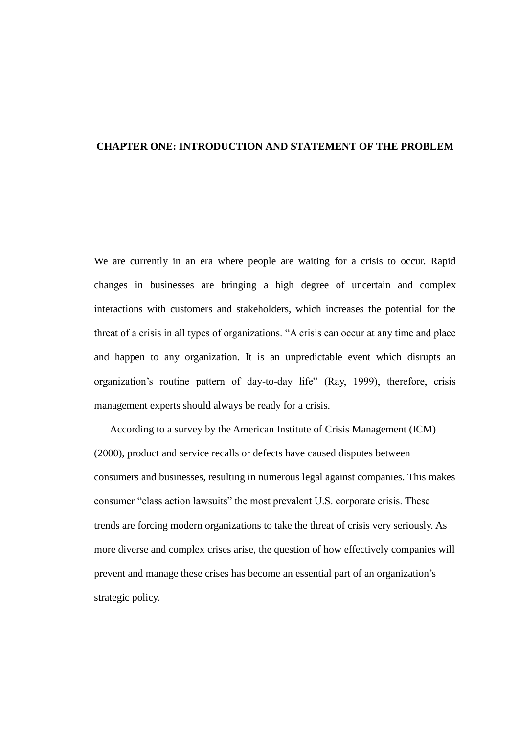# CHAPTER ONE: INTRODUCTION AND STATEMENT OF THE PROBLEM

We are currently in an era where people are waiting for a crisis to occur. Rapid changes in businesses are bringing a high degree of uncertain and complex interactions with customers and stakeholders, which increases the potential for the threat of a crisis in all types of organizations. "A crisis can occur at any time and place and happen to any organization. It is an unpredictable event which disrupts an organization's routine pattern of day-to-day life" (Ray, 1999), therefore, crisis management experts should always be ready for a crisis.

According to a survey by the American Institute of Crisis Management (ICM) (2000), product and service recalls or defects have caused disputes between consumers and businesses, resulting in numerous legal against companies. This makes consumer "class action lawsuits" the most prevalent U.S. corporate crisis. These trends are forcing modern organizations to take the threat of crisis very seriously. As more diverse and complex crises arise, the question of how effectively companies will prevent and manage these crises has become an essential part of an organization's strategic policy.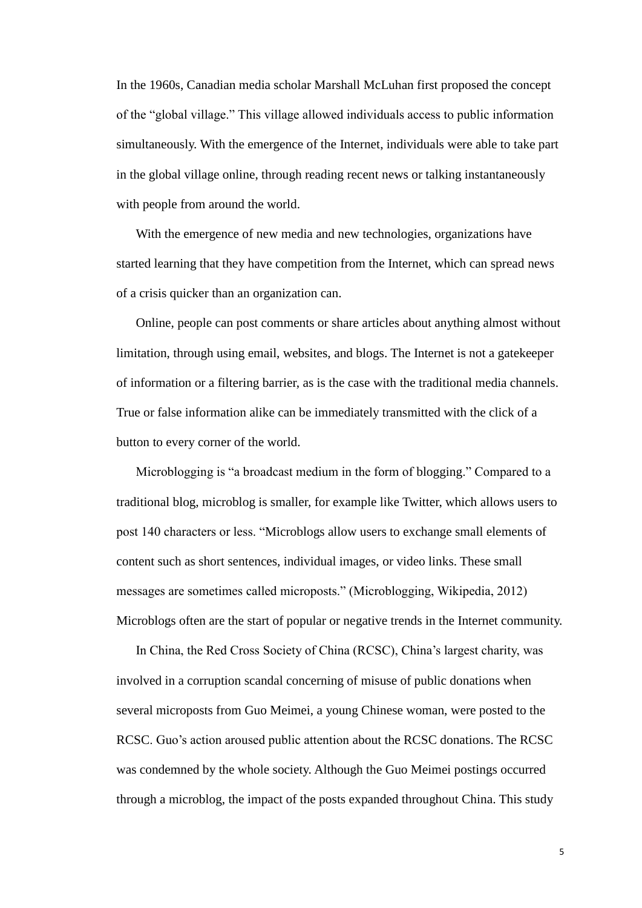In the 1960s, Canadian media scholar Marshall McLuhan first proposed the concept of the "global village." This village allowed individuals access to public information simultaneously. With the emergence of the Internet, individuals were able to take part in the global village online, through reading recent news or talking instantaneously with people from around the world.

With the emergence of new media and new technologies, organizations have started learning that they have competition from the Internet, which can spread news of a crisis quicker than an organization can.

Online, people can post comments or share articles about anything almost without limitation, through using email, websites, and blogs. The Internet is not a gatekeeper of information or a filtering barrier, as is the case with the traditional media channels. True or false information alike can be immediately transmitted with the click of a button to every corner of the world.

Microblogging is "a broadcast medium in the form of blogging." Compared to a traditional blog, microblog is smaller, for example like Twitter, which allows users to post 140 characters or less. "Microblogs allow users to exchange small elements of content such as short sentences, individual images, or video links. These small messages are sometimes called microposts." (Microblogging, Wikipedia, 2012) Microblogs often are the start of popular or negative trends in the Internet community.

In China, the Red Cross Society of China (RCSC), China's largest charity, was involved in a corruption scandal concerning of misuse of public donations when several microposts from Guo Meimei, a young Chinese woman, were posted to the RCSC. Guo's action aroused public attention about the RCSC donations. The RCSC was condemned by the whole society. Although the Guo Meimei postings occurred through a microblog, the impact of the posts expanded throughout China. This study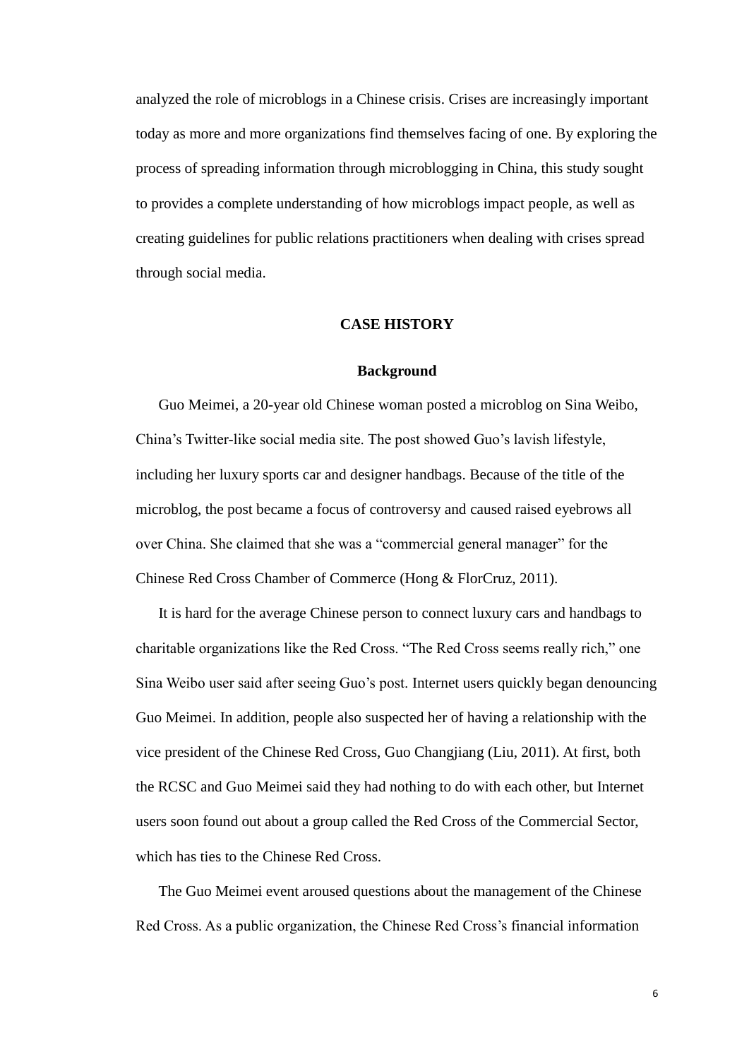analyzed the role of microblogs in a Chinese crisis. Crises are increasingly important today as more and more organizations find themselves facing of one. By exploring the process of spreading information through microblogging in China, this study sought to provides a complete understanding of how microblogs impact people, as well as creating guidelines for public relations practitioners when dealing with crises spread through social media.

## CASE HISTORY

### Background

Guo Meimei, a 20-year old Chinese woman posted a microblog on Sina Weibo, China's Twitter-like social media site. The post showed Guo's lavish lifestyle, including her luxury sports car and designer handbags. Because of the title of the microblog, the post became a focus of controversy and caused raised eyebrows all over China. She claimed that she was a "commercial general manager" for the Chinese Red Cross Chamber of Commerce (Hong & FlorCruz, 2011).

It is hard for the average Chinese person to connect luxury cars and handbags to charitable organizations like the Red Cross. "The Red Cross seems really rich," one Sina Weibo user said after seeing Guo's post. Internet users quickly began denouncing Guo Meimei. In addition, people also suspected her of having a relationship with the vice president of the Chinese Red Cross, Guo Changjiang (Liu, 2011). At first, both the RCSC and Guo Meimei said they had nothing to do with each other, but Internet users soon found out about a group called the Red Cross of the Commercial Sector, which has ties to the Chinese Red Cross.

The Guo Meimei event aroused questions about the management of the Chinese Red Cross. As a public organization, the Chinese Red Cross's financial information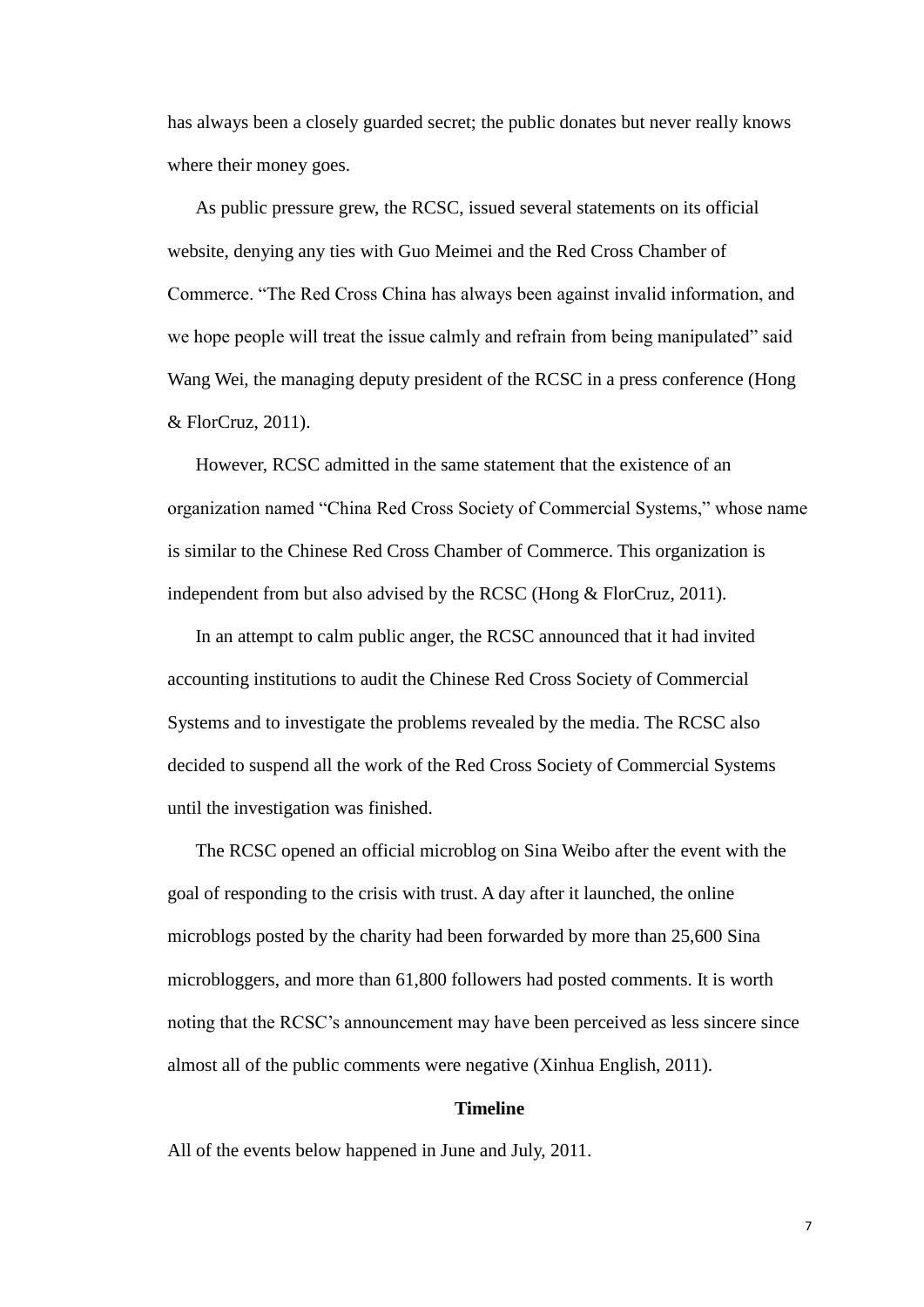has always been a closely guarded secret; the public donates but never really knows where their money goes.

As public pressure grew, the RCSC, issued several statements on its official website, denying any ties with Guo Meimei and the Red Cross Chamber of Commerce. “The Red Cross China has always been against invalid information, and we hope people will treat the issue calmly and refrain from being manipulated” said Wang Wei, the managing deputy president of the RCSC in a press conference (Hong & FlorCruz, 2011).

However, RCSC admitted in the same statement that the existence of an organization named “China Red Cross Society of Commercial Systems,” whose name is similar to the Chinese Red Cross Chamber of Commerce. This organization is independent from but also advised by the RCSC (Hong & FlorCruz, 2011).

In an attempt to calm public anger, the RCSC announced that it had invited accounting institutions to audit the Chinese Red Cross Society of Commercial Systems and to investigate the problems revealed by the media. The RCSC also decided to suspend all the work of the Red Cross Society of Commercial Systems until the investigation was finished.

The RCSC opened an official microblog on Sina Weibo after the event with the goal of responding to the crisis with trust. A day after it launched, the online microblogs posted by the charity had been forwarded by more than 25,600 Sina microbloggers, and more than 61,800 followers had posted comments. It is worth noting that the RCSC’s announcement may have been perceived as less sincere since almost all of the public comments were negative (Xinhua English, 2011).

**Timeline**

All of the events below happened in June and July, 2011.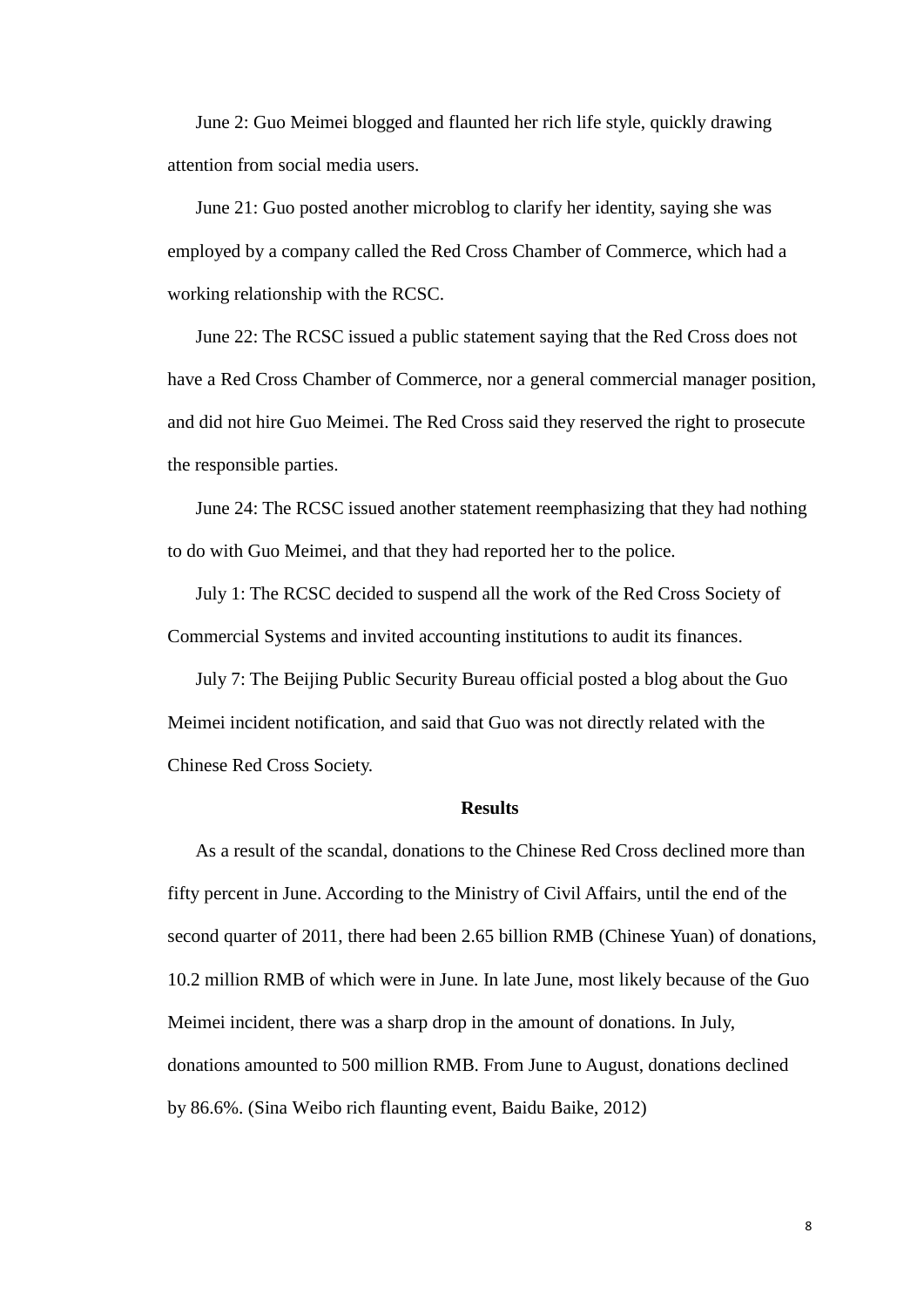June 2: Guo Meimei blogged and flaunted her rich life style, quickly drawing attention from social media users.

June 21: Guo posted another microblog to clarify her identity, saying she was employed by a company called the Red Cross Chamber of Commerce, which had a working relationship with the RCSC.

June 22: The RCSC issued a public statement saying that the Red Cross does not have a Red Cross Chamber of Commerce, nor a general commercial manager position, and did not hire Guo Meimei. The Red Cross said they reserved the right to prosecute the responsible parties.

June 24: The RCSC issued another statement reemphasizing that they had nothing to do with Guo Meimei, and that they had reported her to the police.

July 1: The RCSC decided to suspend all the work of the Red Cross Society of Commercial Systems and invited accounting institutions to audit its finances.

July 7: The Beijing Public Security Bureau official posted a blog about the Guo Meimei incident notification, and said that Guo was not directly related with the Chinese Red Cross Society.

**Results**

As a result of the scandal, donations to the Chinese Red Cross declined more than fifty percent in June. According to the Ministry of Civil Affairs, until the end of the second quarter of 2011, there had been 2.65 billion RMB (Chinese Yuan) of donations, 10.2 million RMB of which were in June. In late June, most likely because of the Guo Meimei incident, there was a sharp drop in the amount of donations. In July, donations amounted to 500 million RMB. From June to August, donations declined by 86.6%. (Sina Weibo rich flaunting event, Baidu Baike, 2012)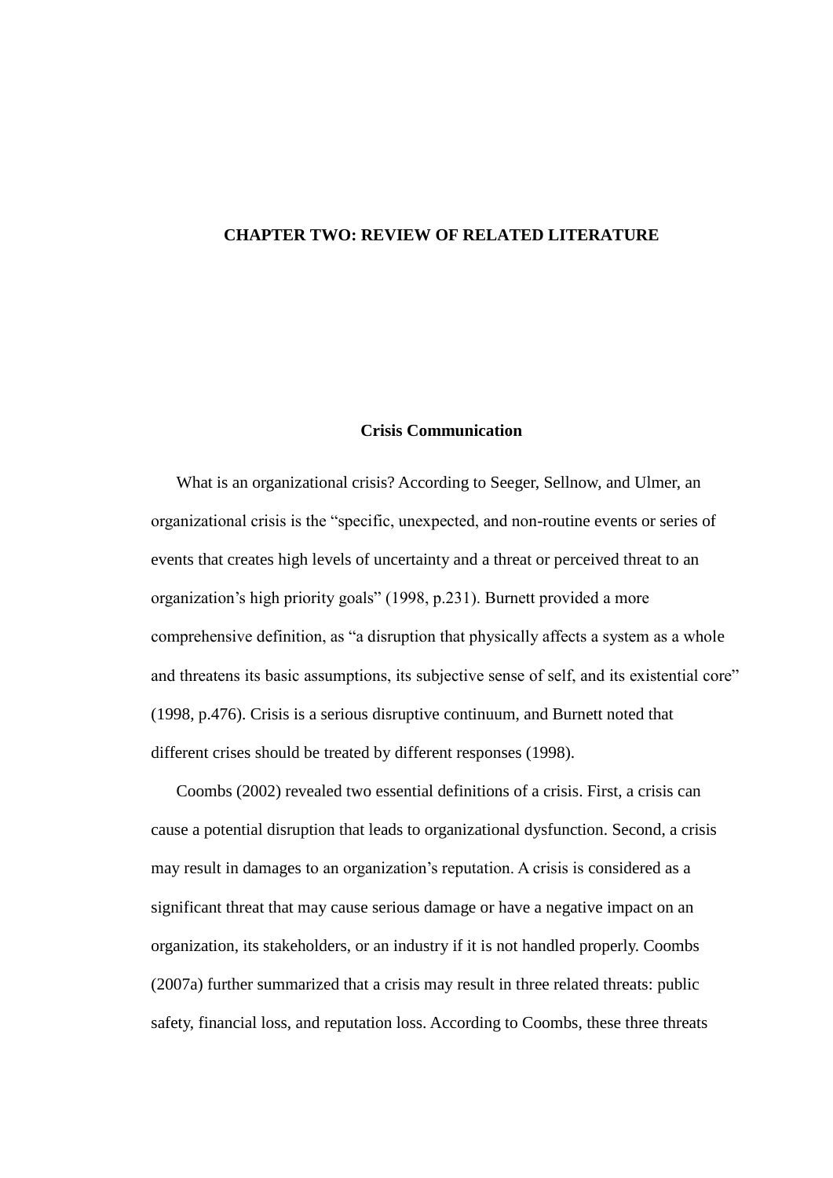# CHAPTER TWO: REVIEW OF RELATED LITERATURE

## Crisis Communication

What is an organizational crisis? According to Seeger, Sellnow, and Ulmer, an organizational crisis is the "specific, unexpected, and non-routine events or series of events that creates high levels of uncertainty and a threat or perceived threat to an organization's high priority goals" (1998, p.231). Burnett provided a more comprehensive definition, as "a disruption that physically affects a system as a whole and threatens its basic assumptions, its subjective sense of self, and its existential core" (1998, p.476). Crisis is a serious disruptive continuum, and Burnett noted that different crises should be treated by different responses (1998).

Coombs (2002) revealed two essential definitions of a crisis. First, a crisis can cause a potential disruption that leads to organizational dysfunction. Second, a crisis may result in damages to an organization's reputation. A crisis is considered as a significant threat that may cause serious damage or have a negative impact on an organization, its stakeholders, or an industry if it is not handled properly. Coombs (2007a) further summarized that a crisis may result in three related threats: public safety, financial loss, and reputation loss. According to Coombs, these three threats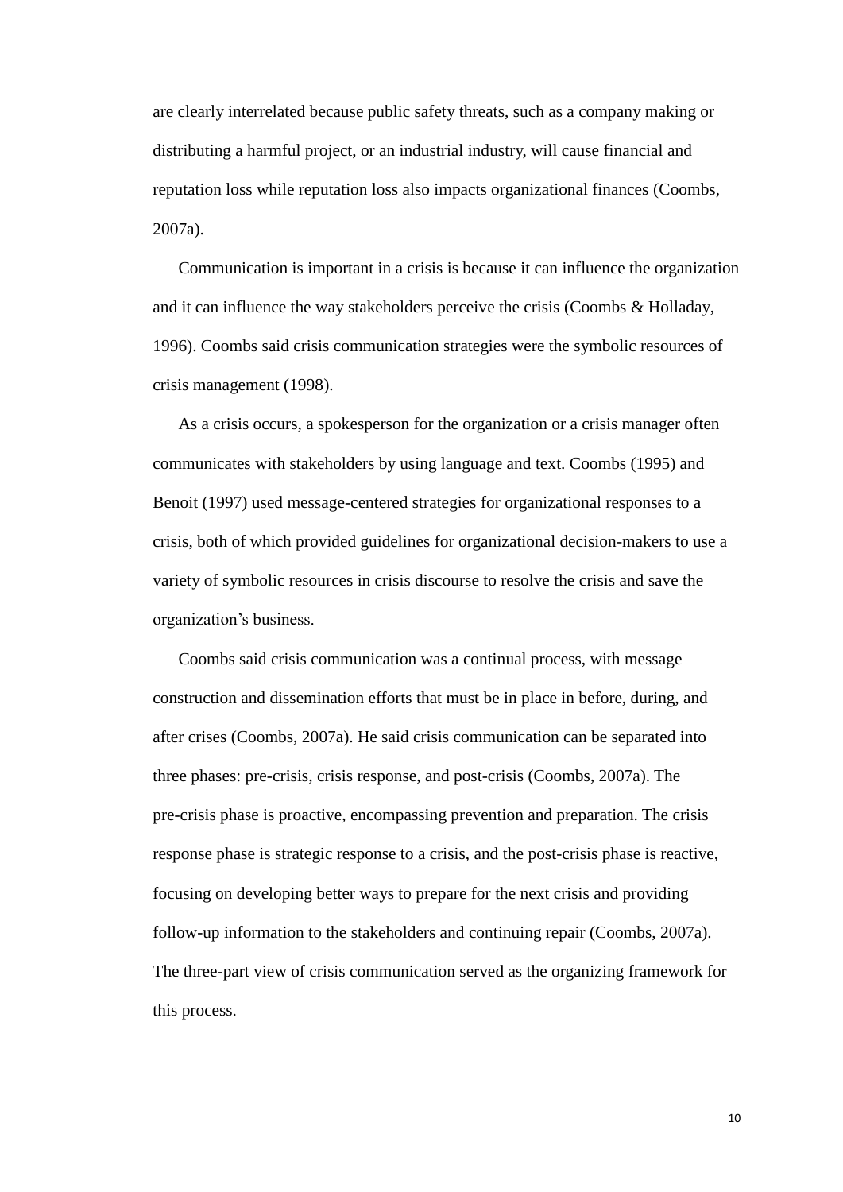are clearly interrelated because public safety threats, such as a company making or distributing a harmful project, or an industrial industry, will cause financial and reputation loss while reputation loss also impacts organizational finances (Coombs, 2007a).

Communication is important in a crisis is because it can influence the organization and it can influence the way stakeholders perceive the crisis (Coombs & Holladay, 1996). Coombs said crisis communication strategies were the symbolic resources of crisis management (1998).

As a crisis occurs, a spokesperson for the organization or a crisis manager often communicates with stakeholders by using language and text. Coombs (1995) and Benoit (1997) used message-centered strategies for organizational responses to a crisis, both of which provided guidelines for organizational decision-makers to use a variety of symbolic resources in crisis discourse to resolve the crisis and save the organization's business.

Coombs said crisis communication was a continual process, with message construction and dissemination efforts that must be in place in before, during, and after crises (Coombs, 2007a). He said crisis communication can be separated into three phases: pre-crisis, crisis response, and post-crisis (Coombs, 2007a). The pre-crisis phase is proactive, encompassing prevention and preparation. The crisis response phase is strategic response to a crisis, and the post-crisis phase is reactive, focusing on developing better ways to prepare for the next crisis and providing follow-up information to the stakeholders and continuing repair (Coombs, 2007a). The three-part view of crisis communication served as the organizing framework for this process.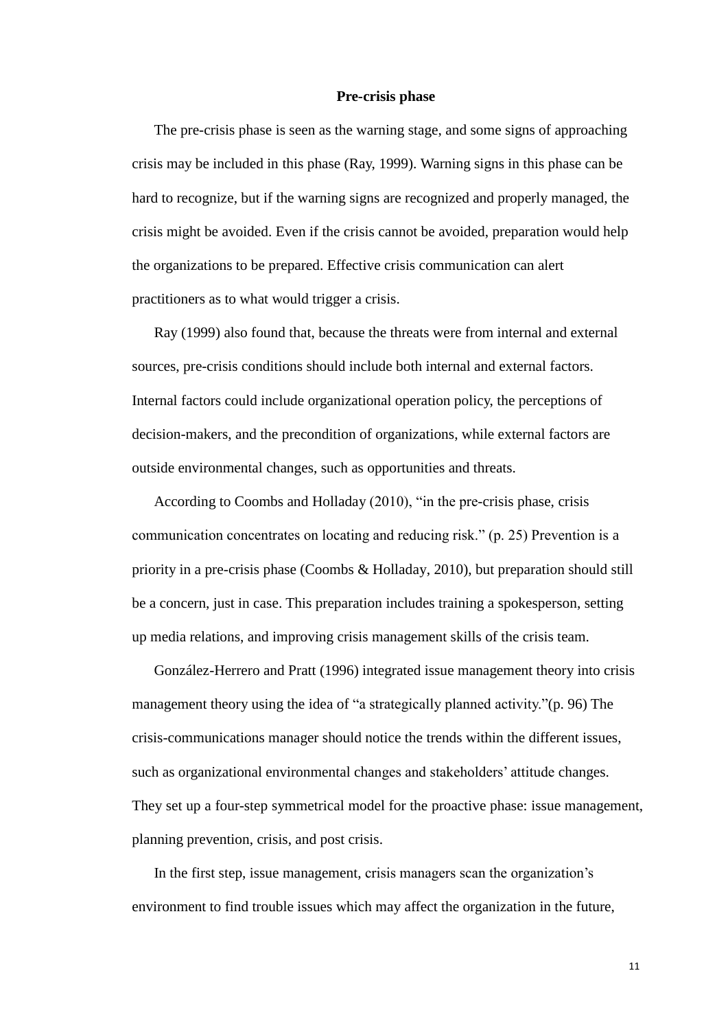**Pre-crisis phase**

The pre-crisis phase is seen as the warning stage, and some signs of approaching crisis may be included in this phase (Ray, 1999). Warning signs in this phase can be hard to recognize, but if the warning signs are recognized and properly managed, the crisis might be avoided. Even if the crisis cannot be avoided, preparation would help the organizations to be prepared. Effective crisis communication can alert practitioners as to what would trigger a crisis.

Ray (1999) also found that, because the threats were from internal and external sources, pre-crisis conditions should include both internal and external factors. Internal factors could include organizational operation policy, the perceptions of decision-makers, and the precondition of organizations, while external factors are outside environmental changes, such as opportunities and threats.

According to Coombs and Holladay (2010), "in the pre-crisis phase, crisis communication concentrates on locating and reducing risk." (p. 25) Prevention is a priority in a pre-crisis phase (Coombs & Holladay, 2010), but preparation should still be a concern, just in case. This preparation includes training a spokesperson, setting up media relations, and improving crisis management skills of the crisis team.

González-Herrero and Pratt (1996) integrated issue management theory into crisis management theory using the idea of "a strategically planned activity."(p. 96) The crisis-communications manager should notice the trends within the different issues, such as organizational environmental changes and stakeholders' attitude changes. They set up a four-step symmetrical model for the proactive phase: issue management, planning prevention, crisis, and post crisis.

In the first step, issue management, crisis managers scan the organization's environment to find trouble issues which may affect the organization in the future,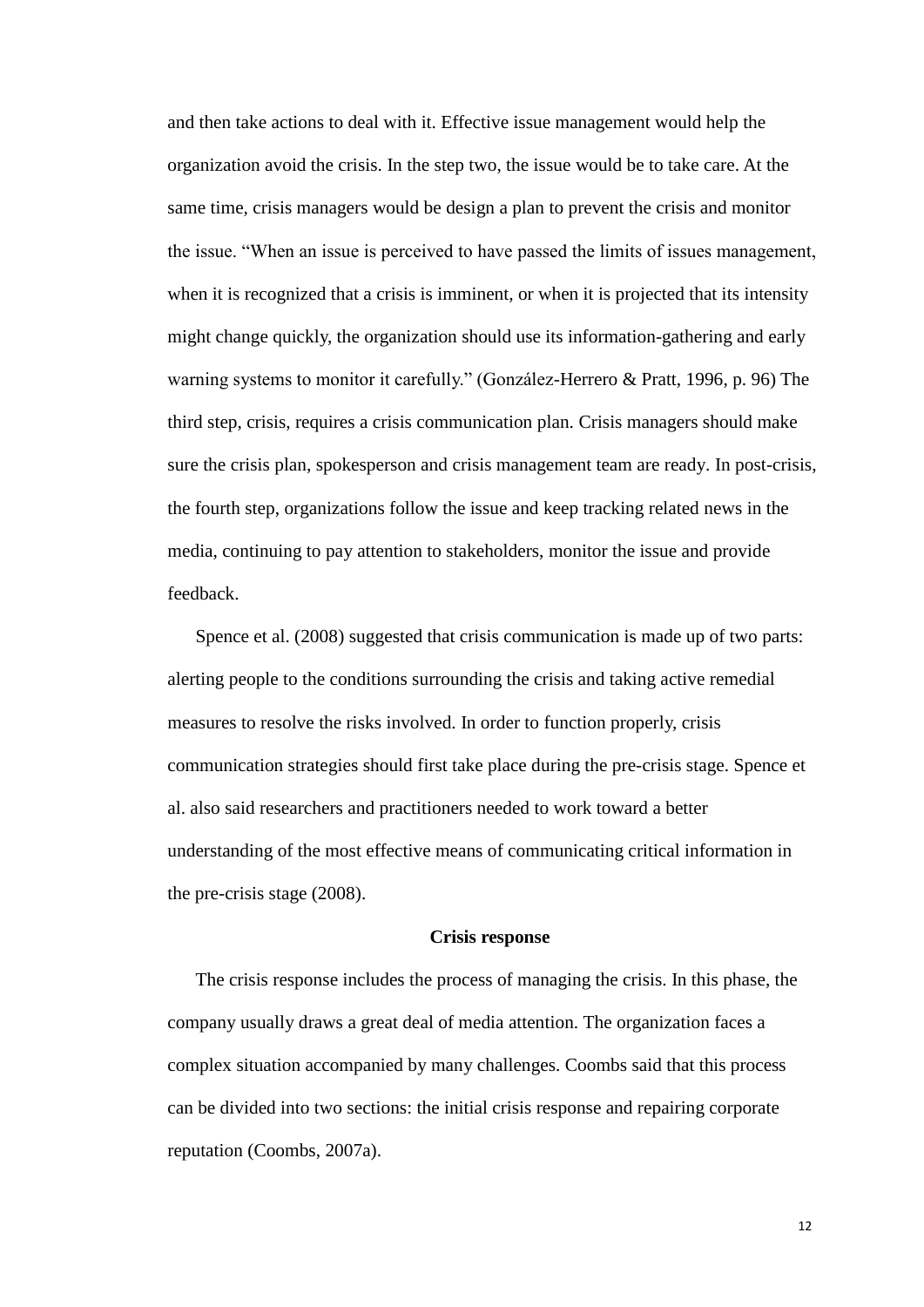and then take actions to deal with it. Effective issue management would help the organization avoid the crisis. In the step two, the issue would be to take care. At the same time, crisis managers would be design a plan to prevent the crisis and monitor the issue. "When an issue is perceived to have passed the limits of issues management, when it is recognized that a crisis is imminent, or when it is projected that its intensity might change quickly, the organization should use its information-gathering and early warning systems to monitor it carefully." (González-Herrero & Pratt, 1996, p. 96) The third step, crisis, requires a crisis communication plan. Crisis managers should make sure the crisis plan, spokesperson and crisis management team are ready. In post-crisis, the fourth step, organizations follow the issue and keep tracking related news in the media, continuing to pay attention to stakeholders, monitor the issue and provide feedback.

Spence et al. (2008) suggested that crisis communication is made up of two parts: alerting people to the conditions surrounding the crisis and taking active remedial measures to resolve the risks involved. In order to function properly, crisis communication strategies should first take place during the pre-crisis stage. Spence et al. also said researchers and practitioners needed to work toward a better understanding of the most effective means of communicating critical information in the pre-crisis stage (2008).

**Crisis response**

The crisis response includes the process of managing the crisis. In this phase, the company usually draws a great deal of media attention. The organization faces a complex situation accompanied by many challenges. Coombs said that this process can be divided into two sections: the initial crisis response and repairing corporate reputation (Coombs, 2007a).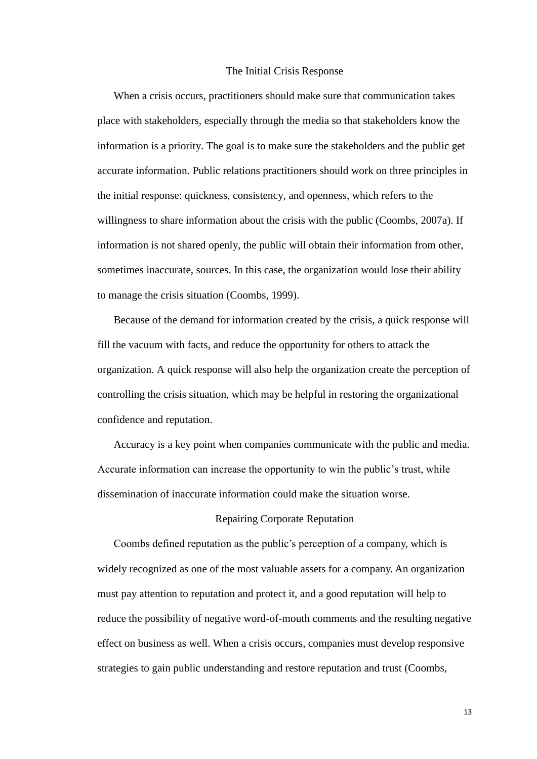## The Initial Crisis Response

When a crisis occurs, practitioners should make sure that communication takes place with stakeholders, especially through the media so that stakeholders know the information is a priority. The goal is to make sure the stakeholders and the public get accurate information. Public relations practitioners should work on three principles in the initial response: quickness, consistency, and openness, which refers to the willingness to share information about the crisis with the public (Coombs, 2007a). If information is not shared openly, the public will obtain their information from other, sometimes inaccurate, sources. In this case, the organization would lose their ability to manage the crisis situation (Coombs, 1999).

Because of the demand for information created by the crisis, a quick response will fill the vacuum with facts, and reduce the opportunity for others to attack the organization. A quick response will also help the organization create the perception of controlling the crisis situation, which may be helpful in restoring the organizational confidence and reputation.

Accuracy is a key point when companies communicate with the public and media. Accurate information can increase the opportunity to win the public's trust, while dissemination of inaccurate information could make the situation worse.

## Repairing Corporate Reputation

Coombs defined reputation as the public's perception of a company, which is widely recognized as one of the most valuable assets for a company. An organization must pay attention to reputation and protect it, and a good reputation will help to reduce the possibility of negative word-of-mouth comments and the resulting negative effect on business as well. When a crisis occurs, companies must develop responsive strategies to gain public understanding and restore reputation and trust (Coombs,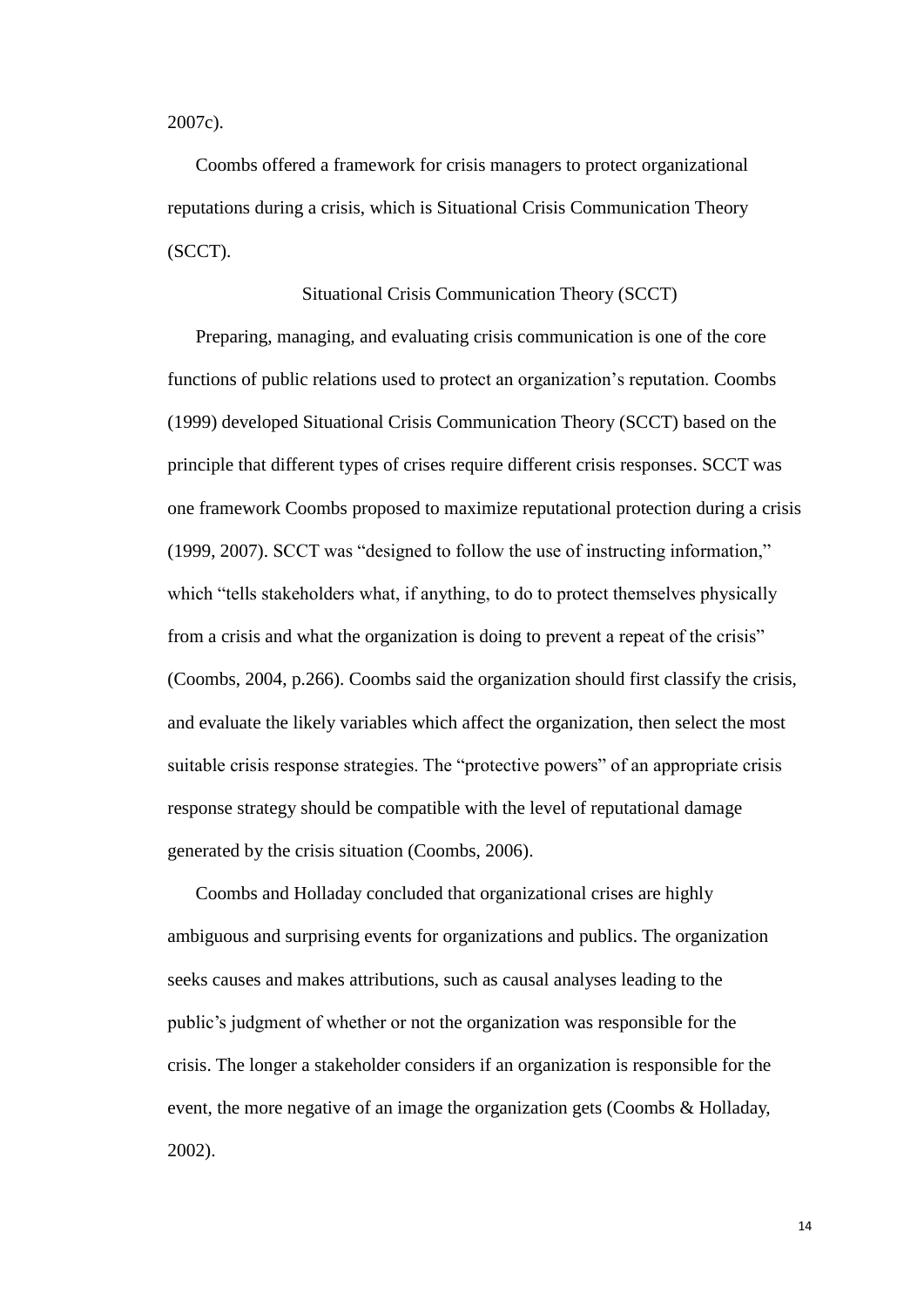2007c).

Coombs offered a framework for crisis managers to protect organizational reputations during a crisis, which is Situational Crisis Communication Theory (SCCT).

## Situational Crisis Communication Theory (SCCT)

Preparing, managing, and evaluating crisis communication is one of the core functions of public relations used to protect an organization's reputation. Coombs (1999) developed Situational Crisis Communication Theory (SCCT) based on the principle that different types of crises require different crisis responses. SCCT was one framework Coombs proposed to maximize reputational protection during a crisis (1999, 2007). SCCT was "designed to follow the use of instructing information," which "tells stakeholders what, if anything, to do to protect themselves physically from a crisis and what the organization is doing to prevent a repeat of the crisis" (Coombs, 2004, p.266). Coombs said the organization should first classify the crisis, and evaluate the likely variables which affect the organization, then select the most suitable crisis response strategies. The "protective powers" of an appropriate crisis response strategy should be compatible with the level of reputational damage generated by the crisis situation (Coombs, 2006).

Coombs and Holladay concluded that organizational crises are highly ambiguous and surprising events for organizations and publics. The organization seeks causes and makes attributions, such as causal analyses leading to the public's judgment of whether or not the organization was responsible for the crisis. The longer a stakeholder considers if an organization is responsible for the event, the more negative of an image the organization gets (Coombs & Holladay, 2002).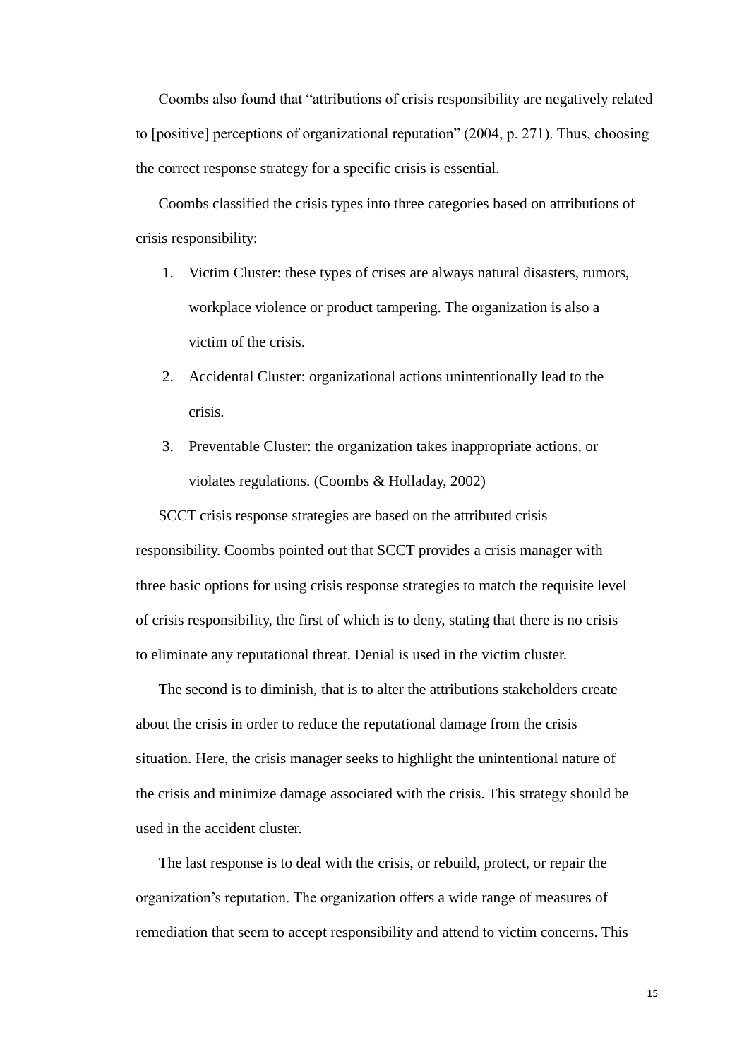Coombs also found that "attributions of crisis responsibility are negatively related to [positive] perceptions of organizational reputation" (2004, p. 271). Thus, choosing the correct response strategy for a specific crisis is essential.

Coombs classified the crisis types into three categories based on attributions of crisis responsibility:

1. Victim Cluster: these types of crises are always natural disasters, rumors, workplace violence or product tampering. The organization is also a victim of the crisis.
2. Accidental Cluster: organizational actions unintentionally lead to the crisis.
3. Preventable Cluster: the organization takes inappropriate actions, or violates regulations. (Coombs & Holladay, 2002)

SCCT crisis response strategies are based on the attributed crisis responsibility. Coombs pointed out that SCCT provides a crisis manager with three basic options for using crisis response strategies to match the requisite level of crisis responsibility, the first of which is to deny, stating that there is no crisis to eliminate any reputational threat. Denial is used in the victim cluster.

The second is to diminish, that is to alter the attributions stakeholders create about the crisis in order to reduce the reputational damage from the crisis situation. Here, the crisis manager seeks to highlight the unintentional nature of the crisis and minimize damage associated with the crisis. This strategy should be used in the accident cluster.

The last response is to deal with the crisis, or rebuild, protect, or repair the organization's reputation. The organization offers a wide range of measures of remediation that seem to accept responsibility and attend to victim concerns. This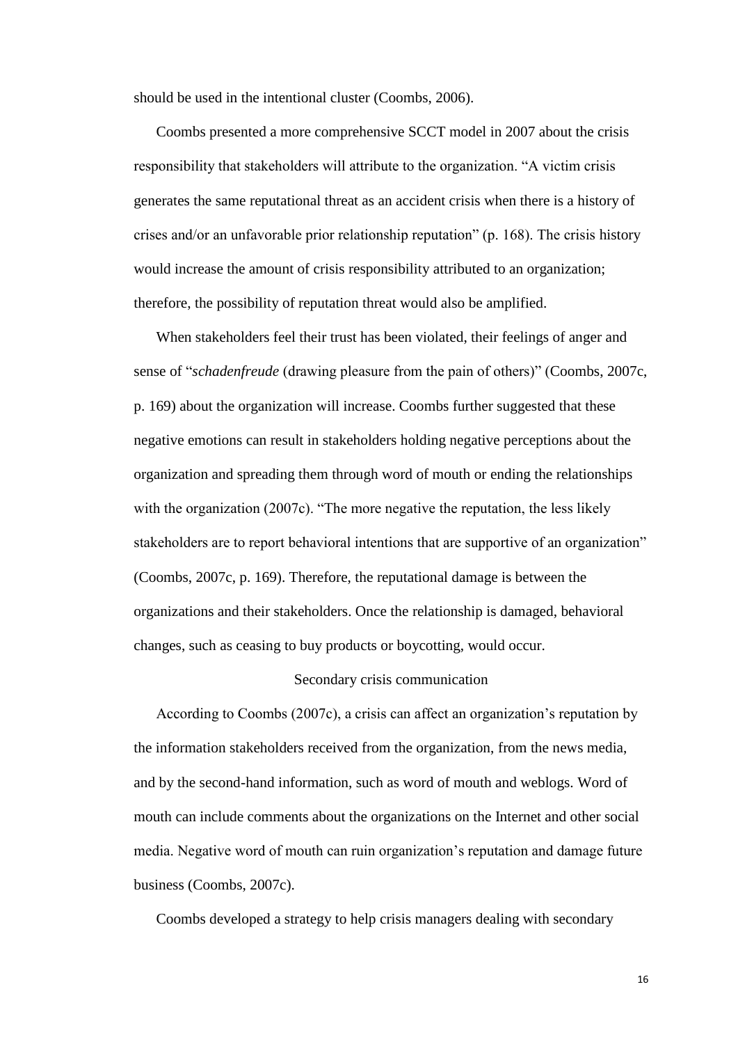should be used in the intentional cluster (Coombs, 2006).

Coombs presented a more comprehensive SCCT model in 2007 about the crisis responsibility that stakeholders will attribute to the organization. "A victim crisis generates the same reputational threat as an accident crisis when there is a history of crises and/or an unfavorable prior relationship reputation" (p. 168). The crisis history would increase the amount of crisis responsibility attributed to an organization; therefore, the possibility of reputation threat would also be amplified.

When stakeholders feel their trust has been violated, their feelings of anger and sense of "*schadenfreude* (drawing pleasure from the pain of others)" (Coombs, 2007c, p. 169) about the organization will increase. Coombs further suggested that these negative emotions can result in stakeholders holding negative perceptions about the organization and spreading them through word of mouth or ending the relationships with the organization (2007c). "The more negative the reputation, the less likely stakeholders are to report behavioral intentions that are supportive of an organization" (Coombs, 2007c, p. 169). Therefore, the reputational damage is between the organizations and their stakeholders. Once the relationship is damaged, behavioral changes, such as ceasing to buy products or boycotting, would occur.

### Secondary crisis communication

According to Coombs (2007c), a crisis can affect an organization's reputation by the information stakeholders received from the organization, from the news media, and by the second-hand information, such as word of mouth and weblogs. Word of mouth can include comments about the organizations on the Internet and other social media. Negative word of mouth can ruin organization's reputation and damage future business (Coombs, 2007c).

Coombs developed a strategy to help crisis managers dealing with secondary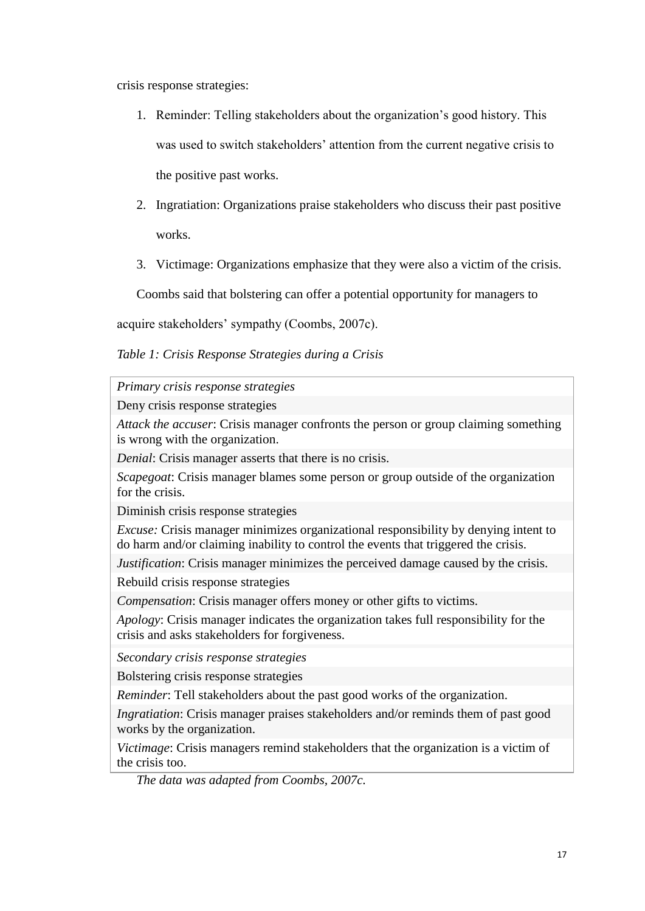crisis response strategies:

1. Reminder: Telling stakeholders about the organization's good history. This was used to switch stakeholders' attention from the current negative crisis to the positive past works.
2. Ingratiation: Organizations praise stakeholders who discuss their past positive works.
3. Victimage: Organizations emphasize that they were also a victim of the crisis.

Coombs said that bolstering can offer a potential opportunity for managers to acquire stakeholders' sympathy (Coombs, 2007c).

*Table 1: Crisis Response Strategies during a Crisis*

| *Primary crisis response strategies* |
|---|
| Deny crisis response strategies |
| *Attack the accuser*: Crisis manager confronts the person or group claiming something is wrong with the organization. |
| *Denial*: Crisis manager asserts that there is no crisis. |
| *Scapegoat*: Crisis manager blames some person or group outside of the organization for the crisis. |
| Diminish crisis response strategies |
| *Excuse:* Crisis manager minimizes organizational responsibility by denying intent to do harm and/or claiming inability to control the events that triggered the crisis. |
| *Justification*: Crisis manager minimizes the perceived damage caused by the crisis. |
| Rebuild crisis response strategies |
| *Compensation*: Crisis manager offers money or other gifts to victims. |
| *Apology*: Crisis manager indicates the organization takes full responsibility for the crisis and asks stakeholders for forgiveness. |
| *Secondary crisis response strategies* |
| Bolstering crisis response strategies |
| *Reminder*: Tell stakeholders about the past good works of the organization. |
| *Ingratiation*: Crisis manager praises stakeholders and/or reminds them of past good works by the organization. |
| *Victimage*: Crisis managers remind stakeholders that the organization is a victim of the crisis too. |

*The data was adapted from Coombs, 2007c.*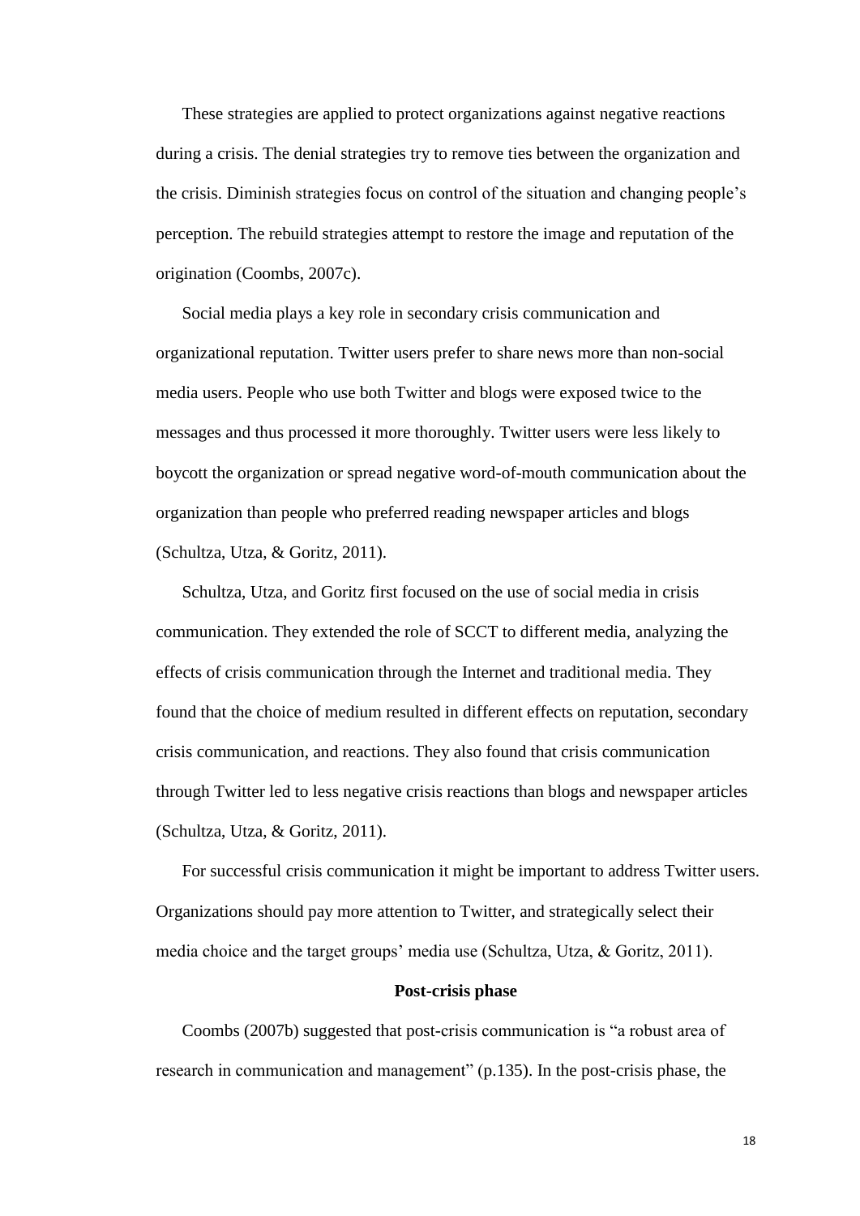These strategies are applied to protect organizations against negative reactions during a crisis. The denial strategies try to remove ties between the organization and the crisis. Diminish strategies focus on control of the situation and changing people's perception. The rebuild strategies attempt to restore the image and reputation of the origination (Coombs, 2007c).

Social media plays a key role in secondary crisis communication and organizational reputation. Twitter users prefer to share news more than non-social media users. People who use both Twitter and blogs were exposed twice to the messages and thus processed it more thoroughly. Twitter users were less likely to boycott the organization or spread negative word-of-mouth communication about the organization than people who preferred reading newspaper articles and blogs (Schultza, Utza, & Goritz, 2011).

Schultza, Utza, and Goritz first focused on the use of social media in crisis communication. They extended the role of SCCT to different media, analyzing the effects of crisis communication through the Internet and traditional media. They found that the choice of medium resulted in different effects on reputation, secondary crisis communication, and reactions. They also found that crisis communication through Twitter led to less negative crisis reactions than blogs and newspaper articles (Schultza, Utza, & Goritz, 2011).

For successful crisis communication it might be important to address Twitter users. Organizations should pay more attention to Twitter, and strategically select their media choice and the target groups' media use (Schultza, Utza, & Goritz, 2011).

**Post-crisis phase**

Coombs (2007b) suggested that post-crisis communication is "a robust area of research in communication and management" (p.135). In the post-crisis phase, the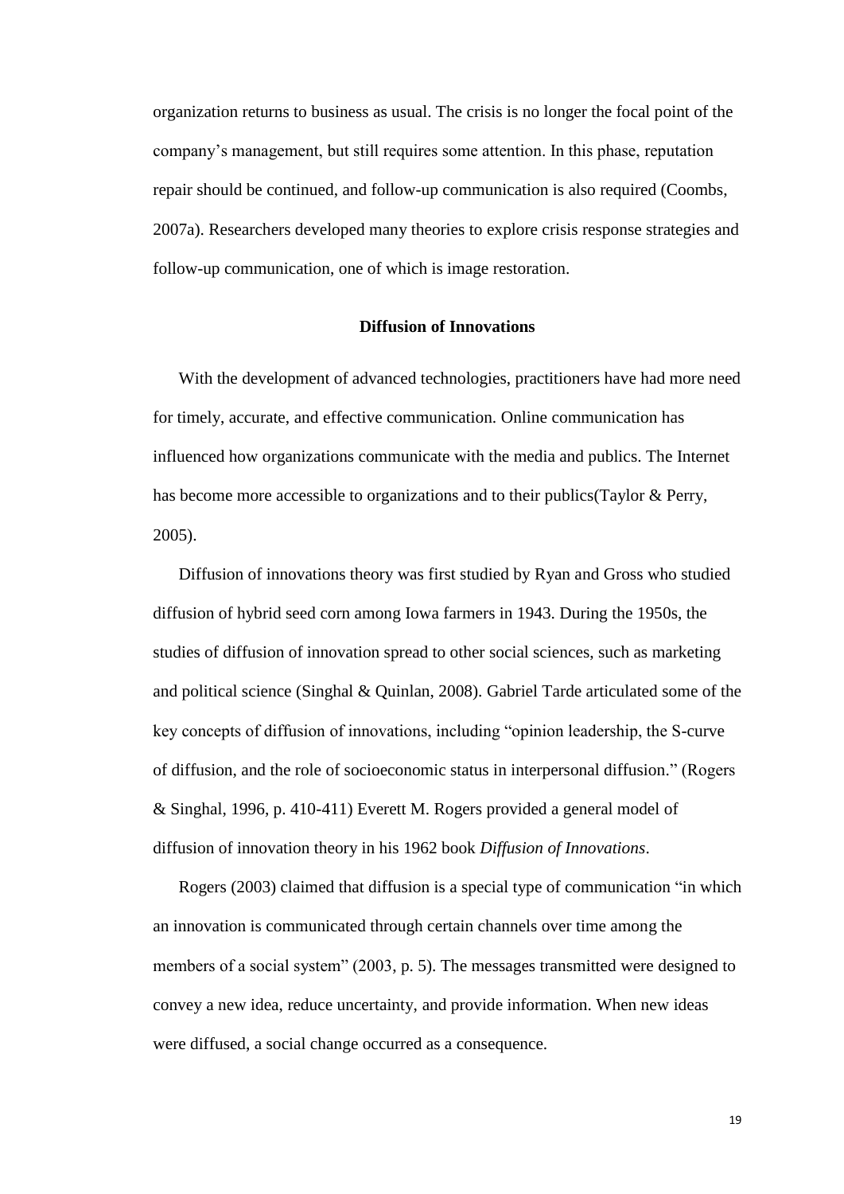organization returns to business as usual. The crisis is no longer the focal point of the company's management, but still requires some attention. In this phase, reputation repair should be continued, and follow-up communication is also required (Coombs, 2007a). Researchers developed many theories to explore crisis response strategies and follow-up communication, one of which is image restoration.

## Diffusion of Innovations

With the development of advanced technologies, practitioners have had more need for timely, accurate, and effective communication. Online communication has influenced how organizations communicate with the media and publics. The Internet has become more accessible to organizations and to their publics(Taylor & Perry, 2005).

Diffusion of innovations theory was first studied by Ryan and Gross who studied diffusion of hybrid seed corn among Iowa farmers in 1943. During the 1950s, the studies of diffusion of innovation spread to other social sciences, such as marketing and political science (Singhal & Quinlan, 2008). Gabriel Tarde articulated some of the key concepts of diffusion of innovations, including "opinion leadership, the S-curve of diffusion, and the role of socioeconomic status in interpersonal diffusion." (Rogers & Singhal, 1996, p. 410-411) Everett M. Rogers provided a general model of diffusion of innovation theory in his 1962 book *Diffusion of Innovations*.

Rogers (2003) claimed that diffusion is a special type of communication "in which an innovation is communicated through certain channels over time among the members of a social system" (2003, p. 5). The messages transmitted were designed to convey a new idea, reduce uncertainty, and provide information. When new ideas were diffused, a social change occurred as a consequence.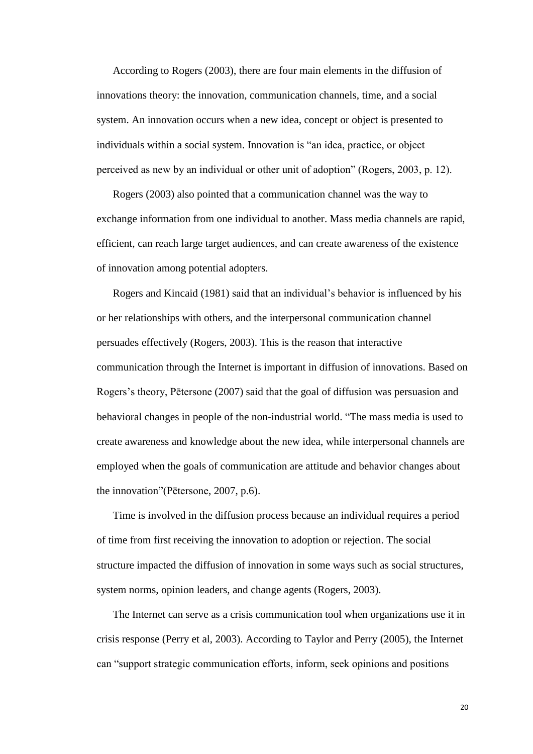According to Rogers (2003), there are four main elements in the diffusion of innovations theory: the innovation, communication channels, time, and a social system. An innovation occurs when a new idea, concept or object is presented to individuals within a social system. Innovation is "an idea, practice, or object perceived as new by an individual or other unit of adoption" (Rogers, 2003, p. 12).

Rogers (2003) also pointed that a communication channel was the way to exchange information from one individual to another. Mass media channels are rapid, efficient, can reach large target audiences, and can create awareness of the existence of innovation among potential adopters.

Rogers and Kincaid (1981) said that an individual's behavior is influenced by his or her relationships with others, and the interpersonal communication channel persuades effectively (Rogers, 2003). This is the reason that interactive communication through the Internet is important in diffusion of innovations. Based on Rogers's theory, Pētersone (2007) said that the goal of diffusion was persuasion and behavioral changes in people of the non-industrial world. "The mass media is used to create awareness and knowledge about the new idea, while interpersonal channels are employed when the goals of communication are attitude and behavior changes about the innovation"(Pētersone, 2007, p.6).

Time is involved in the diffusion process because an individual requires a period of time from first receiving the innovation to adoption or rejection. The social structure impacted the diffusion of innovation in some ways such as social structures, system norms, opinion leaders, and change agents (Rogers, 2003).

The Internet can serve as a crisis communication tool when organizations use it in crisis response (Perry et al, 2003). According to Taylor and Perry (2005), the Internet can "support strategic communication efforts, inform, seek opinions and positions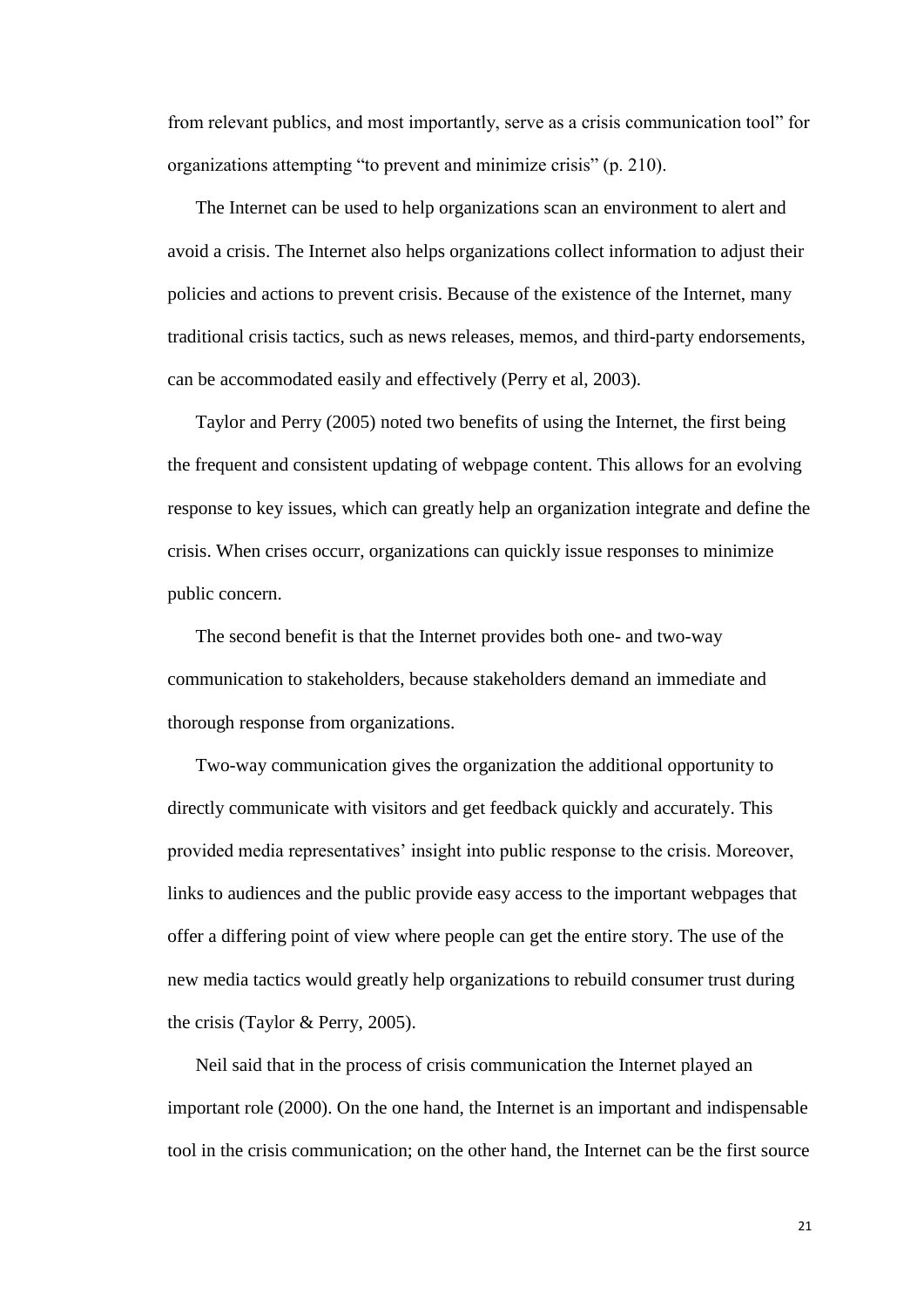from relevant publics, and most importantly, serve as a crisis communication tool" for organizations attempting "to prevent and minimize crisis" (p. 210).

The Internet can be used to help organizations scan an environment to alert and avoid a crisis. The Internet also helps organizations collect information to adjust their policies and actions to prevent crisis. Because of the existence of the Internet, many traditional crisis tactics, such as news releases, memos, and third-party endorsements, can be accommodated easily and effectively (Perry et al, 2003).

Taylor and Perry (2005) noted two benefits of using the Internet, the first being the frequent and consistent updating of webpage content. This allows for an evolving response to key issues, which can greatly help an organization integrate and define the crisis. When crises occurr, organizations can quickly issue responses to minimize public concern.

The second benefit is that the Internet provides both one- and two-way communication to stakeholders, because stakeholders demand an immediate and thorough response from organizations.

Two-way communication gives the organization the additional opportunity to directly communicate with visitors and get feedback quickly and accurately. This provided media representatives' insight into public response to the crisis. Moreover, links to audiences and the public provide easy access to the important webpages that offer a differing point of view where people can get the entire story. The use of the new media tactics would greatly help organizations to rebuild consumer trust during the crisis (Taylor & Perry, 2005).

Neil said that in the process of crisis communication the Internet played an important role (2000). On the one hand, the Internet is an important and indispensable tool in the crisis communication; on the other hand, the Internet can be the first source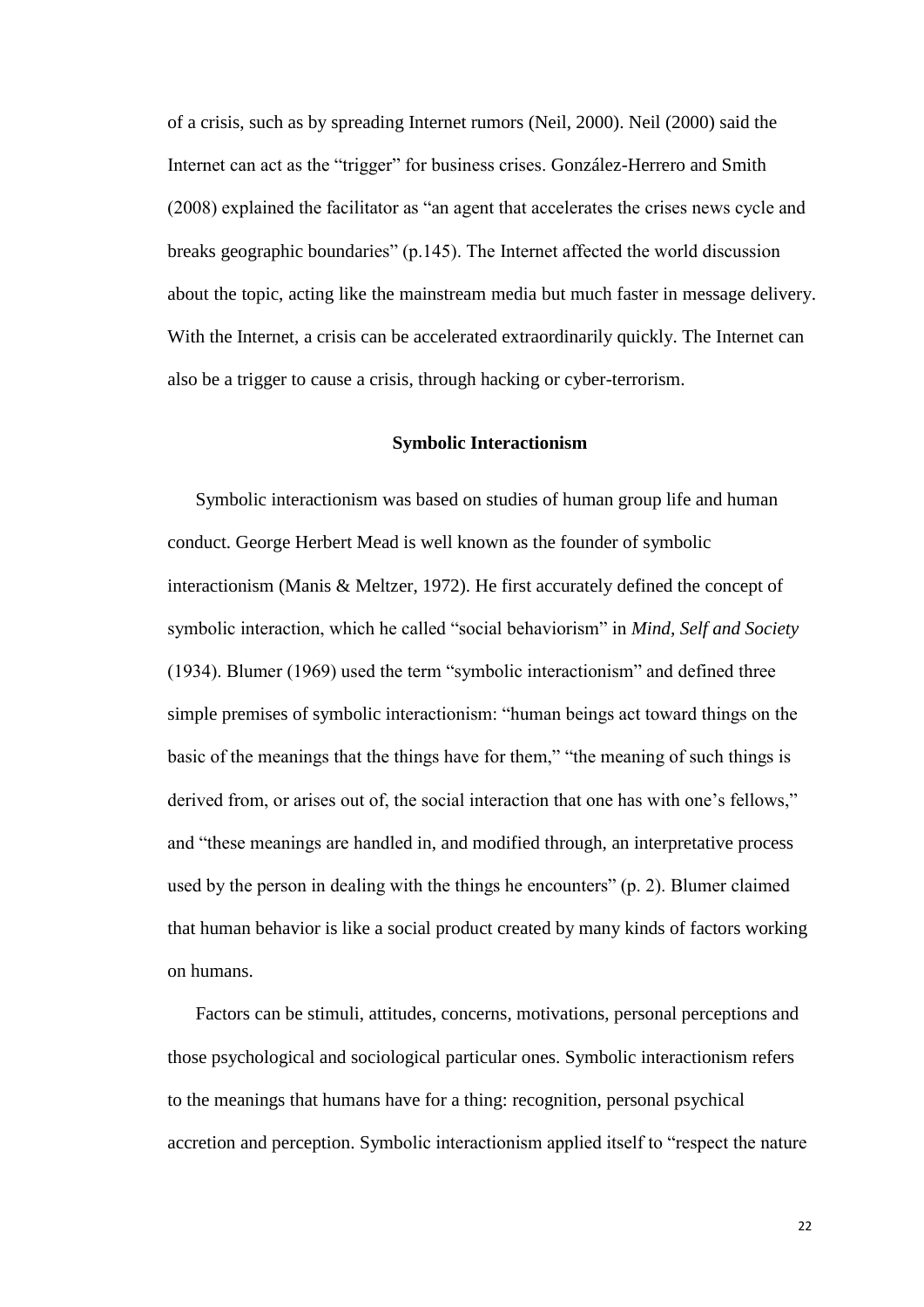of a crisis, such as by spreading Internet rumors (Neil, 2000). Neil (2000) said the Internet can act as the "trigger" for business crises. González-Herrero and Smith (2008) explained the facilitator as "an agent that accelerates the crises news cycle and breaks geographic boundaries" (p.145). The Internet affected the world discussion about the topic, acting like the mainstream media but much faster in message delivery. With the Internet, a crisis can be accelerated extraordinarily quickly. The Internet can also be a trigger to cause a crisis, through hacking or cyber-terrorism.

## Symbolic Interactionism

Symbolic interactionism was based on studies of human group life and human conduct. George Herbert Mead is well known as the founder of symbolic interactionism (Manis & Meltzer, 1972). He first accurately defined the concept of symbolic interaction, which he called "social behaviorism" in *Mind, Self and Society* (1934). Blumer (1969) used the term "symbolic interactionism" and defined three simple premises of symbolic interactionism: "human beings act toward things on the basic of the meanings that the things have for them," "the meaning of such things is derived from, or arises out of, the social interaction that one has with one's fellows," and "these meanings are handled in, and modified through, an interpretative process used by the person in dealing with the things he encounters" (p. 2). Blumer claimed that human behavior is like a social product created by many kinds of factors working on humans.

Factors can be stimuli, attitudes, concerns, motivations, personal perceptions and those psychological and sociological particular ones. Symbolic interactionism refers to the meanings that humans have for a thing: recognition, personal psychical accretion and perception. Symbolic interactionism applied itself to "respect the nature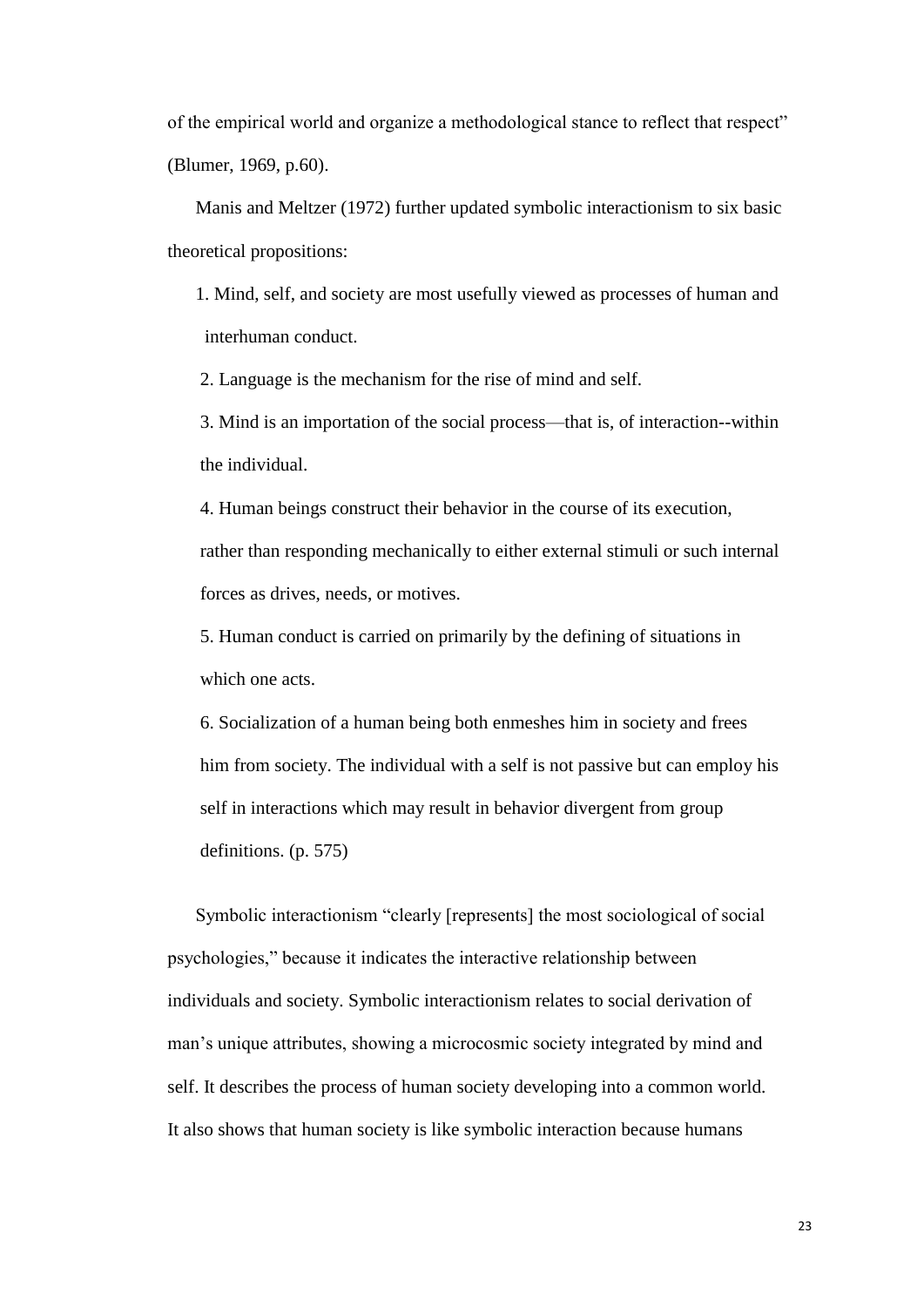of the empirical world and organize a methodological stance to reflect that respect" (Blumer, 1969, p.60).

Manis and Meltzer (1972) further updated symbolic interactionism to six basic theoretical propositions:

1. Mind, self, and society are most usefully viewed as processes of human and interhuman conduct.
2. Language is the mechanism for the rise of mind and self.
3. Mind is an importation of the social process—that is, of interaction--within the individual.
4. Human beings construct their behavior in the course of its execution, rather than responding mechanically to either external stimuli or such internal forces as drives, needs, or motives.
5. Human conduct is carried on primarily by the defining of situations in which one acts.
6. Socialization of a human being both enmeshes him in society and frees him from society. The individual with a self is not passive but can employ his self in interactions which may result in behavior divergent from group definitions. (p. 575)

Symbolic interactionism "clearly [represents] the most sociological of social psychologies," because it indicates the interactive relationship between individuals and society. Symbolic interactionism relates to social derivation of man's unique attributes, showing a microcosmic society integrated by mind and self. It describes the process of human society developing into a common world. It also shows that human society is like symbolic interaction because humans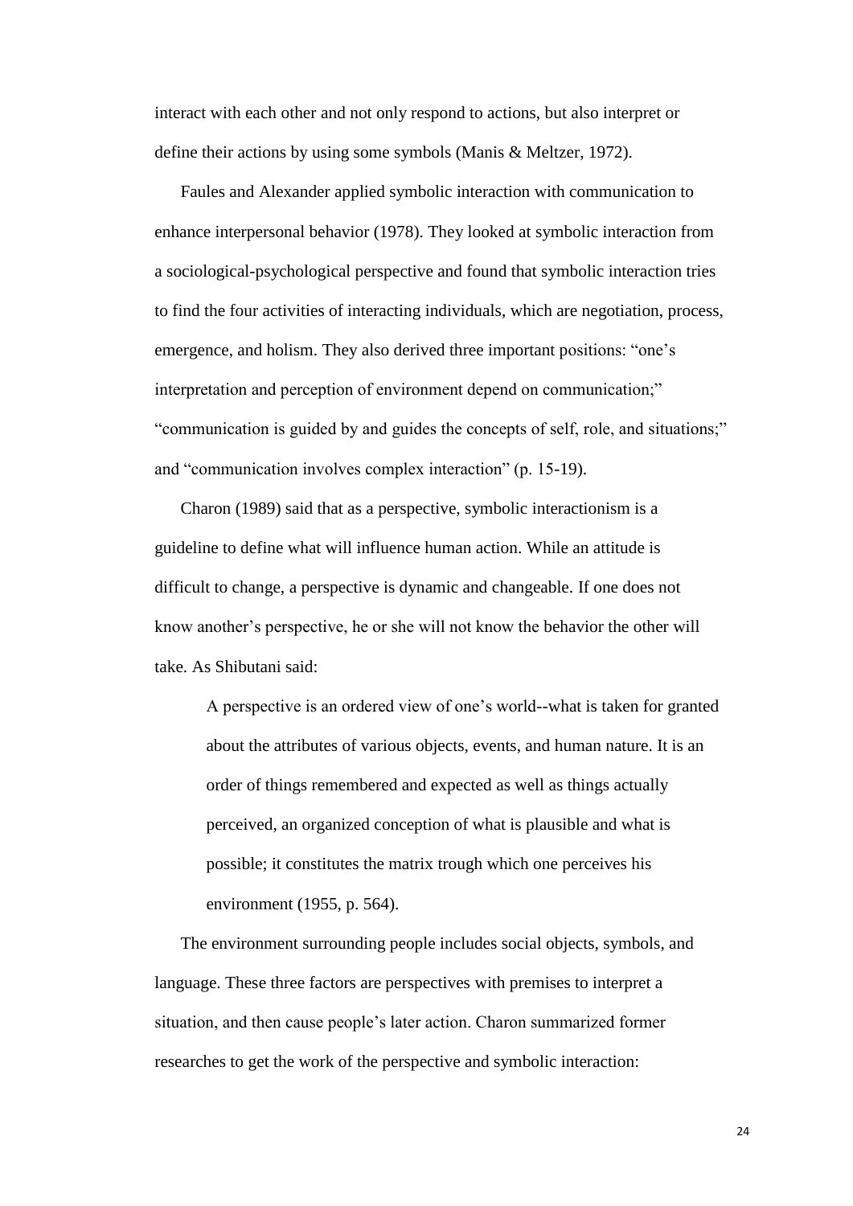interact with each other and not only respond to actions, but also interpret or define their actions by using some symbols (Manis & Meltzer, 1972).

Faules and Alexander applied symbolic interaction with communication to enhance interpersonal behavior (1978). They looked at symbolic interaction from a sociological-psychological perspective and found that symbolic interaction tries to find the four activities of interacting individuals, which are negotiation, process, emergence, and holism. They also derived three important positions: "one's interpretation and perception of environment depend on communication;" "communication is guided by and guides the concepts of self, role, and situations;" and "communication involves complex interaction" (p. 15-19).

Charon (1989) said that as a perspective, symbolic interactionism is a guideline to define what will influence human action. While an attitude is difficult to change, a perspective is dynamic and changeable. If one does not know another's perspective, he or she will not know the behavior the other will take. As Shibutani said:

> A perspective is an ordered view of one's world--what is taken for granted about the attributes of various objects, events, and human nature. It is an order of things remembered and expected as well as things actually perceived, an organized conception of what is plausible and what is possible; it constitutes the matrix trough which one perceives his environment (1955, p. 564).

The environment surrounding people includes social objects, symbols, and language. These three factors are perspectives with premises to interpret a situation, and then cause people's later action. Charon summarized former researches to get the work of the perspective and symbolic interaction: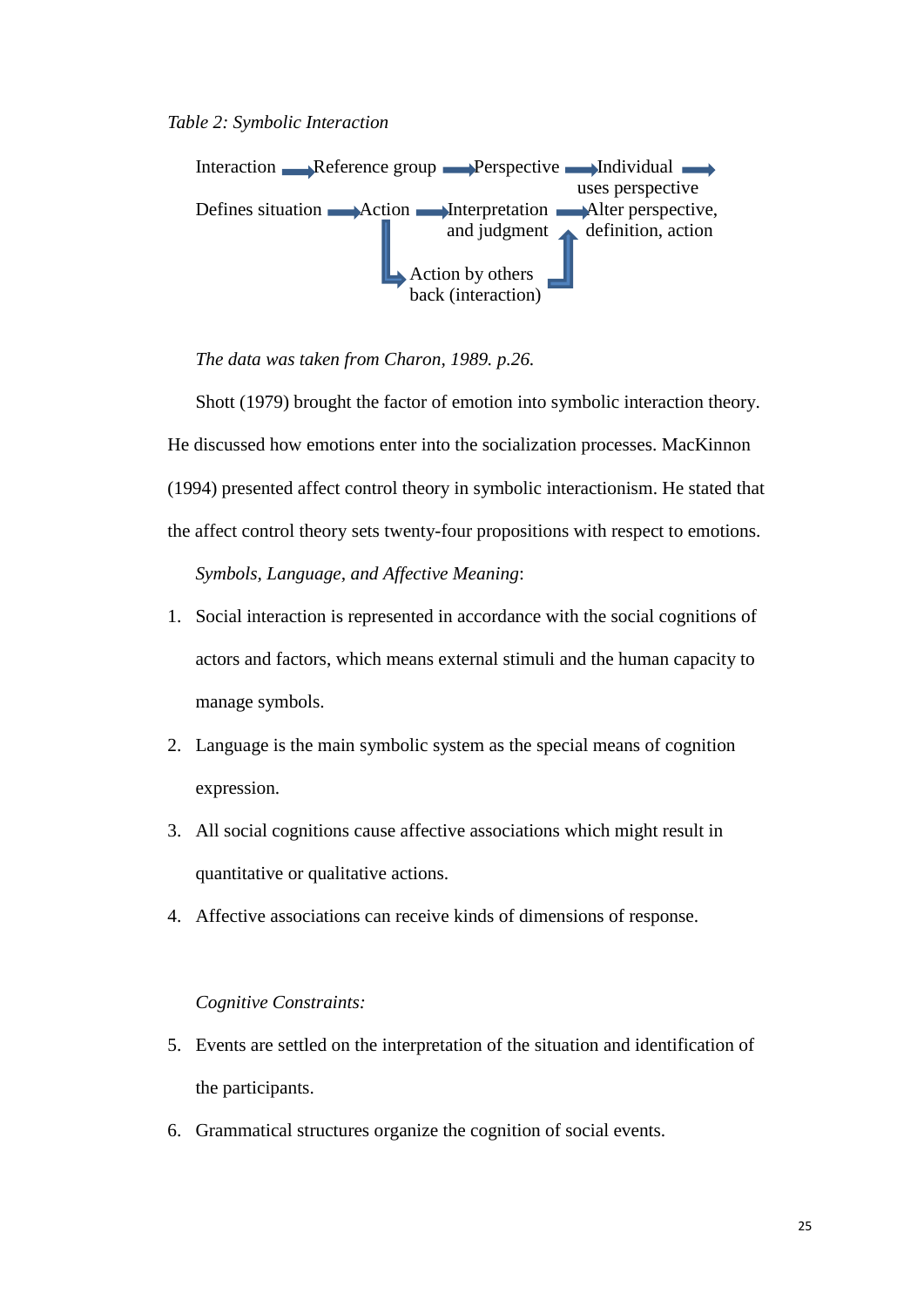*Table 2: Symbolic Interaction*

Interaction → Reference group → Perspective → Individual uses perspective →

Defines situation → Action → Interpretation and judgment → Alter perspective, definition, action

Action → Action by others back (interaction) → Alter perspective, definition, action

*The data was taken from Charon, 1989. p.26.*

Shott (1979) brought the factor of emotion into symbolic interaction theory. He discussed how emotions enter into the socialization processes. MacKinnon (1994) presented affect control theory in symbolic interactionism. He stated that the affect control theory sets twenty-four propositions with respect to emotions.

*Symbols, Language, and Affective Meaning*:

1. Social interaction is represented in accordance with the social cognitions of actors and factors, which means external stimuli and the human capacity to manage symbols.
2. Language is the main symbolic system as the special means of cognition expression.
3. All social cognitions cause affective associations which might result in quantitative or qualitative actions.
4. Affective associations can receive kinds of dimensions of response.

*Cognitive Constraints:*

5. Events are settled on the interpretation of the situation and identification of the participants.
6. Grammatical structures organize the cognition of social events.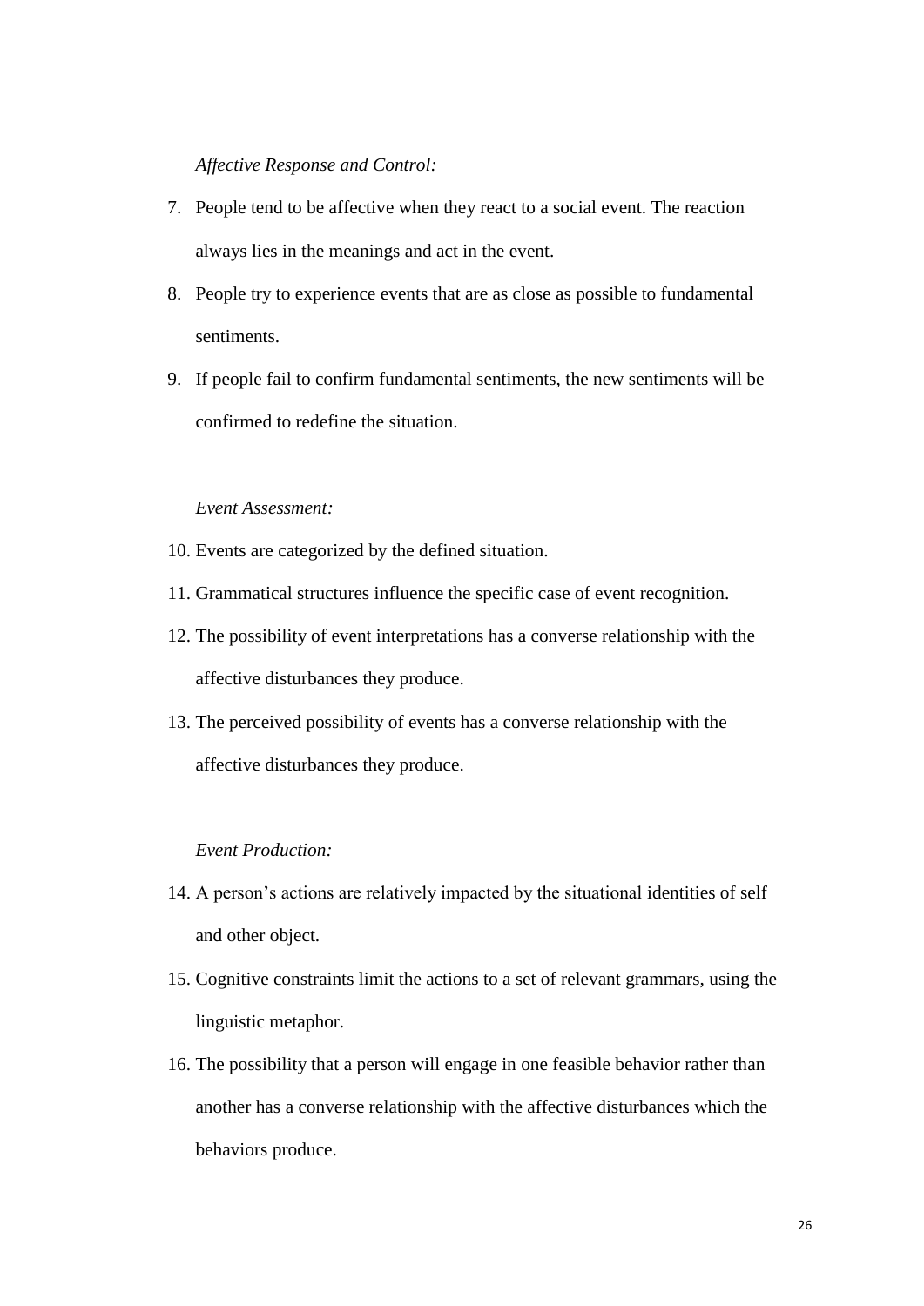*Affective Response and Control:*

7. People tend to be affective when they react to a social event. The reaction always lies in the meanings and act in the event.
8. People try to experience events that are as close as possible to fundamental sentiments.
9. If people fail to confirm fundamental sentiments, the new sentiments will be confirmed to redefine the situation.

*Event Assessment:*

10. Events are categorized by the defined situation.
11. Grammatical structures influence the specific case of event recognition.
12. The possibility of event interpretations has a converse relationship with the affective disturbances they produce.
13. The perceived possibility of events has a converse relationship with the affective disturbances they produce.

*Event Production:*

14. A person's actions are relatively impacted by the situational identities of self and other object.
15. Cognitive constraints limit the actions to a set of relevant grammars, using the linguistic metaphor.
16. The possibility that a person will engage in one feasible behavior rather than another has a converse relationship with the affective disturbances which the behaviors produce.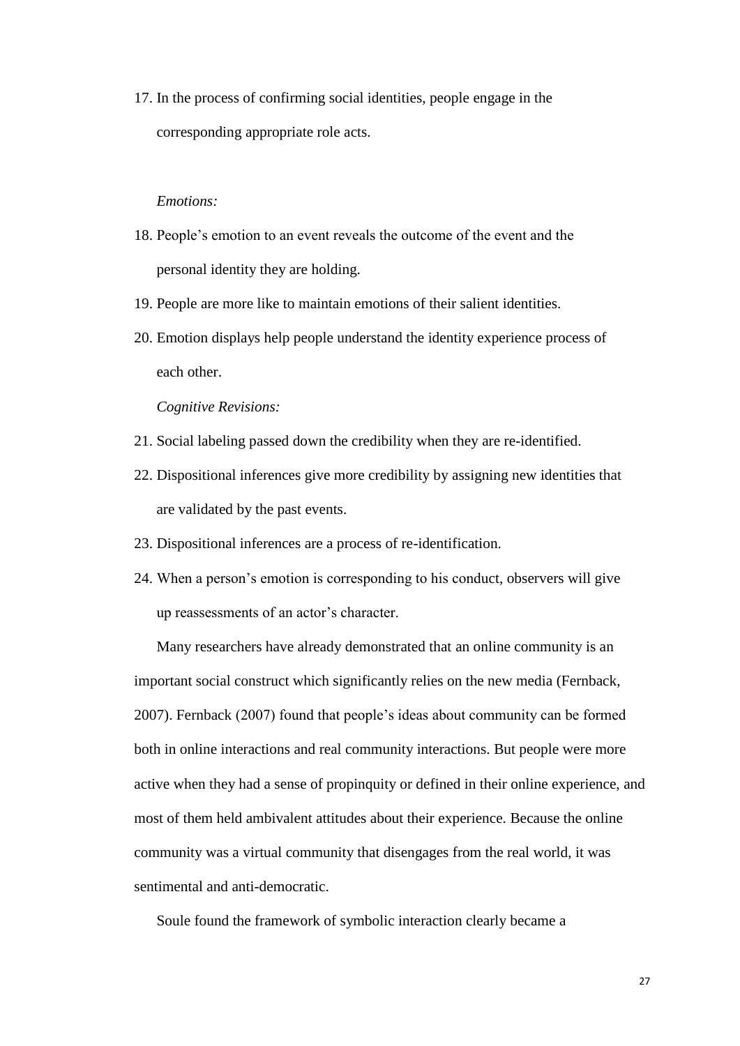17. In the process of confirming social identities, people engage in the corresponding appropriate role acts.

*Emotions:*

18. People's emotion to an event reveals the outcome of the event and the personal identity they are holding.
19. People are more like to maintain emotions of their salient identities.
20. Emotion displays help people understand the identity experience process of each other.

*Cognitive Revisions:*

21. Social labeling passed down the credibility when they are re-identified.
22. Dispositional inferences give more credibility by assigning new identities that are validated by the past events.
23. Dispositional inferences are a process of re-identification.
24. When a person's emotion is corresponding to his conduct, observers will give up reassessments of an actor's character.

Many researchers have already demonstrated that an online community is an important social construct which significantly relies on the new media (Fernback, 2007). Fernback (2007) found that people's ideas about community can be formed both in online interactions and real community interactions. But people were more active when they had a sense of propinquity or defined in their online experience, and most of them held ambivalent attitudes about their experience. Because the online community was a virtual community that disengages from the real world, it was sentimental and anti-democratic.

Soule found the framework of symbolic interaction clearly became a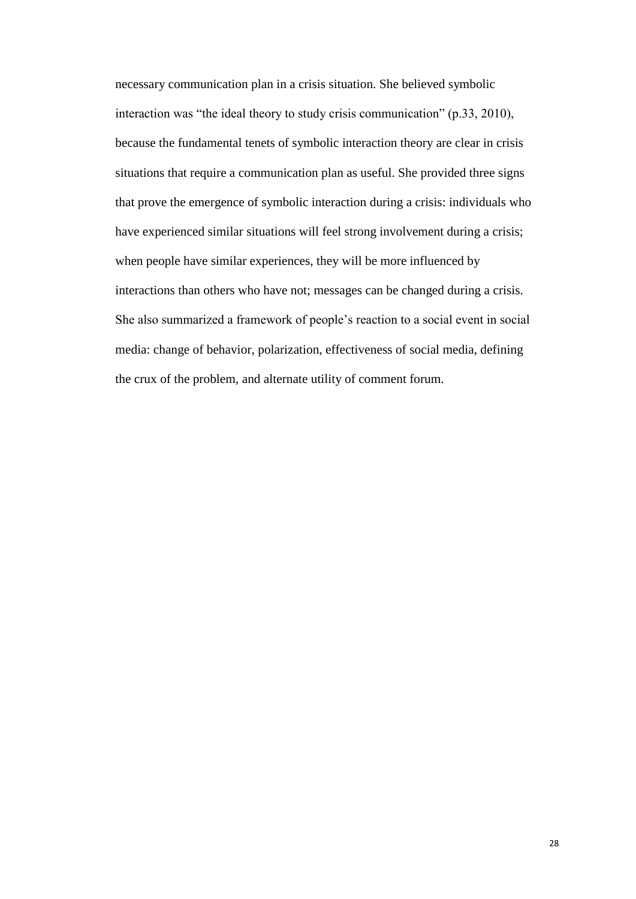necessary communication plan in a crisis situation. She believed symbolic interaction was "the ideal theory to study crisis communication" (p.33, 2010), because the fundamental tenets of symbolic interaction theory are clear in crisis situations that require a communication plan as useful. She provided three signs that prove the emergence of symbolic interaction during a crisis: individuals who have experienced similar situations will feel strong involvement during a crisis; when people have similar experiences, they will be more influenced by interactions than others who have not; messages can be changed during a crisis. She also summarized a framework of people's reaction to a social event in social media: change of behavior, polarization, effectiveness of social media, defining the crux of the problem, and alternate utility of comment forum.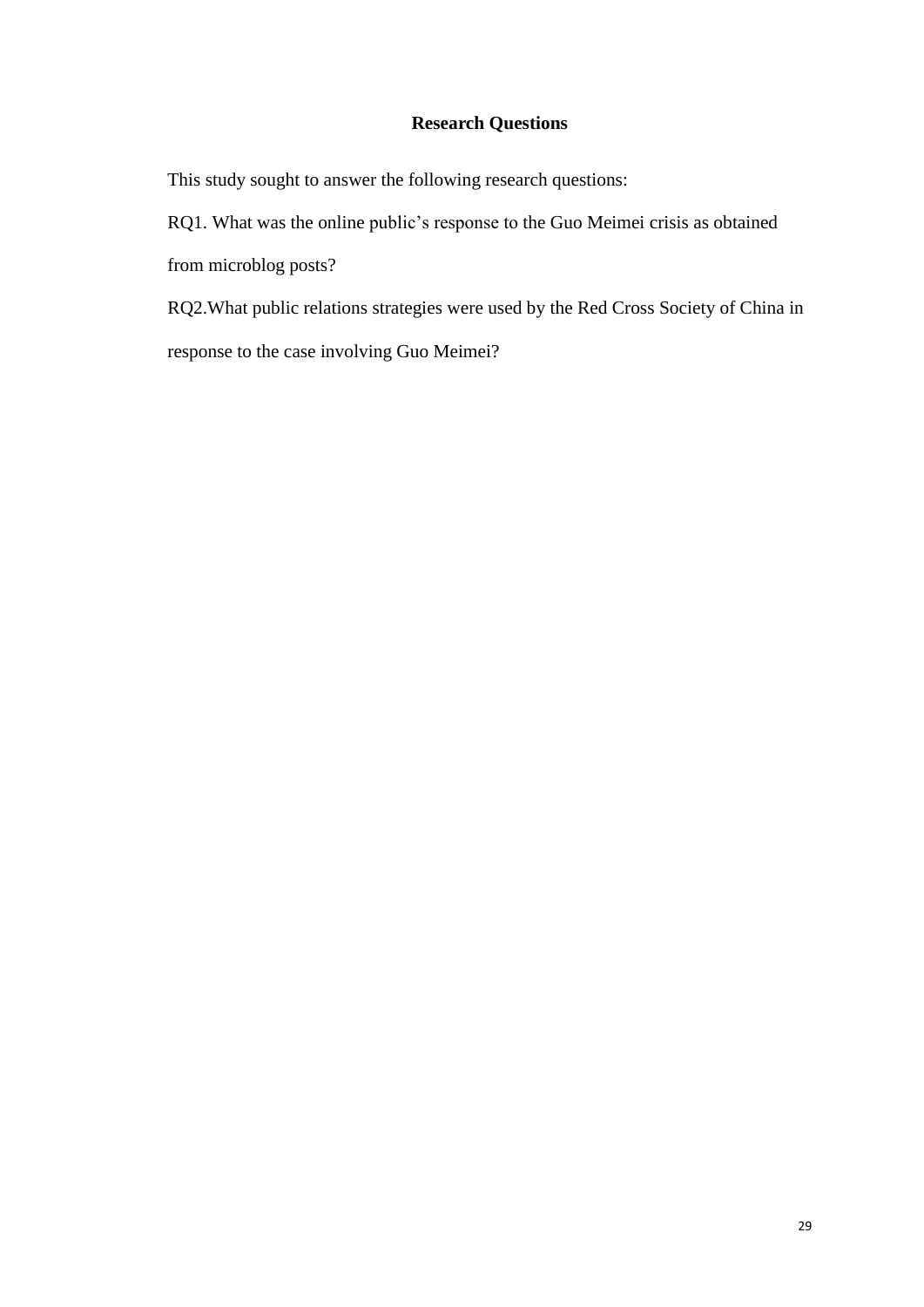## Research Questions

This study sought to answer the following research questions:

RQ1. What was the online public's response to the Guo Meimei crisis as obtained from microblog posts?

RQ2.What public relations strategies were used by the Red Cross Society of China in response to the case involving Guo Meimei?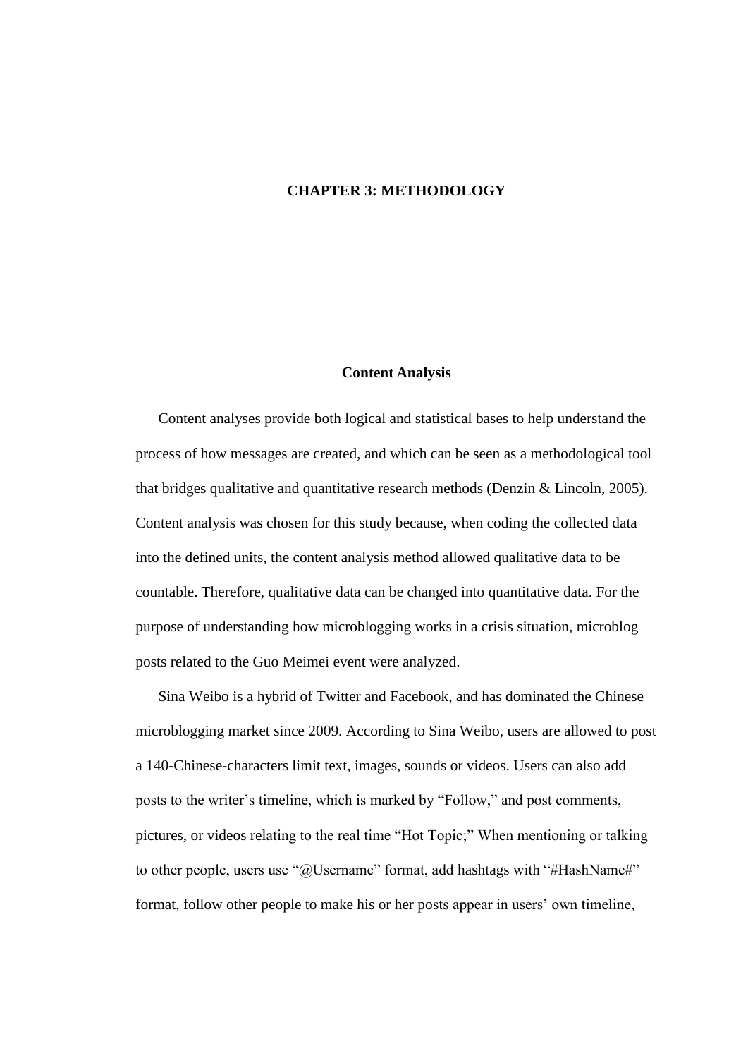# CHAPTER 3: METHODOLOGY

## Content Analysis

Content analyses provide both logical and statistical bases to help understand the process of how messages are created, and which can be seen as a methodological tool that bridges qualitative and quantitative research methods (Denzin & Lincoln, 2005). Content analysis was chosen for this study because, when coding the collected data into the defined units, the content analysis method allowed qualitative data to be countable. Therefore, qualitative data can be changed into quantitative data. For the purpose of understanding how microblogging works in a crisis situation, microblog posts related to the Guo Meimei event were analyzed.

Sina Weibo is a hybrid of Twitter and Facebook, and has dominated the Chinese microblogging market since 2009. According to Sina Weibo, users are allowed to post a 140-Chinese-characters limit text, images, sounds or videos. Users can also add posts to the writer's timeline, which is marked by "Follow," and post comments, pictures, or videos relating to the real time "Hot Topic;" When mentioning or talking to other people, users use "@Username" format, add hashtags with "#HashName#" format, follow other people to make his or her posts appear in users' own timeline,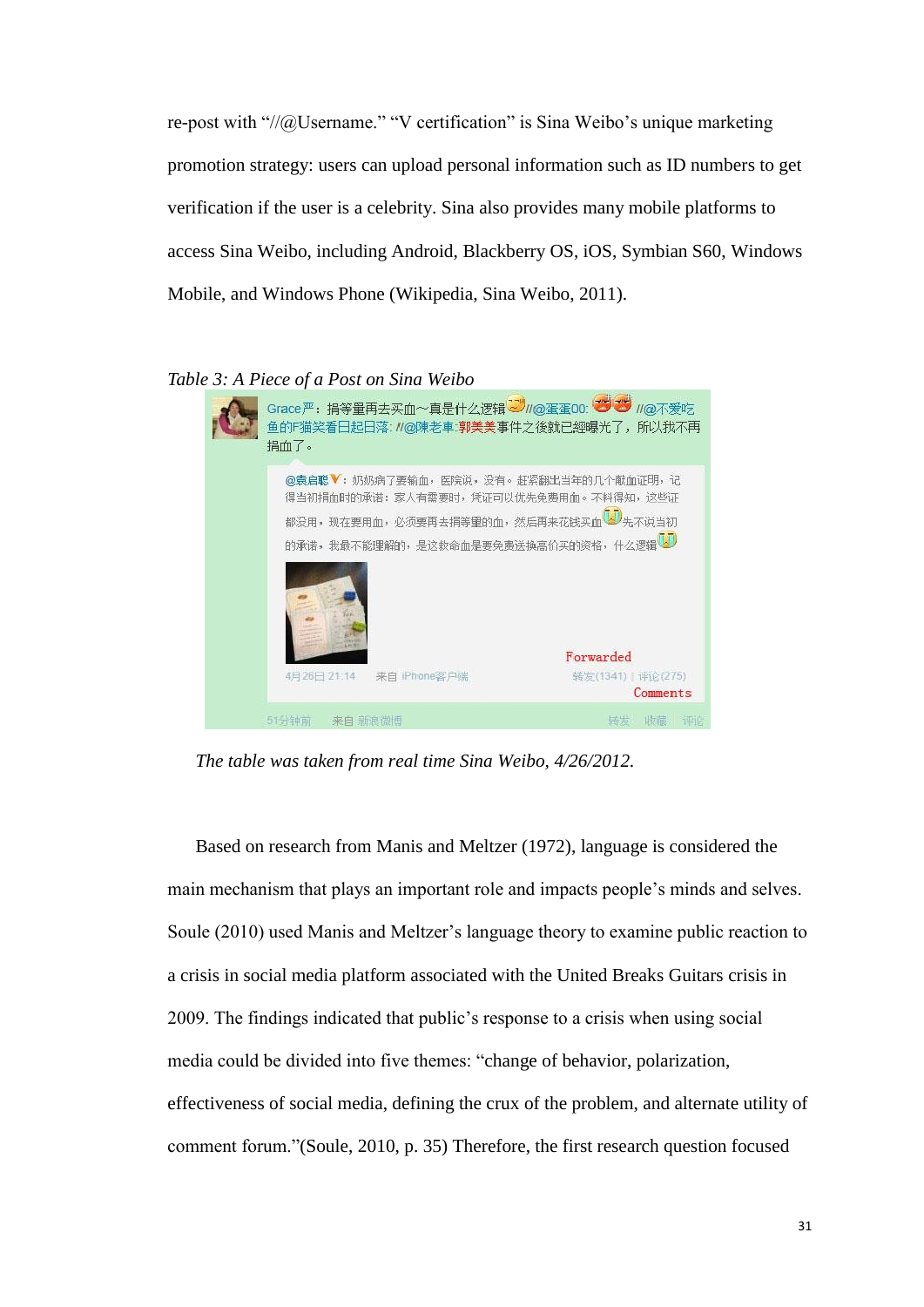re-post with "//@Username." "V certification" is Sina Weibo's unique marketing promotion strategy: users can upload personal information such as ID numbers to get verification if the user is a celebrity. Sina also provides many mobile platforms to access Sina Weibo, including Android, Blackberry OS, iOS, Symbian S60, Windows Mobile, and Windows Phone (Wikipedia, Sina Weibo, 2011).

*Table 3: A Piece of a Post on Sina Weibo*

Grace严：捐等量再去买血～真是什么逻辑//@蛋蛋00: //@不爱吃鱼的F猫笑看日起日落: //@陳老車:郭美美事件之後就已經曝光了，所以我不再捐血了。

@袁启聪V：奶奶病了要输血，医院说，没有。赶紧翻出当年的几个献血证明，记得当初捐血时的承诺：家人有需要时，凭证可以优先免费用血。不料得知，这些证都没用，现在要用血，必须要再去捐等量的血，然后再来花钱买血先不说当初的承诺，我最不能理解的，是这救命血是要免费送换高价买的资格，什么逻辑

Forwarded

4月26日 21:14　来自 iPhone客户端　　转发(1341) | 评论(275)

Comments

51分钟前　来自 新浪微博　　转发　收藏　评论

*The table was taken from real time Sina Weibo, 4/26/2012.*

Based on research from Manis and Meltzer (1972), language is considered the main mechanism that plays an important role and impacts people's minds and selves. Soule (2010) used Manis and Meltzer's language theory to examine public reaction to a crisis in social media platform associated with the United Breaks Guitars crisis in 2009. The findings indicated that public's response to a crisis when using social media could be divided into five themes: "change of behavior, polarization, effectiveness of social media, defining the crux of the problem, and alternate utility of comment forum."(Soule, 2010, p. 35) Therefore, the first research question focused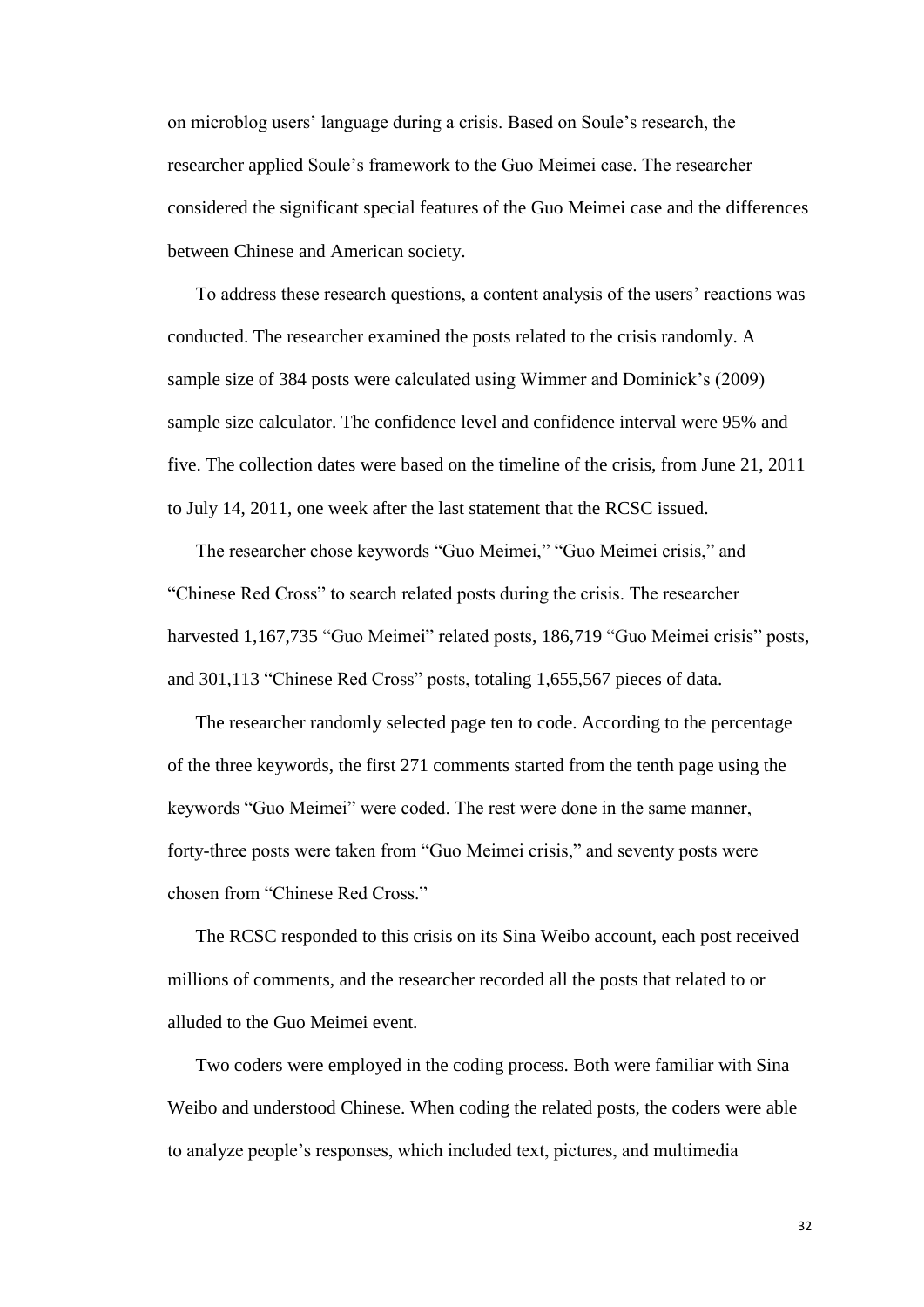on microblog users' language during a crisis. Based on Soule's research, the researcher applied Soule's framework to the Guo Meimei case. The researcher considered the significant special features of the Guo Meimei case and the differences between Chinese and American society.

To address these research questions, a content analysis of the users' reactions was conducted. The researcher examined the posts related to the crisis randomly. A sample size of 384 posts were calculated using Wimmer and Dominick's (2009) sample size calculator. The confidence level and confidence interval were 95% and five. The collection dates were based on the timeline of the crisis, from June 21, 2011 to July 14, 2011, one week after the last statement that the RCSC issued.

The researcher chose keywords "Guo Meimei," "Guo Meimei crisis," and "Chinese Red Cross" to search related posts during the crisis. The researcher harvested 1,167,735 "Guo Meimei" related posts, 186,719 "Guo Meimei crisis" posts, and 301,113 "Chinese Red Cross" posts, totaling 1,655,567 pieces of data.

The researcher randomly selected page ten to code. According to the percentage of the three keywords, the first 271 comments started from the tenth page using the keywords "Guo Meimei" were coded. The rest were done in the same manner, forty-three posts were taken from "Guo Meimei crisis," and seventy posts were chosen from "Chinese Red Cross."

The RCSC responded to this crisis on its Sina Weibo account, each post received millions of comments, and the researcher recorded all the posts that related to or alluded to the Guo Meimei event.

Two coders were employed in the coding process. Both were familiar with Sina Weibo and understood Chinese. When coding the related posts, the coders were able to analyze people's responses, which included text, pictures, and multimedia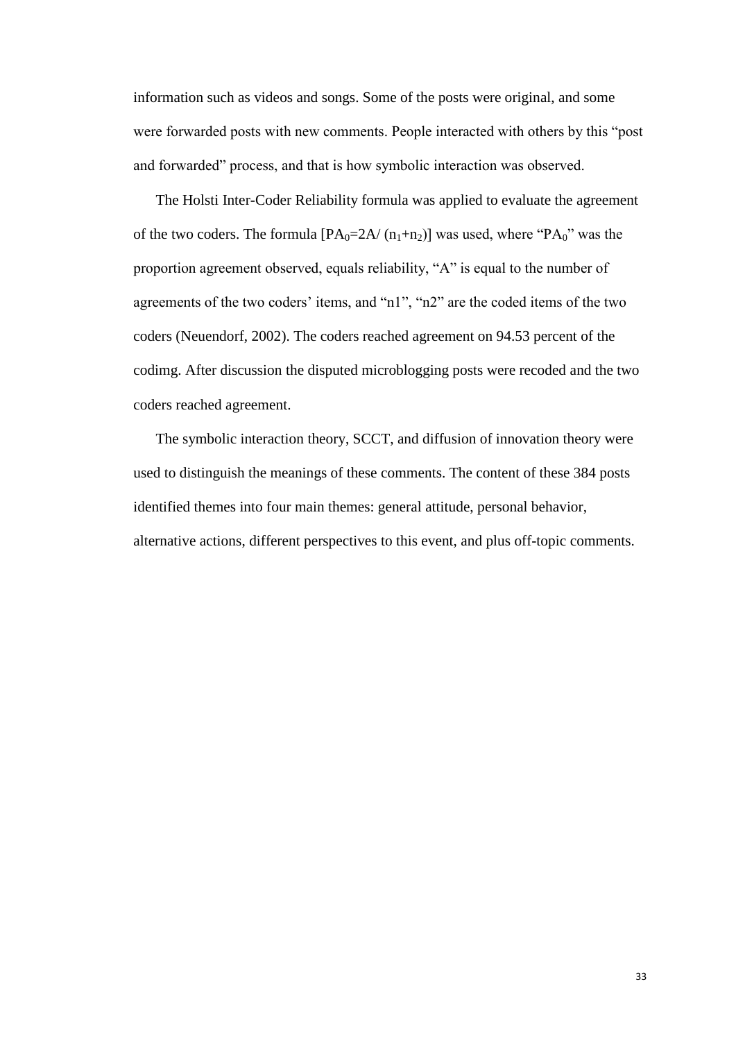information such as videos and songs. Some of the posts were original, and some were forwarded posts with new comments. People interacted with others by this "post and forwarded" process, and that is how symbolic interaction was observed.

The Holsti Inter-Coder Reliability formula was applied to evaluate the agreement of the two coders. The formula [$PA_0=2A/(n_1+n_2)$] was used, where "$PA_0$" was the proportion agreement observed, equals reliability, "A" is equal to the number of agreements of the two coders' items, and "n1", "n2" are the coded items of the two coders (Neuendorf, 2002). The coders reached agreement on 94.53 percent of the codimg. After discussion the disputed microblogging posts were recoded and the two coders reached agreement.

The symbolic interaction theory, SCCT, and diffusion of innovation theory were used to distinguish the meanings of these comments. The content of these 384 posts identified themes into four main themes: general attitude, personal behavior, alternative actions, different perspectives to this event, and plus off-topic comments.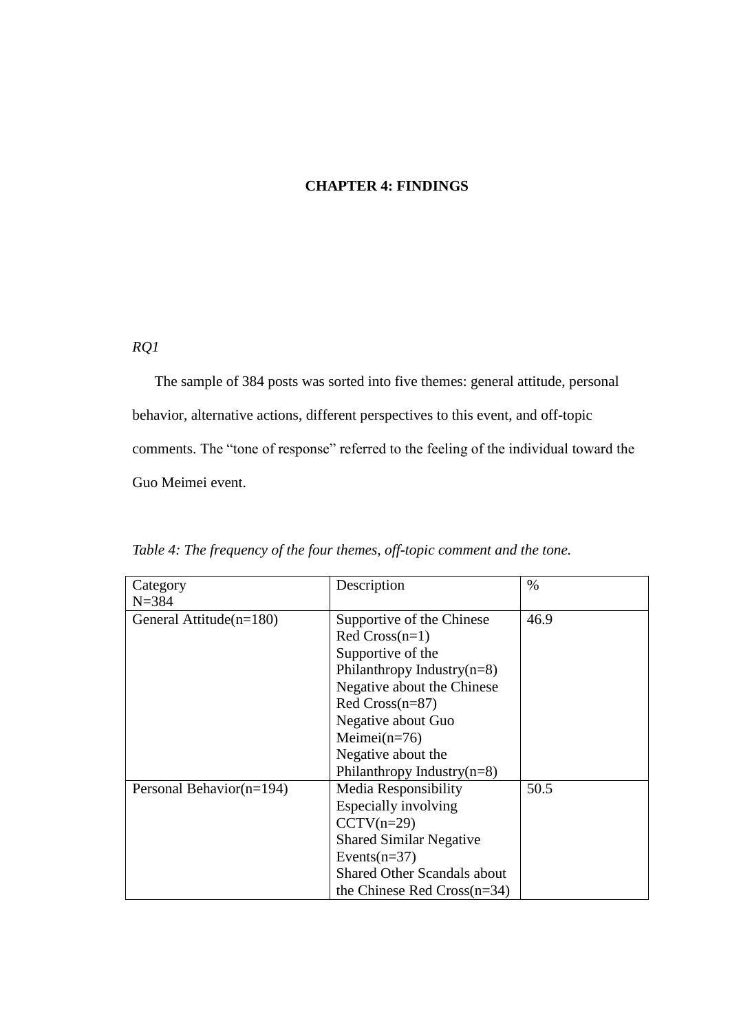# CHAPTER 4: FINDINGS

*RQ1*

The sample of 384 posts was sorted into five themes: general attitude, personal behavior, alternative actions, different perspectives to this event, and off-topic comments. The “tone of response” referred to the feeling of the individual toward the Guo Meimei event.

*Table 4: The frequency of the four themes, off-topic comment and the tone.*

| Category<br>N=384 | Description | % |
|---|---|---|
| General Attitude(n=180) | Supportive of the Chinese Red Cross(n=1)<br>Supportive of the Philanthropy Industry(n=8)<br>Negative about the Chinese Red Cross(n=87)<br>Negative about Guo Meimei(n=76)<br>Negative about the Philanthropy Industry(n=8) | 46.9 |
| Personal Behavior(n=194) | Media Responsibility Especially involving CCTV(n=29)<br>Shared Similar Negative Events(n=37)<br>Shared Other Scandals about the Chinese Red Cross(n=34) | 50.5 |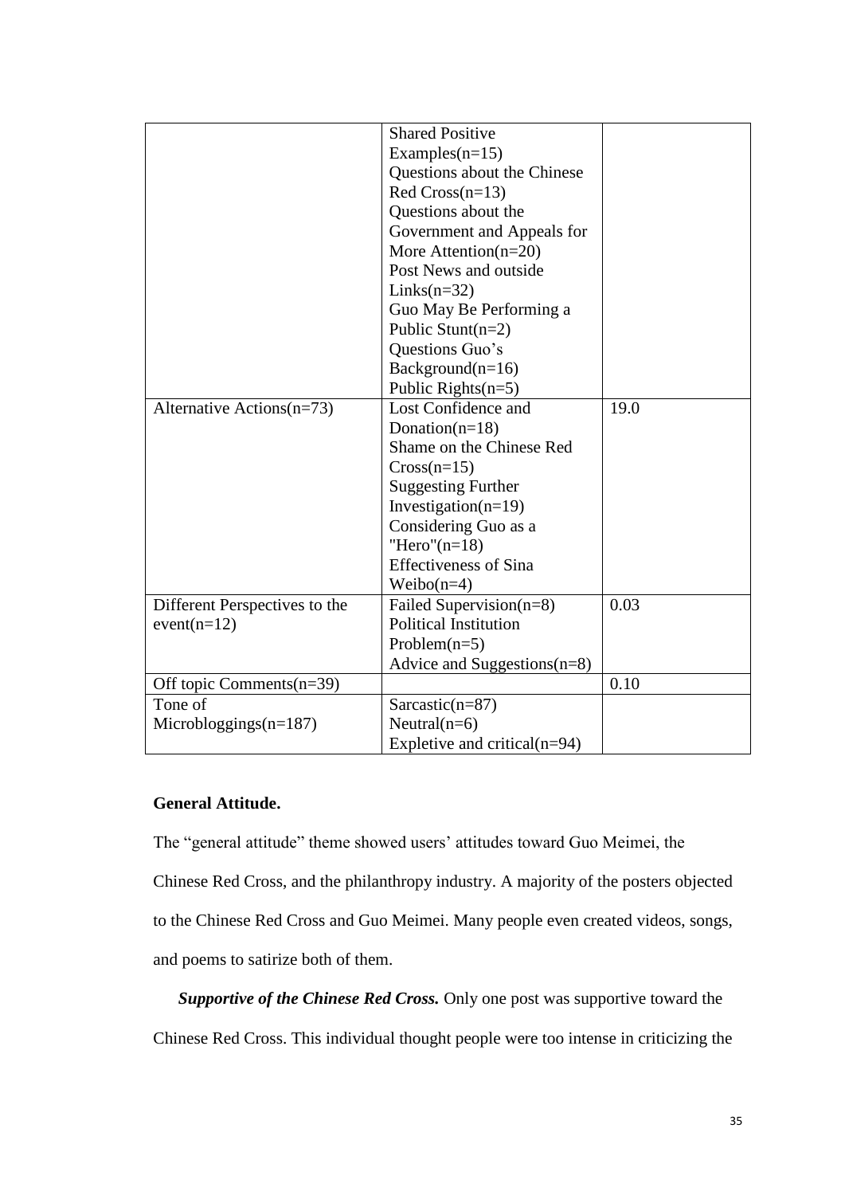| | | |
|---|---|---|
| | Shared Positive Examples(n=15)<br>Questions about the Chinese Red Cross(n=13)<br>Questions about the Government and Appeals for More Attention(n=20)<br>Post News and outside Links(n=32)<br>Guo May Be Performing a Public Stunt(n=2)<br>Questions Guo's Background(n=16)<br>Public Rights(n=5) | |
| Alternative Actions(n=73) | Lost Confidence and Donation(n=18)<br>Shame on the Chinese Red Cross(n=15)<br>Suggesting Further Investigation(n=19)<br>Considering Guo as a "Hero"(n=18)<br>Effectiveness of Sina Weibo(n=4) | 19.0 |
| Different Perspectives to the event(n=12) | Failed Supervision(n=8)<br>Political Institution Problem(n=5)<br>Advice and Suggestions(n=8) | 0.03 |
| Off topic Comments(n=39) | | 0.10 |
| Tone of Microbloggings(n=187) | Sarcastic(n=87)<br>Neutral(n=6)<br>Expletive and critical(n=94) | |

**General Attitude.**

The "general attitude" theme showed users' attitudes toward Guo Meimei, the Chinese Red Cross, and the philanthropy industry. A majority of the posters objected to the Chinese Red Cross and Guo Meimei. Many people even created videos, songs, and poems to satirize both of them.

***Supportive of the Chinese Red Cross.*** Only one post was supportive toward the Chinese Red Cross. This individual thought people were too intense in criticizing the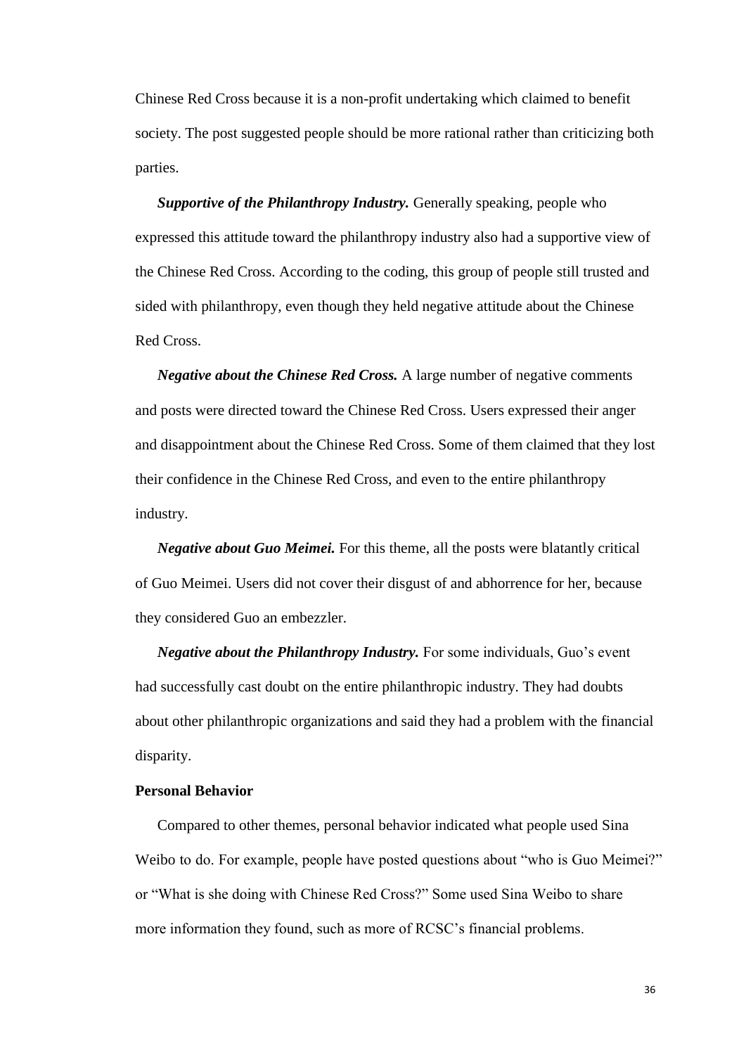Chinese Red Cross because it is a non-profit undertaking which claimed to benefit society. The post suggested people should be more rational rather than criticizing both parties.

***Supportive of the Philanthropy Industry.*** Generally speaking, people who expressed this attitude toward the philanthropy industry also had a supportive view of the Chinese Red Cross. According to the coding, this group of people still trusted and sided with philanthropy, even though they held negative attitude about the Chinese Red Cross.

***Negative about the Chinese Red Cross.*** A large number of negative comments and posts were directed toward the Chinese Red Cross. Users expressed their anger and disappointment about the Chinese Red Cross. Some of them claimed that they lost their confidence in the Chinese Red Cross, and even to the entire philanthropy industry.

***Negative about Guo Meimei.*** For this theme, all the posts were blatantly critical of Guo Meimei. Users did not cover their disgust of and abhorrence for her, because they considered Guo an embezzler.

***Negative about the Philanthropy Industry.*** For some individuals, Guo's event had successfully cast doubt on the entire philanthropic industry. They had doubts about other philanthropic organizations and said they had a problem with the financial disparity.

**Personal Behavior**

Compared to other themes, personal behavior indicated what people used Sina Weibo to do. For example, people have posted questions about "who is Guo Meimei?" or "What is she doing with Chinese Red Cross?" Some used Sina Weibo to share more information they found, such as more of RCSC's financial problems.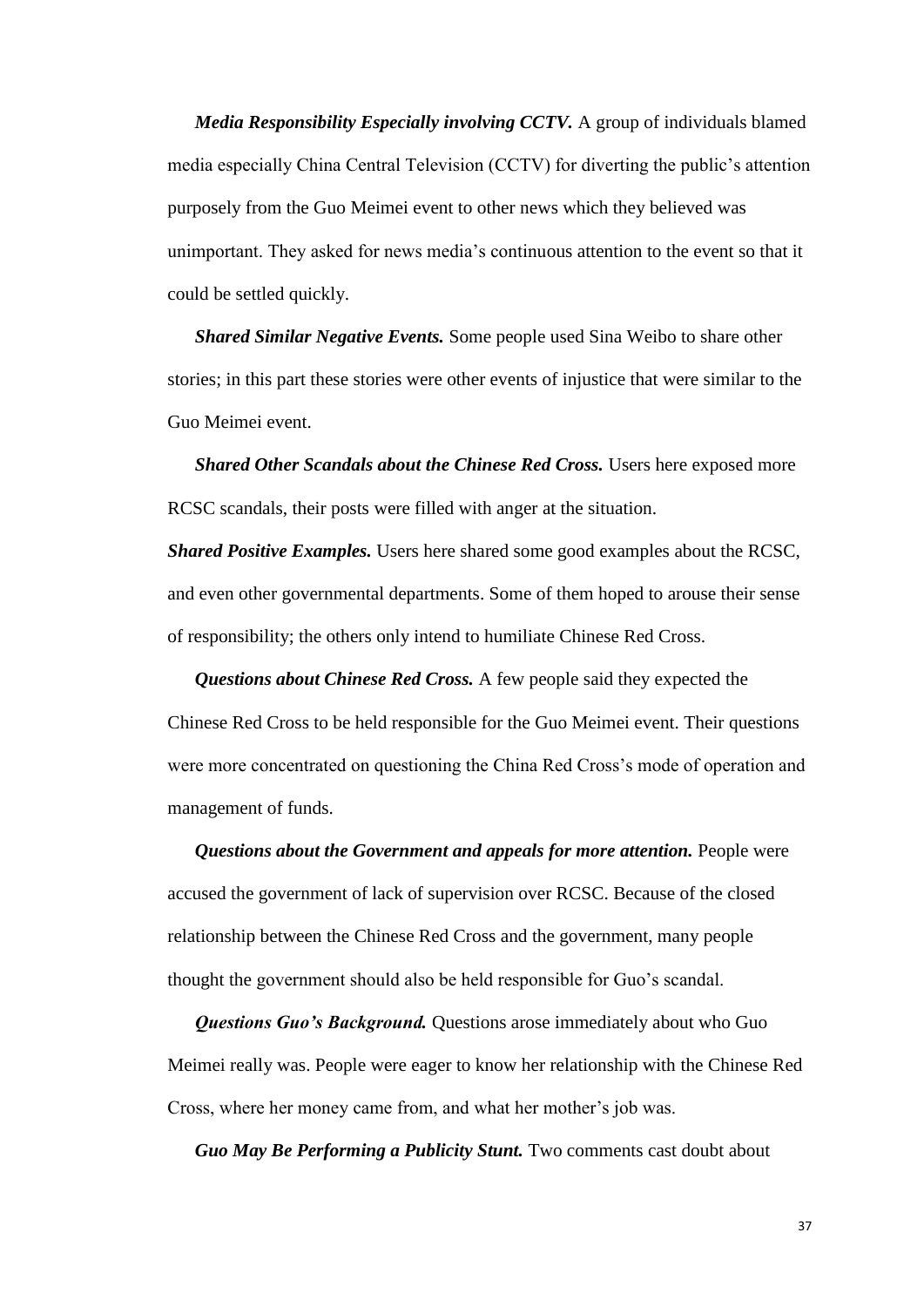***Media Responsibility Especially involving CCTV.*** A group of individuals blamed media especially China Central Television (CCTV) for diverting the public's attention purposely from the Guo Meimei event to other news which they believed was unimportant. They asked for news media's continuous attention to the event so that it could be settled quickly.

***Shared Similar Negative Events.*** Some people used Sina Weibo to share other stories; in this part these stories were other events of injustice that were similar to the Guo Meimei event.

***Shared Other Scandals about the Chinese Red Cross.*** Users here exposed more RCSC scandals, their posts were filled with anger at the situation.

***Shared Positive Examples.*** Users here shared some good examples about the RCSC, and even other governmental departments. Some of them hoped to arouse their sense of responsibility; the others only intend to humiliate Chinese Red Cross.

***Questions about Chinese Red Cross.*** A few people said they expected the Chinese Red Cross to be held responsible for the Guo Meimei event. Their questions were more concentrated on questioning the China Red Cross's mode of operation and management of funds.

***Questions about the Government and appeals for more attention.*** People were accused the government of lack of supervision over RCSC. Because of the closed relationship between the Chinese Red Cross and the government, many people thought the government should also be held responsible for Guo's scandal.

***Questions Guo's Background.*** Questions arose immediately about who Guo Meimei really was. People were eager to know her relationship with the Chinese Red Cross, where her money came from, and what her mother's job was.

***Guo May Be Performing a Publicity Stunt.*** Two comments cast doubt about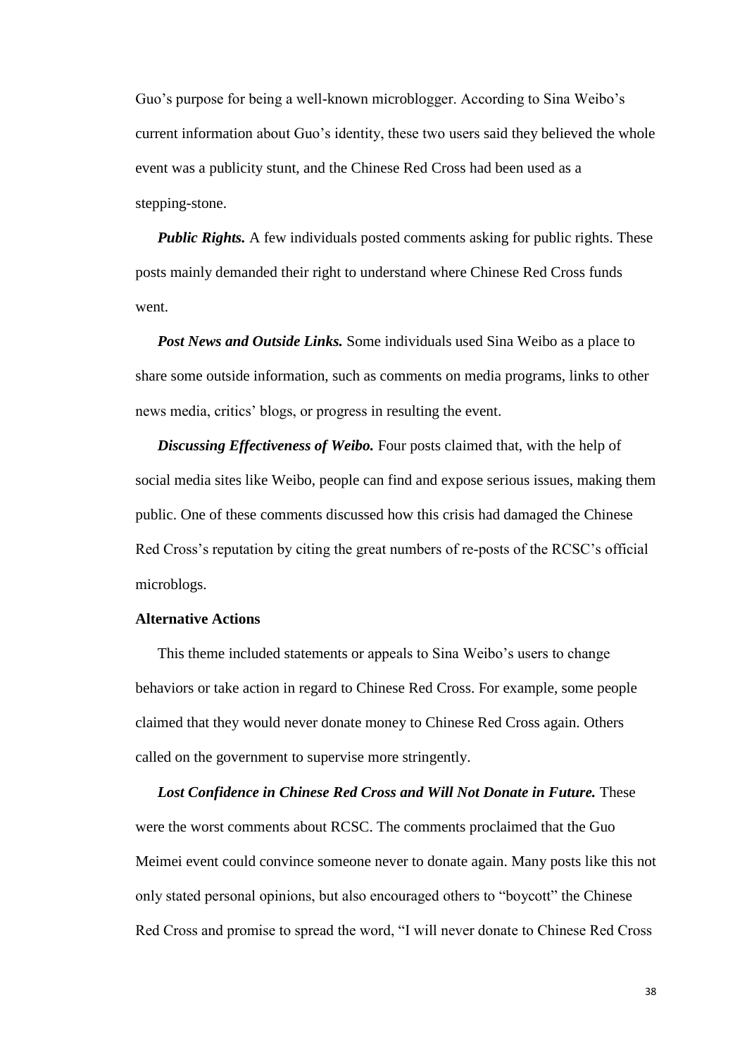Guo's purpose for being a well-known microblogger. According to Sina Weibo's current information about Guo's identity, these two users said they believed the whole event was a publicity stunt, and the Chinese Red Cross had been used as a stepping-stone.

***Public Rights.*** A few individuals posted comments asking for public rights. These posts mainly demanded their right to understand where Chinese Red Cross funds went.

***Post News and Outside Links.*** Some individuals used Sina Weibo as a place to share some outside information, such as comments on media programs, links to other news media, critics' blogs, or progress in resulting the event.

***Discussing Effectiveness of Weibo.*** Four posts claimed that, with the help of social media sites like Weibo, people can find and expose serious issues, making them public. One of these comments discussed how this crisis had damaged the Chinese Red Cross's reputation by citing the great numbers of re-posts of the RCSC's official microblogs.

**Alternative Actions**

This theme included statements or appeals to Sina Weibo's users to change behaviors or take action in regard to Chinese Red Cross. For example, some people claimed that they would never donate money to Chinese Red Cross again. Others called on the government to supervise more stringently.

***Lost Confidence in Chinese Red Cross and Will Not Donate in Future.*** These were the worst comments about RCSC. The comments proclaimed that the Guo Meimei event could convince someone never to donate again. Many posts like this not only stated personal opinions, but also encouraged others to "boycott" the Chinese Red Cross and promise to spread the word, "I will never donate to Chinese Red Cross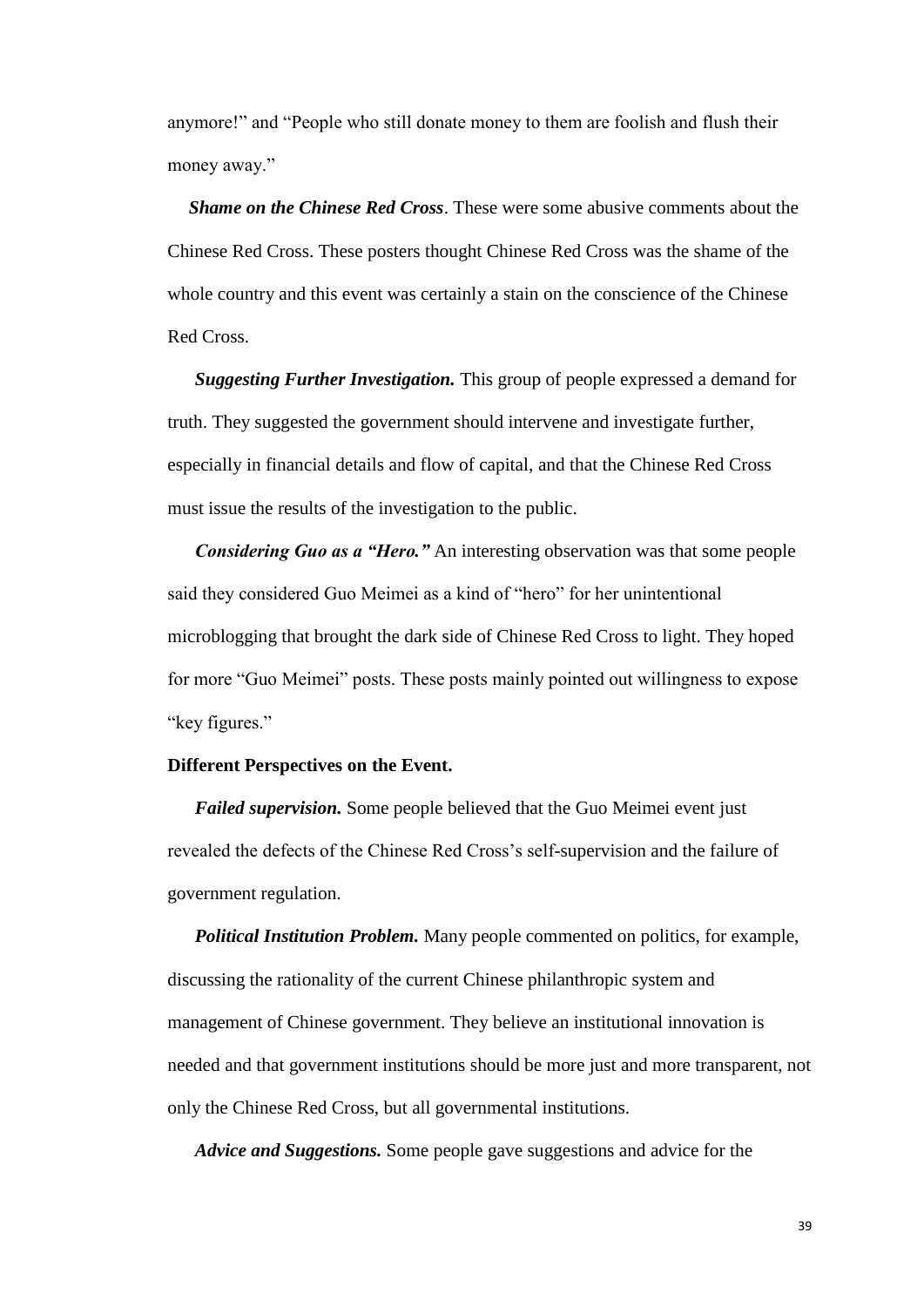anymore!" and "People who still donate money to them are foolish and flush their money away."

***Shame on the Chinese Red Cross***. These were some abusive comments about the Chinese Red Cross. These posters thought Chinese Red Cross was the shame of the whole country and this event was certainly a stain on the conscience of the Chinese Red Cross.

***Suggesting Further Investigation.*** This group of people expressed a demand for truth. They suggested the government should intervene and investigate further, especially in financial details and flow of capital, and that the Chinese Red Cross must issue the results of the investigation to the public.

***Considering Guo as a "Hero."*** An interesting observation was that some people said they considered Guo Meimei as a kind of "hero" for her unintentional microblogging that brought the dark side of Chinese Red Cross to light. They hoped for more "Guo Meimei" posts. These posts mainly pointed out willingness to expose "key figures."

**Different Perspectives on the Event.**

***Failed supervision.*** Some people believed that the Guo Meimei event just revealed the defects of the Chinese Red Cross's self-supervision and the failure of government regulation.

***Political Institution Problem.*** Many people commented on politics, for example, discussing the rationality of the current Chinese philanthropic system and management of Chinese government. They believe an institutional innovation is needed and that government institutions should be more just and more transparent, not only the Chinese Red Cross, but all governmental institutions.

***Advice and Suggestions.*** Some people gave suggestions and advice for the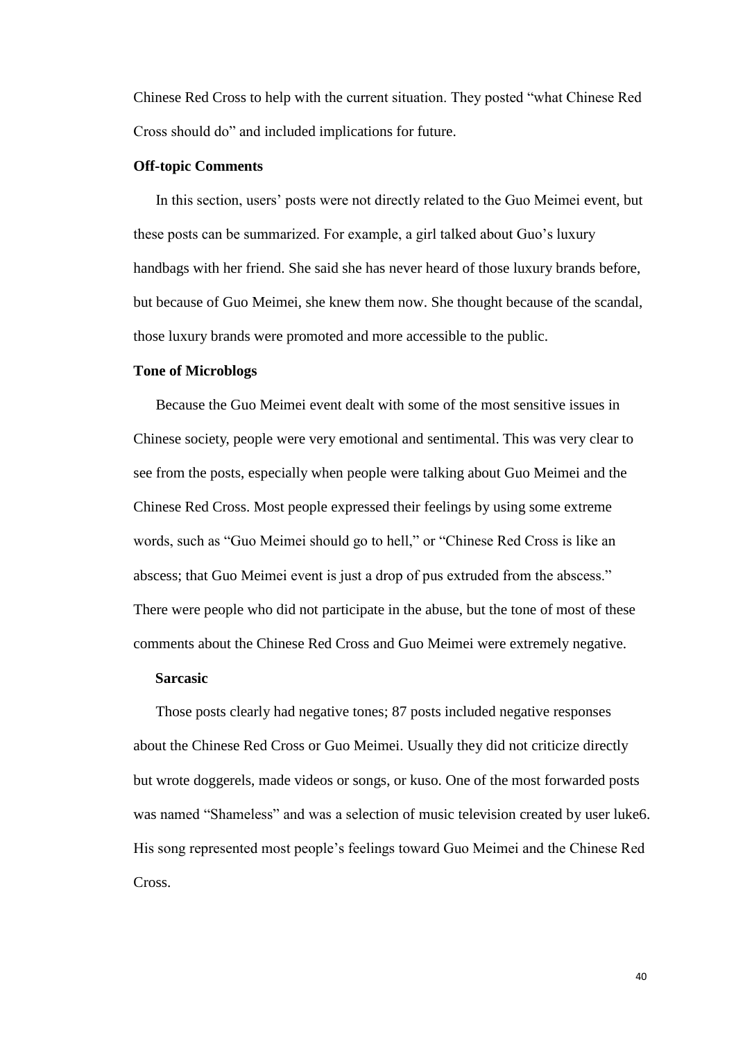Chinese Red Cross to help with the current situation. They posted "what Chinese Red Cross should do" and included implications for future.

### Off-topic Comments

In this section, users' posts were not directly related to the Guo Meimei event, but these posts can be summarized. For example, a girl talked about Guo's luxury handbags with her friend. She said she has never heard of those luxury brands before, but because of Guo Meimei, she knew them now. She thought because of the scandal, those luxury brands were promoted and more accessible to the public.

### Tone of Microblogs

Because the Guo Meimei event dealt with some of the most sensitive issues in Chinese society, people were very emotional and sentimental. This was very clear to see from the posts, especially when people were talking about Guo Meimei and the Chinese Red Cross. Most people expressed their feelings by using some extreme words, such as "Guo Meimei should go to hell," or "Chinese Red Cross is like an abscess; that Guo Meimei event is just a drop of pus extruded from the abscess." There were people who did not participate in the abuse, but the tone of most of these comments about the Chinese Red Cross and Guo Meimei were extremely negative.

#### Sarcasic

Those posts clearly had negative tones; 87 posts included negative responses about the Chinese Red Cross or Guo Meimei. Usually they did not criticize directly but wrote doggerels, made videos or songs, or kuso. One of the most forwarded posts was named "Shameless" and was a selection of music television created by user luke6. His song represented most people's feelings toward Guo Meimei and the Chinese Red Cross.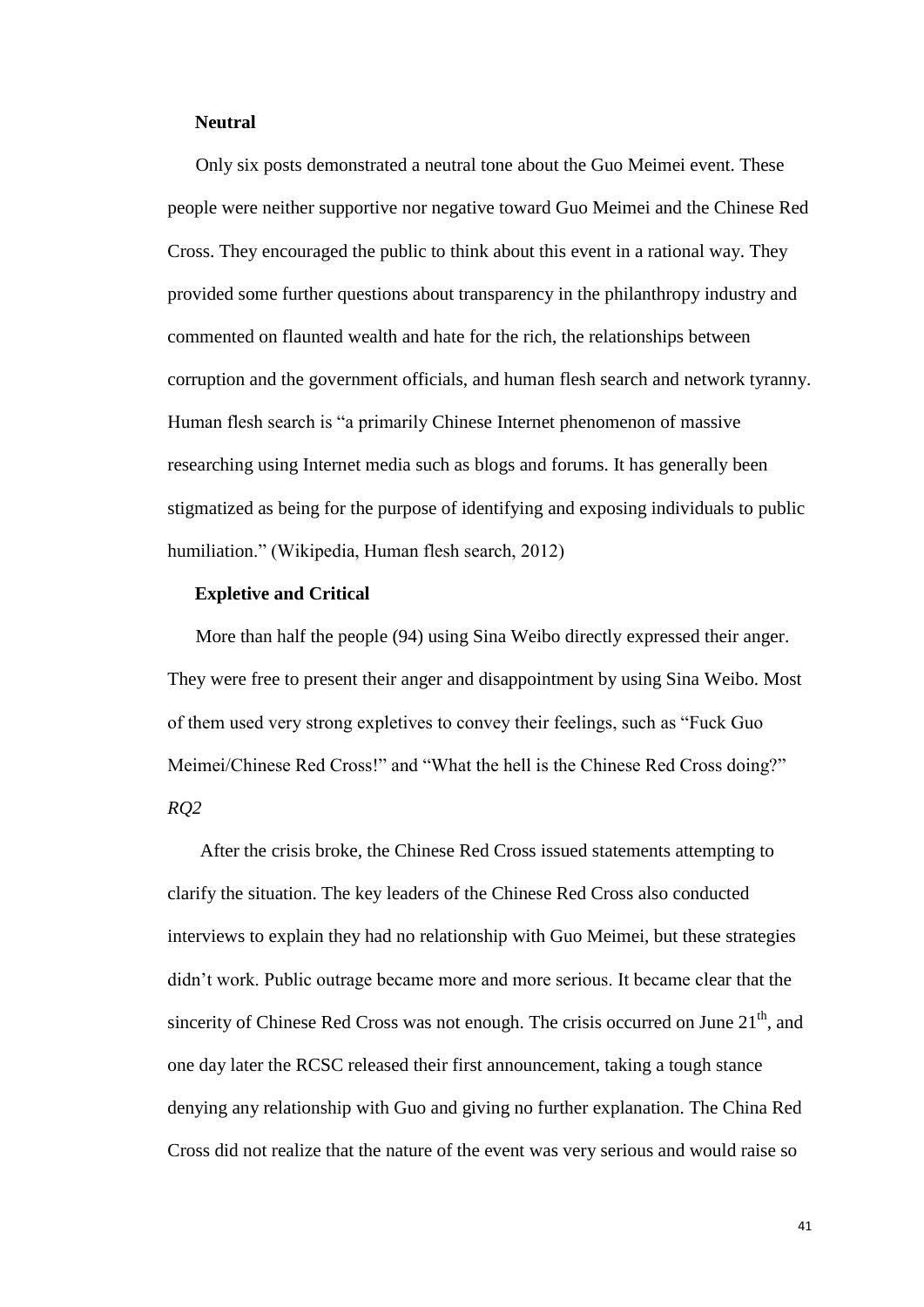**Neutral**

Only six posts demonstrated a neutral tone about the Guo Meimei event. These people were neither supportive nor negative toward Guo Meimei and the Chinese Red Cross. They encouraged the public to think about this event in a rational way. They provided some further questions about transparency in the philanthropy industry and commented on flaunted wealth and hate for the rich, the relationships between corruption and the government officials, and human flesh search and network tyranny. Human flesh search is "a primarily Chinese Internet phenomenon of massive researching using Internet media such as blogs and forums. It has generally been stigmatized as being for the purpose of identifying and exposing individuals to public humiliation." (Wikipedia, Human flesh search, 2012)

**Expletive and Critical**

More than half the people (94) using Sina Weibo directly expressed their anger. They were free to present their anger and disappointment by using Sina Weibo. Most of them used very strong expletives to convey their feelings, such as "Fuck Guo Meimei/Chinese Red Cross!" and "What the hell is the Chinese Red Cross doing?"

*RQ2*

After the crisis broke, the Chinese Red Cross issued statements attempting to clarify the situation. The key leaders of the Chinese Red Cross also conducted interviews to explain they had no relationship with Guo Meimei, but these strategies didn't work. Public outrage became more and more serious. It became clear that the sincerity of Chinese Red Cross was not enough. The crisis occurred on June 21st, and one day later the RCSC released their first announcement, taking a tough stance denying any relationship with Guo and giving no further explanation. The China Red Cross did not realize that the nature of the event was very serious and would raise so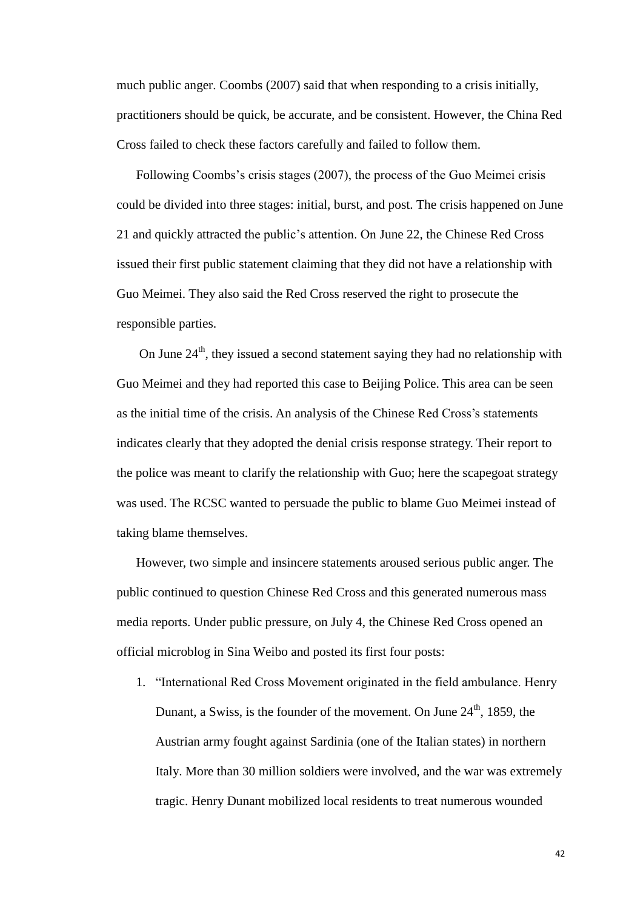much public anger. Coombs (2007) said that when responding to a crisis initially, practitioners should be quick, be accurate, and be consistent. However, the China Red Cross failed to check these factors carefully and failed to follow them.

Following Coombs's crisis stages (2007), the process of the Guo Meimei crisis could be divided into three stages: initial, burst, and post. The crisis happened on June 21 and quickly attracted the public's attention. On June 22, the Chinese Red Cross issued their first public statement claiming that they did not have a relationship with Guo Meimei. They also said the Red Cross reserved the right to prosecute the responsible parties.

On June 24th, they issued a second statement saying they had no relationship with Guo Meimei and they had reported this case to Beijing Police. This area can be seen as the initial time of the crisis. An analysis of the Chinese Red Cross's statements indicates clearly that they adopted the denial crisis response strategy. Their report to the police was meant to clarify the relationship with Guo; here the scapegoat strategy was used. The RCSC wanted to persuade the public to blame Guo Meimei instead of taking blame themselves.

However, two simple and insincere statements aroused serious public anger. The public continued to question Chinese Red Cross and this generated numerous mass media reports. Under public pressure, on July 4, the Chinese Red Cross opened an official microblog in Sina Weibo and posted its first four posts:

1. "International Red Cross Movement originated in the field ambulance. Henry Dunant, a Swiss, is the founder of the movement. On June 24th, 1859, the Austrian army fought against Sardinia (one of the Italian states) in northern Italy. More than 30 million soldiers were involved, and the war was extremely tragic. Henry Dunant mobilized local residents to treat numerous wounded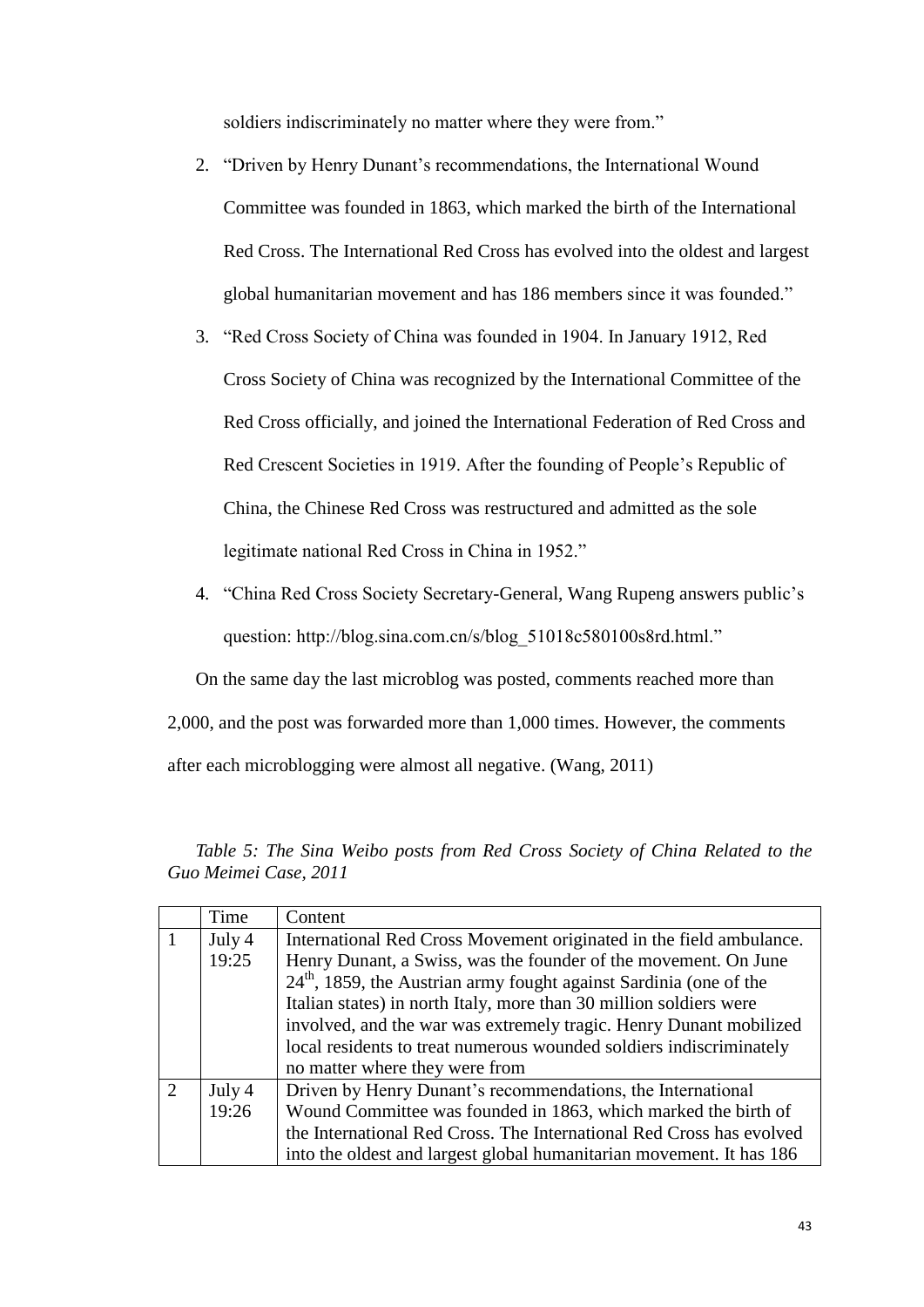soldiers indiscriminately no matter where they were from."

2. "Driven by Henry Dunant's recommendations, the International Wound Committee was founded in 1863, which marked the birth of the International Red Cross. The International Red Cross has evolved into the oldest and largest global humanitarian movement and has 186 members since it was founded."
3. "Red Cross Society of China was founded in 1904. In January 1912, Red Cross Society of China was recognized by the International Committee of the Red Cross officially, and joined the International Federation of Red Cross and Red Crescent Societies in 1919. After the founding of People's Republic of China, the Chinese Red Cross was restructured and admitted as the sole legitimate national Red Cross in China in 1952."
4. "China Red Cross Society Secretary-General, Wang Rupeng answers public's question: http://blog.sina.com.cn/s/blog_51018c580100s8rd.html."

On the same day the last microblog was posted, comments reached more than 2,000, and the post was forwarded more than 1,000 times. However, the comments after each microblogging were almost all negative. (Wang, 2011)

*Table 5: The Sina Weibo posts from Red Cross Society of China Related to the Guo Meimei Case, 2011*

| | Time | Content |
|---|---|---|
| 1 | July 4 19:25 | International Red Cross Movement originated in the field ambulance. Henry Dunant, a Swiss, was the founder of the movement. On June 24th, 1859, the Austrian army fought against Sardinia (one of the Italian states) in north Italy, more than 30 million soldiers were involved, and the war was extremely tragic. Henry Dunant mobilized local residents to treat numerous wounded soldiers indiscriminately no matter where they were from |
| 2 | July 4 19:26 | Driven by Henry Dunant's recommendations, the International Wound Committee was founded in 1863, which marked the birth of the International Red Cross. The International Red Cross has evolved into the oldest and largest global humanitarian movement. It has 186 |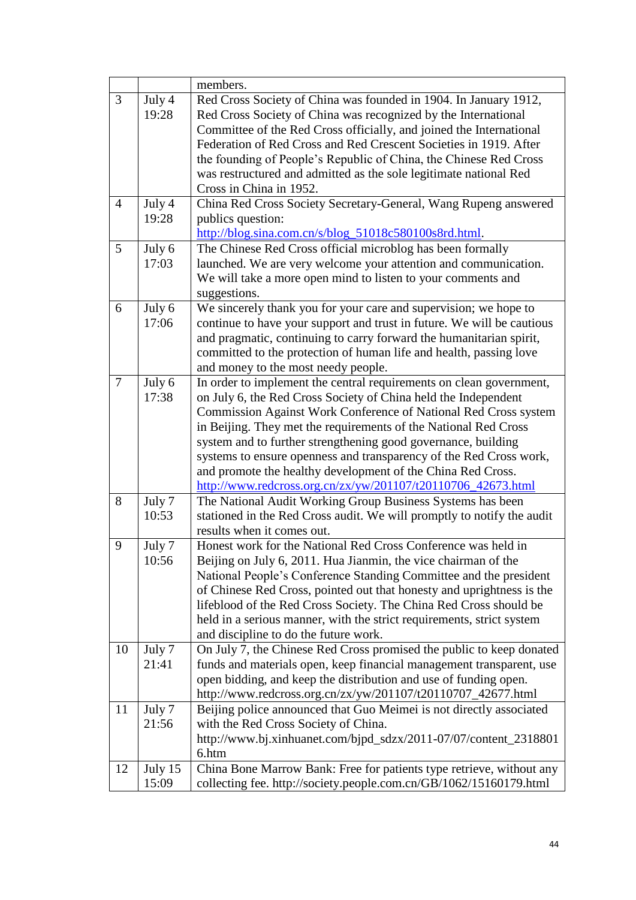| | | |
|---|---|---|
| | | members. |
| 3 | July 4 19:28 | Red Cross Society of China was founded in 1904. In January 1912, Red Cross Society of China was recognized by the International Committee of the Red Cross officially, and joined the International Federation of Red Cross and Red Crescent Societies in 1919. After the founding of People's Republic of China, the Chinese Red Cross was restructured and admitted as the sole legitimate national Red Cross in China in 1952. |
| 4 | July 4 19:28 | China Red Cross Society Secretary-General, Wang Rupeng answered publics question: http://blog.sina.com.cn/s/blog_51018c580100s8rd.html. |
| 5 | July 6 17:03 | The Chinese Red Cross official microblog has been formally launched. We are very welcome your attention and communication. We will take a more open mind to listen to your comments and suggestions. |
| 6 | July 6 17:06 | We sincerely thank you for your care and supervision; we hope to continue to have your support and trust in future. We will be cautious and pragmatic, continuing to carry forward the humanitarian spirit, committed to the protection of human life and health, passing love and money to the most needy people. |
| 7 | July 6 17:38 | In order to implement the central requirements on clean government, on July 6, the Red Cross Society of China held the Independent Commission Against Work Conference of National Red Cross system in Beijing. They met the requirements of the National Red Cross system and to further strengthening good governance, building systems to ensure openness and transparency of the Red Cross work, and promote the healthy development of the China Red Cross. http://www.redcross.org.cn/zx/yw/201107/t20110706_42673.html |
| 8 | July 7 10:53 | The National Audit Working Group Business Systems has been stationed in the Red Cross audit. We will promptly to notify the audit results when it comes out. |
| 9 | July 7 10:56 | Honest work for the National Red Cross Conference was held in Beijing on July 6, 2011. Hua Jianmin, the vice chairman of the National People's Conference Standing Committee and the president of Chinese Red Cross, pointed out that honesty and uprightness is the lifeblood of the Red Cross Society. The China Red Cross should be held in a serious manner, with the strict requirements, strict system and discipline to do the future work. |
| 10 | July 7 21:41 | On July 7, the Chinese Red Cross promised the public to keep donated funds and materials open, keep financial management transparent, use open bidding, and keep the distribution and use of funding open. http://www.redcross.org.cn/zx/yw/201107/t20110707_42677.html |
| 11 | July 7 21:56 | Beijing police announced that Guo Meimei is not directly associated with the Red Cross Society of China. http://www.bj.xinhuanet.com/bjpd_sdzx/2011-07/07/content_23188016.htm |
| 12 | July 15 15:09 | China Bone Marrow Bank: Free for patients type retrieve, without any collecting fee. http://society.people.com.cn/GB/1062/15160179.html |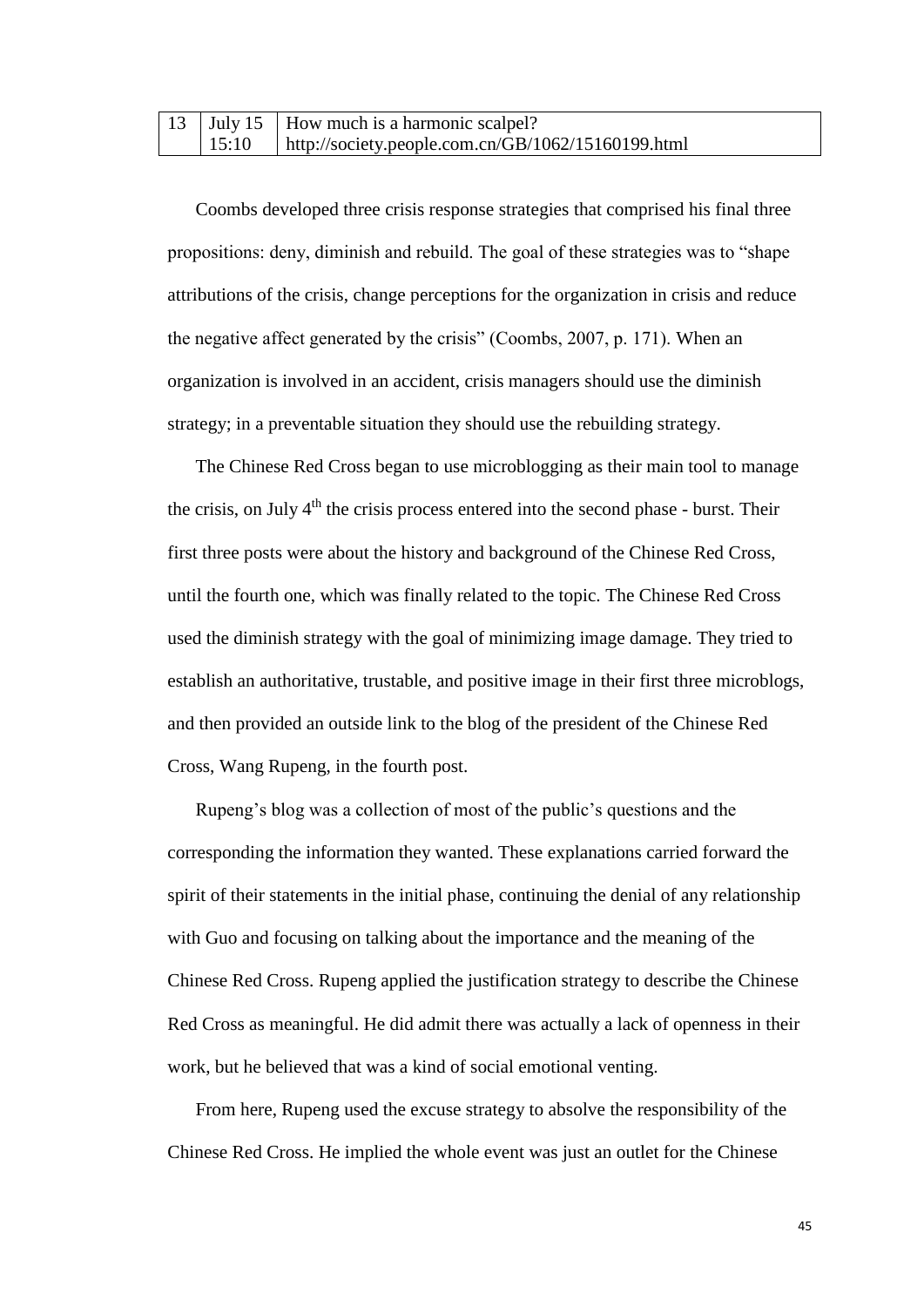| 13 | July 15 15:10 | How much is a harmonic scalpel? http://society.people.com.cn/GB/1062/15160199.html |
|---|---|---|

Coombs developed three crisis response strategies that comprised his final three propositions: deny, diminish and rebuild. The goal of these strategies was to "shape attributions of the crisis, change perceptions for the organization in crisis and reduce the negative affect generated by the crisis" (Coombs, 2007, p. 171). When an organization is involved in an accident, crisis managers should use the diminish strategy; in a preventable situation they should use the rebuilding strategy.

The Chinese Red Cross began to use microblogging as their main tool to manage the crisis, on July 4th the crisis process entered into the second phase - burst. Their first three posts were about the history and background of the Chinese Red Cross, until the fourth one, which was finally related to the topic. The Chinese Red Cross used the diminish strategy with the goal of minimizing image damage. They tried to establish an authoritative, trustable, and positive image in their first three microblogs, and then provided an outside link to the blog of the president of the Chinese Red Cross, Wang Rupeng, in the fourth post.

Rupeng's blog was a collection of most of the public's questions and the corresponding the information they wanted. These explanations carried forward the spirit of their statements in the initial phase, continuing the denial of any relationship with Guo and focusing on talking about the importance and the meaning of the Chinese Red Cross. Rupeng applied the justification strategy to describe the Chinese Red Cross as meaningful. He did admit there was actually a lack of openness in their work, but he believed that was a kind of social emotional venting.

From here, Rupeng used the excuse strategy to absolve the responsibility of the Chinese Red Cross. He implied the whole event was just an outlet for the Chinese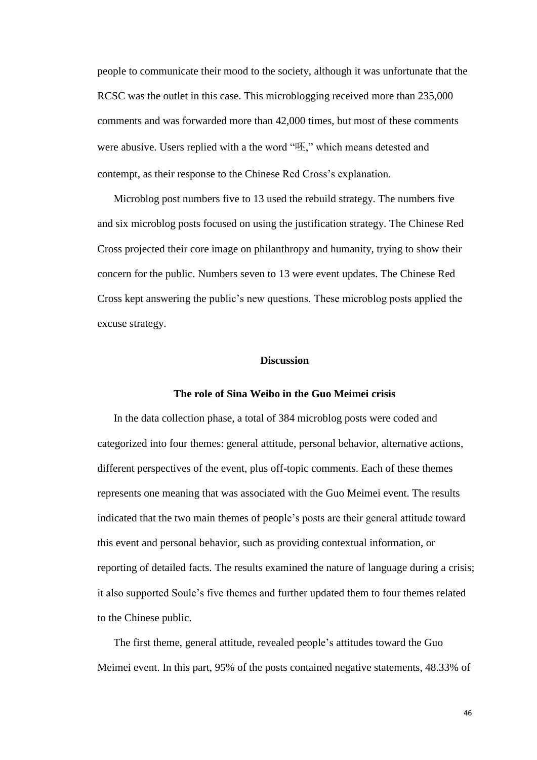people to communicate their mood to the society, although it was unfortunate that the RCSC was the outlet in this case. This microblogging received more than 235,000 comments and was forwarded more than 42,000 times, but most of these comments were abusive. Users replied with a the word "呸," which means detested and contempt, as their response to the Chinese Red Cross's explanation.

Microblog post numbers five to 13 used the rebuild strategy. The numbers five and six microblog posts focused on using the justification strategy. The Chinese Red Cross projected their core image on philanthropy and humanity, trying to show their concern for the public. Numbers seven to 13 were event updates. The Chinese Red Cross kept answering the public's new questions. These microblog posts applied the excuse strategy.

## Discussion

### The role of Sina Weibo in the Guo Meimei crisis

In the data collection phase, a total of 384 microblog posts were coded and categorized into four themes: general attitude, personal behavior, alternative actions, different perspectives of the event, plus off-topic comments. Each of these themes represents one meaning that was associated with the Guo Meimei event. The results indicated that the two main themes of people's posts are their general attitude toward this event and personal behavior, such as providing contextual information, or reporting of detailed facts. The results examined the nature of language during a crisis; it also supported Soule's five themes and further updated them to four themes related to the Chinese public.

The first theme, general attitude, revealed people's attitudes toward the Guo Meimei event. In this part, 95% of the posts contained negative statements, 48.33% of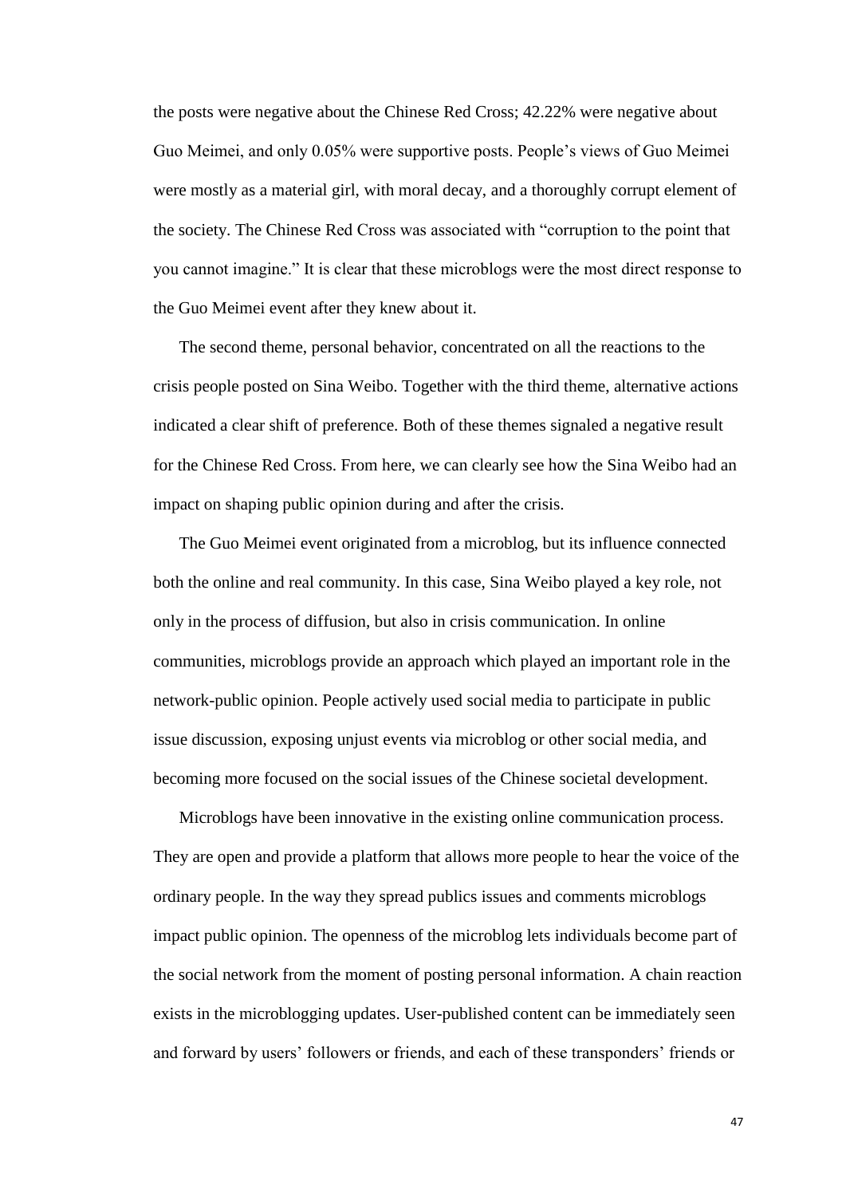the posts were negative about the Chinese Red Cross; 42.22% were negative about Guo Meimei, and only 0.05% were supportive posts. People's views of Guo Meimei were mostly as a material girl, with moral decay, and a thoroughly corrupt element of the society. The Chinese Red Cross was associated with "corruption to the point that you cannot imagine." It is clear that these microblogs were the most direct response to the Guo Meimei event after they knew about it.

The second theme, personal behavior, concentrated on all the reactions to the crisis people posted on Sina Weibo. Together with the third theme, alternative actions indicated a clear shift of preference. Both of these themes signaled a negative result for the Chinese Red Cross. From here, we can clearly see how the Sina Weibo had an impact on shaping public opinion during and after the crisis.

The Guo Meimei event originated from a microblog, but its influence connected both the online and real community. In this case, Sina Weibo played a key role, not only in the process of diffusion, but also in crisis communication. In online communities, microblogs provide an approach which played an important role in the network-public opinion. People actively used social media to participate in public issue discussion, exposing unjust events via microblog or other social media, and becoming more focused on the social issues of the Chinese societal development.

Microblogs have been innovative in the existing online communication process. They are open and provide a platform that allows more people to hear the voice of the ordinary people. In the way they spread publics issues and comments microblogs impact public opinion. The openness of the microblog lets individuals become part of the social network from the moment of posting personal information. A chain reaction exists in the microblogging updates. User-published content can be immediately seen and forward by users' followers or friends, and each of these transponders' friends or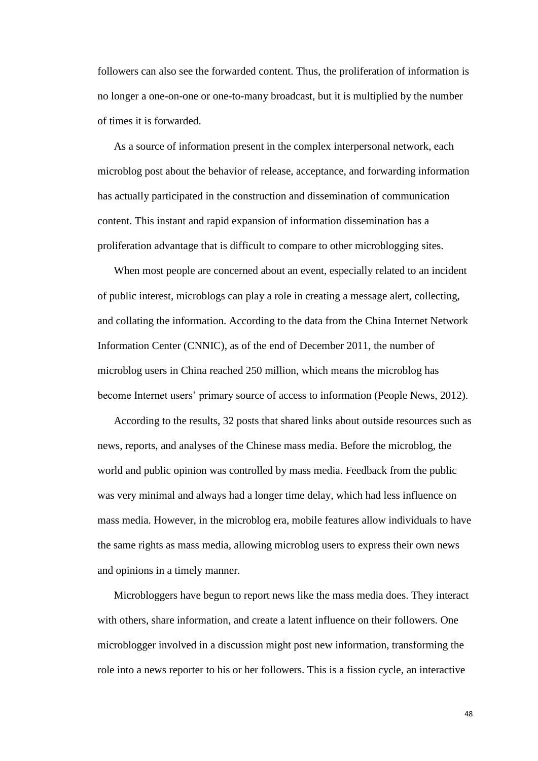followers can also see the forwarded content. Thus, the proliferation of information is no longer a one-on-one or one-to-many broadcast, but it is multiplied by the number of times it is forwarded.

As a source of information present in the complex interpersonal network, each microblog post about the behavior of release, acceptance, and forwarding information has actually participated in the construction and dissemination of communication content. This instant and rapid expansion of information dissemination has a proliferation advantage that is difficult to compare to other microblogging sites.

When most people are concerned about an event, especially related to an incident of public interest, microblogs can play a role in creating a message alert, collecting, and collating the information. According to the data from the China Internet Network Information Center (CNNIC), as of the end of December 2011, the number of microblog users in China reached 250 million, which means the microblog has become Internet users' primary source of access to information (People News, 2012).

According to the results, 32 posts that shared links about outside resources such as news, reports, and analyses of the Chinese mass media. Before the microblog, the world and public opinion was controlled by mass media. Feedback from the public was very minimal and always had a longer time delay, which had less influence on mass media. However, in the microblog era, mobile features allow individuals to have the same rights as mass media, allowing microblog users to express their own news and opinions in a timely manner.

Microbloggers have begun to report news like the mass media does. They interact with others, share information, and create a latent influence on their followers. One microblogger involved in a discussion might post new information, transforming the role into a news reporter to his or her followers. This is a fission cycle, an interactive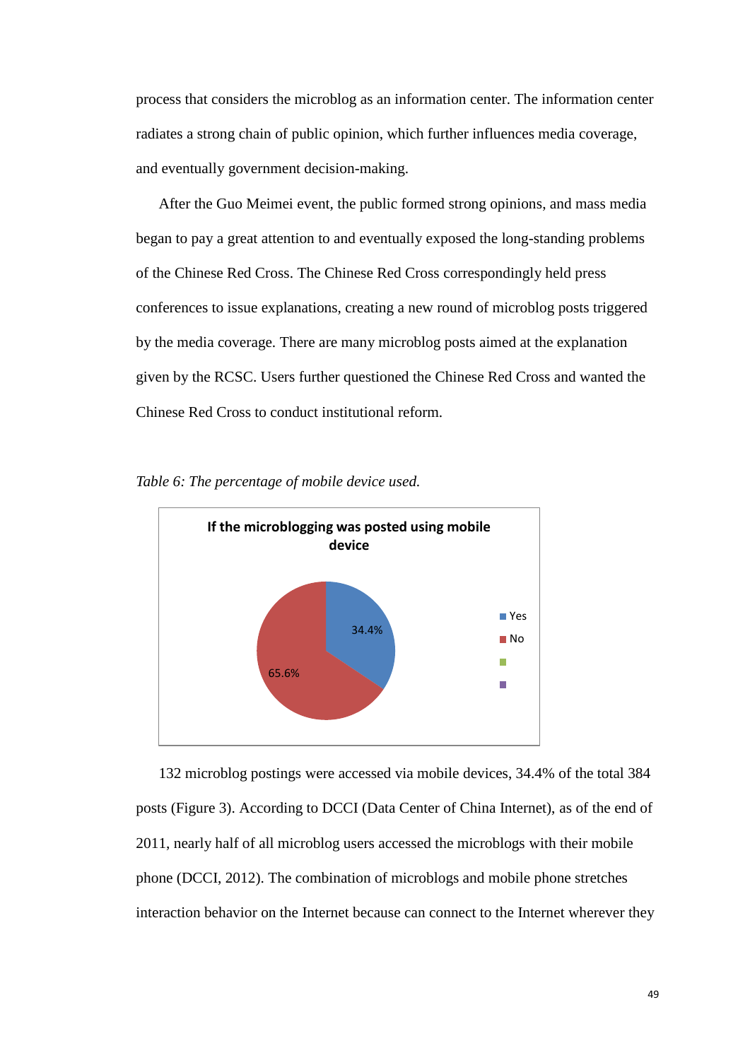process that considers the microblog as an information center. The information center radiates a strong chain of public opinion, which further influences media coverage, and eventually government decision-making.

After the Guo Meimei event, the public formed strong opinions, and mass media began to pay a great attention to and eventually exposed the long-standing problems of the Chinese Red Cross. The Chinese Red Cross correspondingly held press conferences to issue explanations, creating a new round of microblog posts triggered by the media coverage. There are many microblog posts aimed at the explanation given by the RCSC. Users further questioned the Chinese Red Cross and wanted the Chinese Red Cross to conduct institutional reform.

*Table 6: The percentage of mobile device used.*

**If the microblogging was posted using mobile device**

| | Percentage |
|---|---|
| Yes | 34.4% |
| No | 65.6% |

132 microblog postings were accessed via mobile devices, 34.4% of the total 384 posts (Figure 3). According to DCCI (Data Center of China Internet), as of the end of 2011, nearly half of all microblog users accessed the microblogs with their mobile phone (DCCI, 2012). The combination of microblogs and mobile phone stretches interaction behavior on the Internet because can connect to the Internet wherever they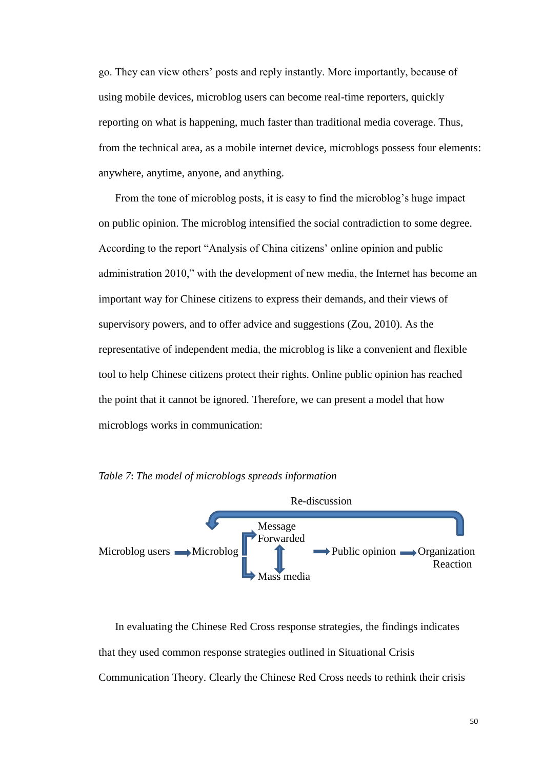go. They can view others' posts and reply instantly. More importantly, because of using mobile devices, microblog users can become real-time reporters, quickly reporting on what is happening, much faster than traditional media coverage. Thus, from the technical area, as a mobile internet device, microblogs possess four elements: anywhere, anytime, anyone, and anything.

From the tone of microblog posts, it is easy to find the microblog's huge impact on public opinion. The microblog intensified the social contradiction to some degree. According to the report "Analysis of China citizens' online opinion and public administration 2010," with the development of new media, the Internet has become an important way for Chinese citizens to express their demands, and their views of supervisory powers, and to offer advice and suggestions (Zou, 2010). As the representative of independent media, the microblog is like a convenient and flexible tool to help Chinese citizens protect their rights. Online public opinion has reached the point that it cannot be ignored. Therefore, we can present a model that how microblogs works in communication:

*Table 7*: *The model of microblogs spreads information*

Re-discussion

Microblog users → Microblog → Message Forwarded ↕ Mass media → Public opinion → Organization Reaction

In evaluating the Chinese Red Cross response strategies, the findings indicates that they used common response strategies outlined in Situational Crisis Communication Theory. Clearly the Chinese Red Cross needs to rethink their crisis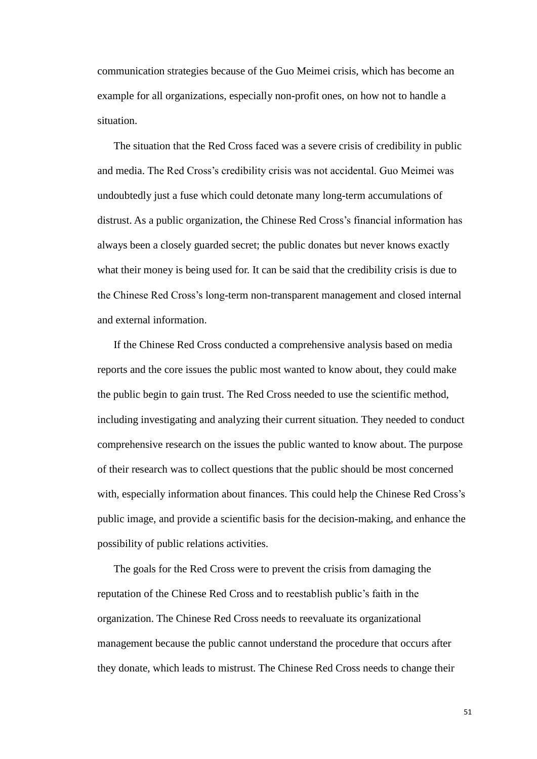communication strategies because of the Guo Meimei crisis, which has become an example for all organizations, especially non-profit ones, on how not to handle a situation.

The situation that the Red Cross faced was a severe crisis of credibility in public and media. The Red Cross's credibility crisis was not accidental. Guo Meimei was undoubtedly just a fuse which could detonate many long-term accumulations of distrust. As a public organization, the Chinese Red Cross's financial information has always been a closely guarded secret; the public donates but never knows exactly what their money is being used for. It can be said that the credibility crisis is due to the Chinese Red Cross's long-term non-transparent management and closed internal and external information.

If the Chinese Red Cross conducted a comprehensive analysis based on media reports and the core issues the public most wanted to know about, they could make the public begin to gain trust. The Red Cross needed to use the scientific method, including investigating and analyzing their current situation. They needed to conduct comprehensive research on the issues the public wanted to know about. The purpose of their research was to collect questions that the public should be most concerned with, especially information about finances. This could help the Chinese Red Cross's public image, and provide a scientific basis for the decision-making, and enhance the possibility of public relations activities.

The goals for the Red Cross were to prevent the crisis from damaging the reputation of the Chinese Red Cross and to reestablish public's faith in the organization. The Chinese Red Cross needs to reevaluate its organizational management because the public cannot understand the procedure that occurs after they donate, which leads to mistrust. The Chinese Red Cross needs to change their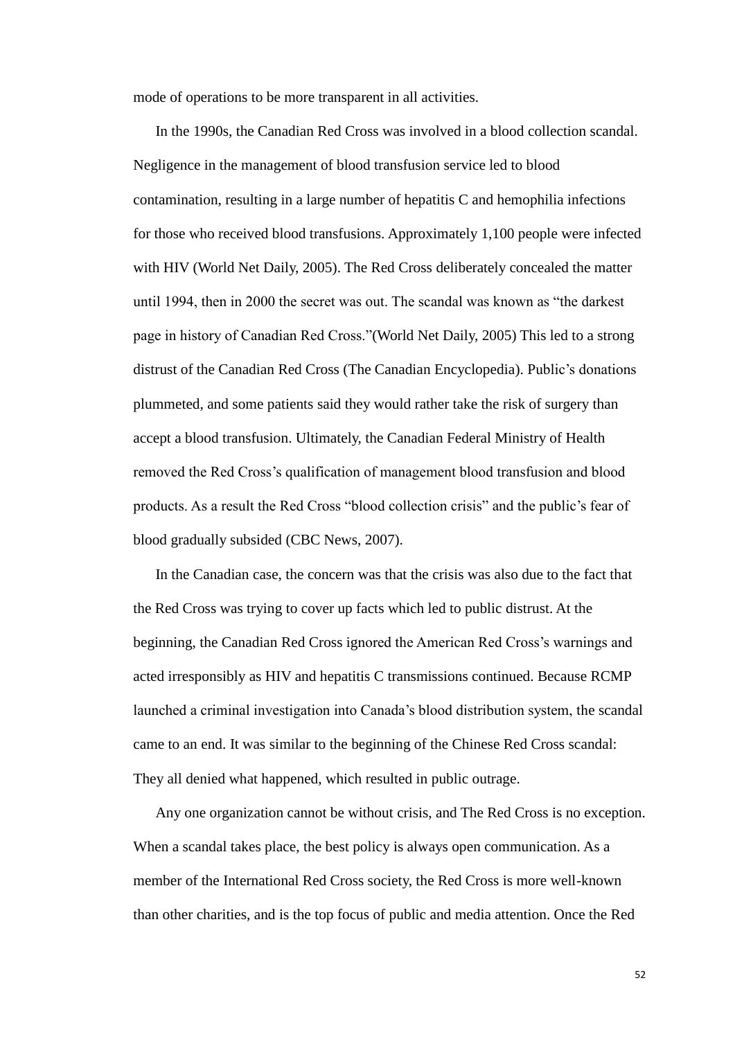mode of operations to be more transparent in all activities.

In the 1990s, the Canadian Red Cross was involved in a blood collection scandal. Negligence in the management of blood transfusion service led to blood contamination, resulting in a large number of hepatitis C and hemophilia infections for those who received blood transfusions. Approximately 1,100 people were infected with HIV (World Net Daily, 2005). The Red Cross deliberately concealed the matter until 1994, then in 2000 the secret was out. The scandal was known as "the darkest page in history of Canadian Red Cross."(World Net Daily, 2005) This led to a strong distrust of the Canadian Red Cross (The Canadian Encyclopedia). Public's donations plummeted, and some patients said they would rather take the risk of surgery than accept a blood transfusion. Ultimately, the Canadian Federal Ministry of Health removed the Red Cross's qualification of management blood transfusion and blood products. As a result the Red Cross "blood collection crisis" and the public's fear of blood gradually subsided (CBC News, 2007).

In the Canadian case, the concern was that the crisis was also due to the fact that the Red Cross was trying to cover up facts which led to public distrust. At the beginning, the Canadian Red Cross ignored the American Red Cross's warnings and acted irresponsibly as HIV and hepatitis C transmissions continued. Because RCMP launched a criminal investigation into Canada's blood distribution system, the scandal came to an end. It was similar to the beginning of the Chinese Red Cross scandal: They all denied what happened, which resulted in public outrage.

Any one organization cannot be without crisis, and The Red Cross is no exception. When a scandal takes place, the best policy is always open communication. As a member of the International Red Cross society, the Red Cross is more well-known than other charities, and is the top focus of public and media attention. Once the Red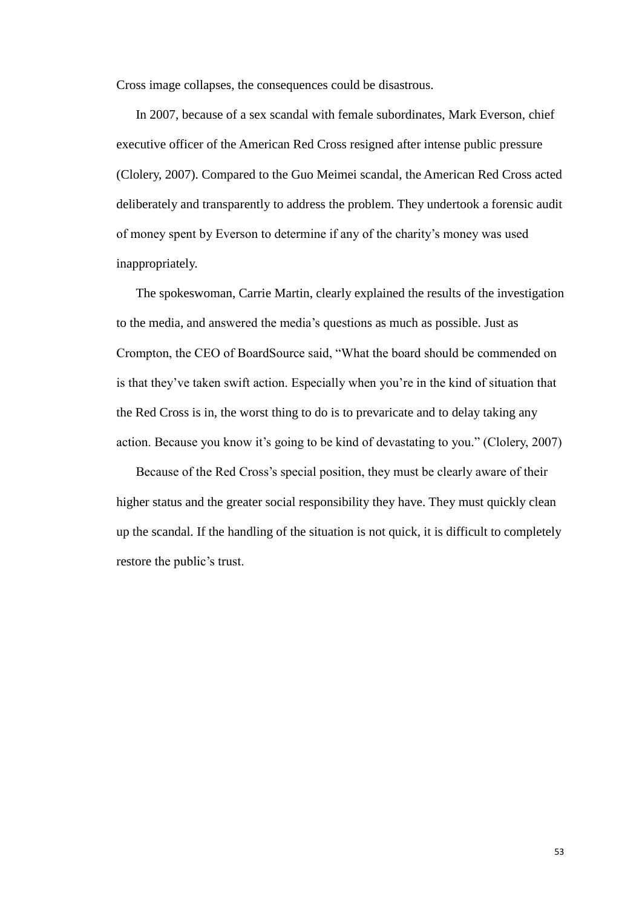Cross image collapses, the consequences could be disastrous.

In 2007, because of a sex scandal with female subordinates, Mark Everson, chief executive officer of the American Red Cross resigned after intense public pressure (Clolery, 2007). Compared to the Guo Meimei scandal, the American Red Cross acted deliberately and transparently to address the problem. They undertook a forensic audit of money spent by Everson to determine if any of the charity's money was used inappropriately.

The spokeswoman, Carrie Martin, clearly explained the results of the investigation to the media, and answered the media's questions as much as possible. Just as Crompton, the CEO of BoardSource said, "What the board should be commended on is that they've taken swift action. Especially when you're in the kind of situation that the Red Cross is in, the worst thing to do is to prevaricate and to delay taking any action. Because you know it's going to be kind of devastating to you." (Clolery, 2007)

Because of the Red Cross's special position, they must be clearly aware of their higher status and the greater social responsibility they have. They must quickly clean up the scandal. If the handling of the situation is not quick, it is difficult to completely restore the public's trust.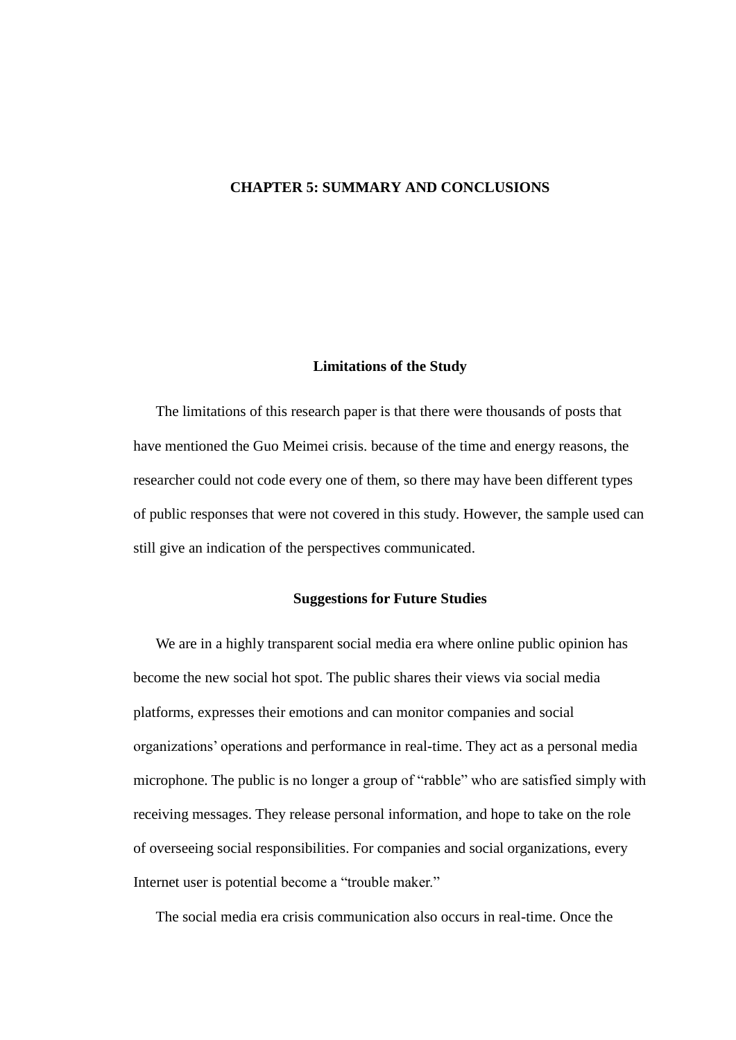# CHAPTER 5: SUMMARY AND CONCLUSIONS

## Limitations of the Study

The limitations of this research paper is that there were thousands of posts that have mentioned the Guo Meimei crisis. because of the time and energy reasons, the researcher could not code every one of them, so there may have been different types of public responses that were not covered in this study. However, the sample used can still give an indication of the perspectives communicated.

## Suggestions for Future Studies

We are in a highly transparent social media era where online public opinion has become the new social hot spot. The public shares their views via social media platforms, expresses their emotions and can monitor companies and social organizations' operations and performance in real-time. They act as a personal media microphone. The public is no longer a group of "rabble" who are satisfied simply with receiving messages. They release personal information, and hope to take on the role of overseeing social responsibilities. For companies and social organizations, every Internet user is potential become a "trouble maker."

The social media era crisis communication also occurs in real-time. Once the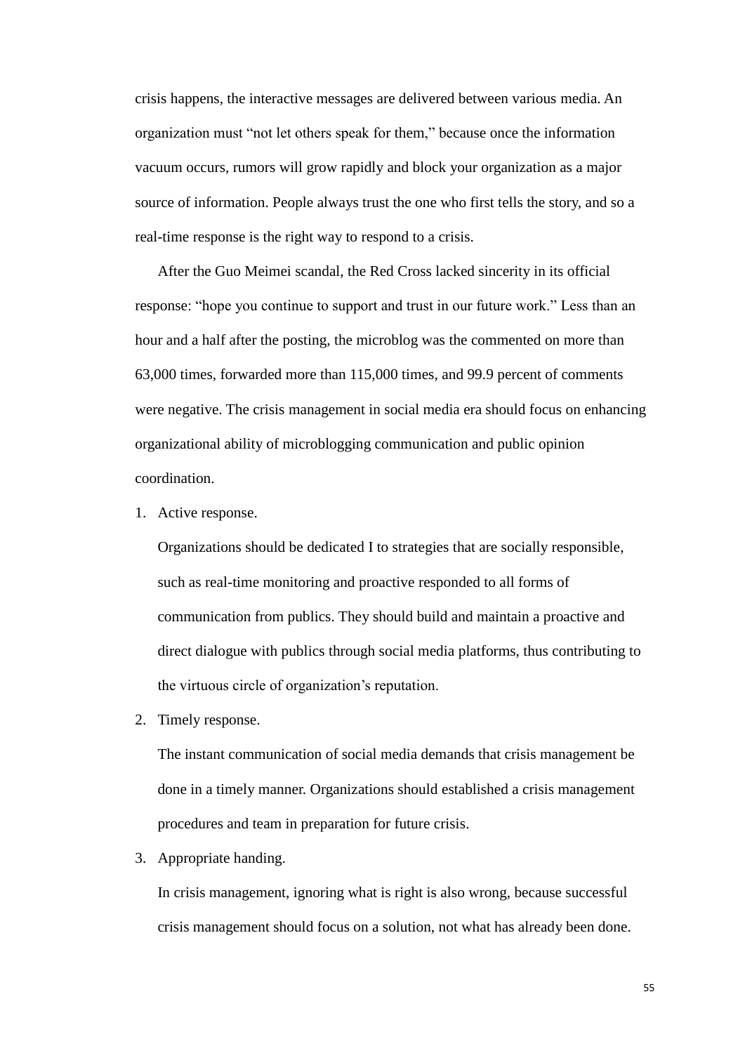crisis happens, the interactive messages are delivered between various media. An organization must "not let others speak for them," because once the information vacuum occurs, rumors will grow rapidly and block your organization as a major source of information. People always trust the one who first tells the story, and so a real-time response is the right way to respond to a crisis.

After the Guo Meimei scandal, the Red Cross lacked sincerity in its official response: "hope you continue to support and trust in our future work." Less than an hour and a half after the posting, the microblog was the commented on more than 63,000 times, forwarded more than 115,000 times, and 99.9 percent of comments were negative. The crisis management in social media era should focus on enhancing organizational ability of microblogging communication and public opinion coordination.

1. Active response.

   Organizations should be dedicated I to strategies that are socially responsible, such as real-time monitoring and proactive responded to all forms of communication from publics. They should build and maintain a proactive and direct dialogue with publics through social media platforms, thus contributing to the virtuous circle of organization's reputation.

2. Timely response.

   The instant communication of social media demands that crisis management be done in a timely manner. Organizations should established a crisis management procedures and team in preparation for future crisis.

3. Appropriate handing.

   In crisis management, ignoring what is right is also wrong, because successful crisis management should focus on a solution, not what has already been done.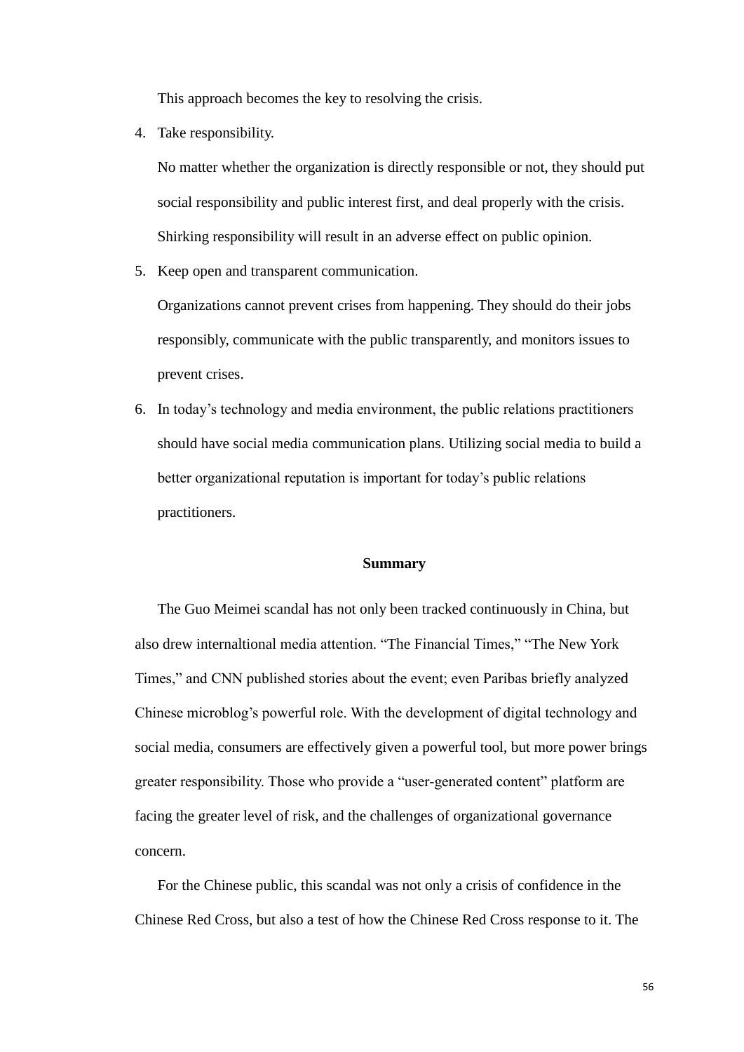This approach becomes the key to resolving the crisis.

4. Take responsibility.

   No matter whether the organization is directly responsible or not, they should put social responsibility and public interest first, and deal properly with the crisis. Shirking responsibility will result in an adverse effect on public opinion.

5. Keep open and transparent communication.

   Organizations cannot prevent crises from happening. They should do their jobs responsibly, communicate with the public transparently, and monitors issues to prevent crises.

6. In today's technology and media environment, the public relations practitioners should have social media communication plans. Utilizing social media to build a better organizational reputation is important for today's public relations practitioners.

## Summary

The Guo Meimei scandal has not only been tracked continuously in China, but also drew internaltional media attention. "The Financial Times," "The New York Times," and CNN published stories about the event; even Paribas briefly analyzed Chinese microblog's powerful role. With the development of digital technology and social media, consumers are effectively given a powerful tool, but more power brings greater responsibility. Those who provide a "user-generated content" platform are facing the greater level of risk, and the challenges of organizational governance concern.

For the Chinese public, this scandal was not only a crisis of confidence in the Chinese Red Cross, but also a test of how the Chinese Red Cross response to it. The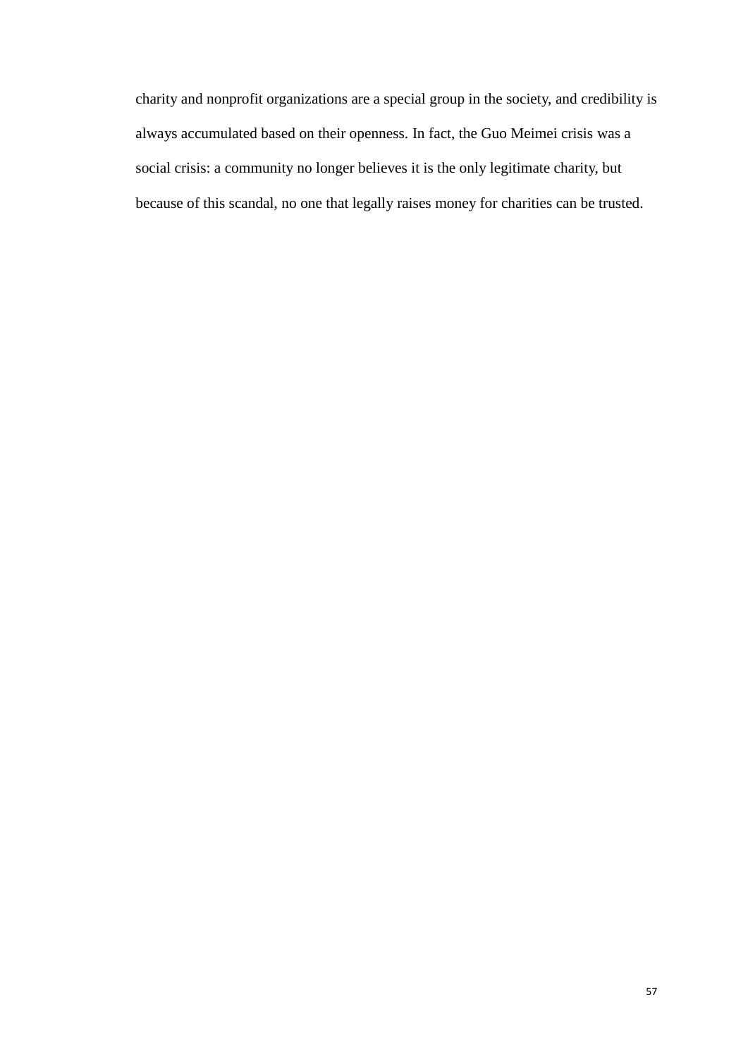charity and nonprofit organizations are a special group in the society, and credibility is always accumulated based on their openness. In fact, the Guo Meimei crisis was a social crisis: a community no longer believes it is the only legitimate charity, but because of this scandal, no one that legally raises money for charities can be trusted.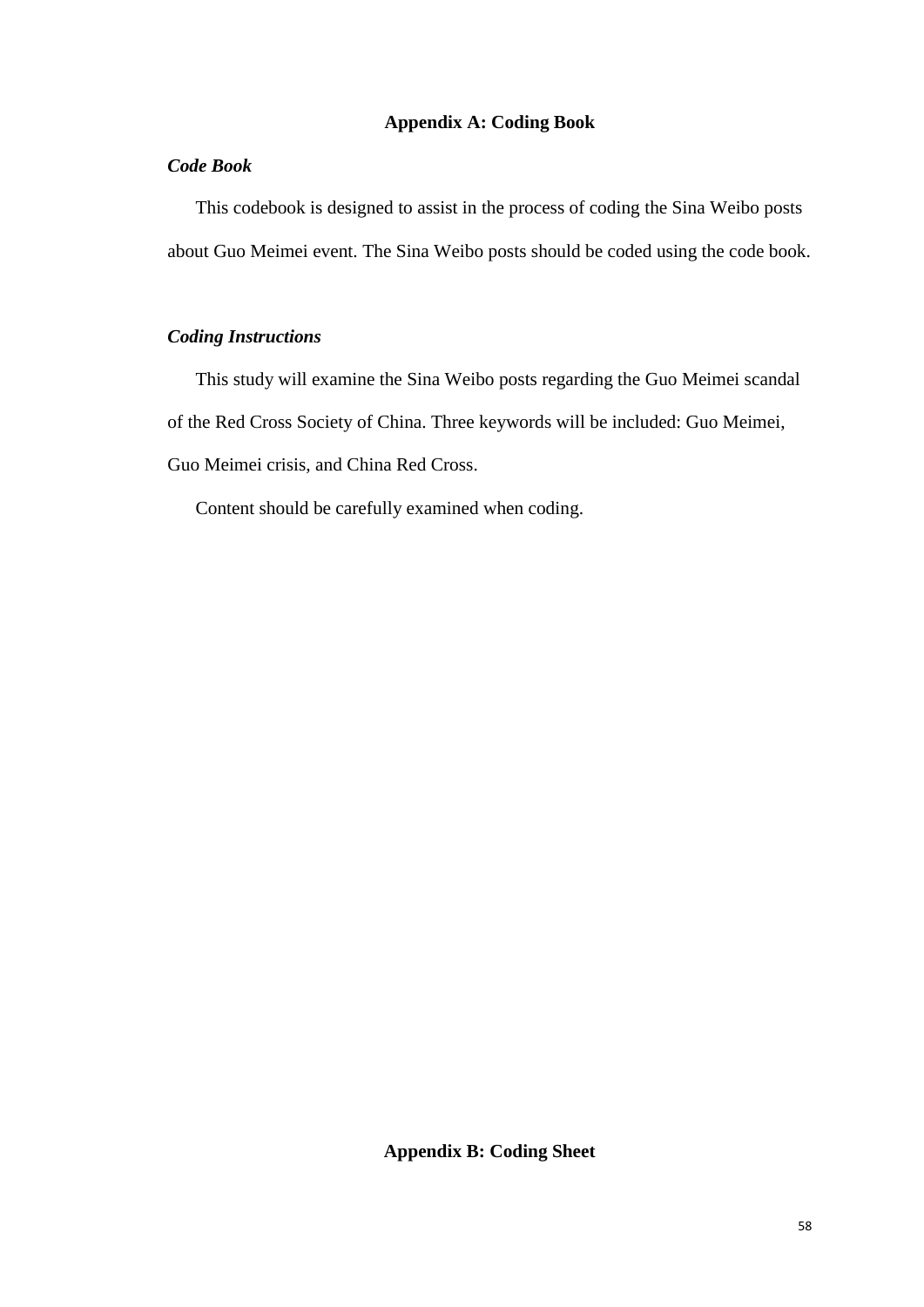## Appendix A: Coding Book

### *Code Book*

This codebook is designed to assist in the process of coding the Sina Weibo posts about Guo Meimei event. The Sina Weibo posts should be coded using the code book.

### *Coding Instructions*

This study will examine the Sina Weibo posts regarding the Guo Meimei scandal of the Red Cross Society of China. Three keywords will be included: Guo Meimei, Guo Meimei crisis, and China Red Cross.

Content should be carefully examined when coding.

## Appendix B: Coding Sheet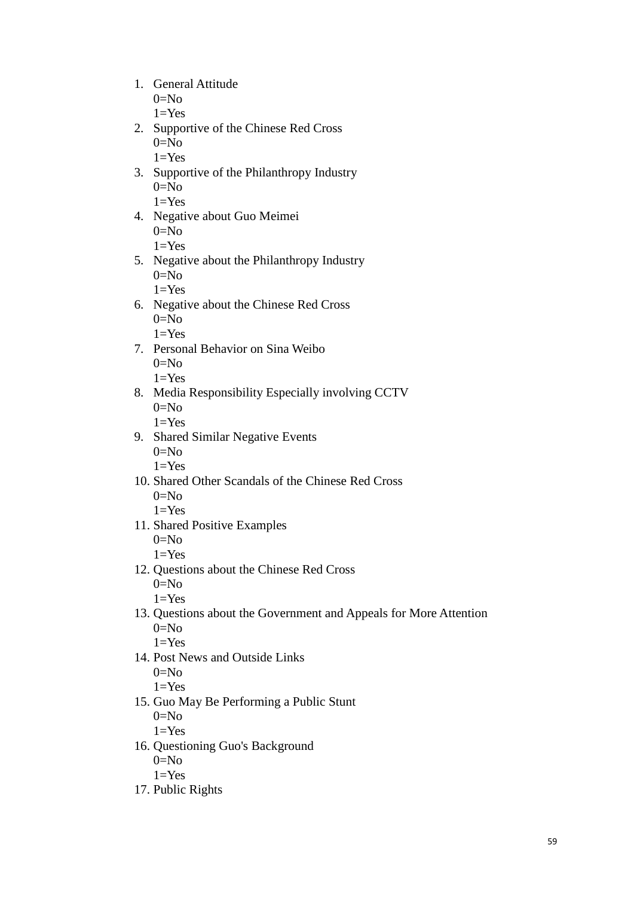1. General Attitude
   0=No
   1=Yes
2. Supportive of the Chinese Red Cross
   0=No
   1=Yes
3. Supportive of the Philanthropy Industry
   0=No
   1=Yes
4. Negative about Guo Meimei
   0=No
   1=Yes
5. Negative about the Philanthropy Industry
   0=No
   1=Yes
6. Negative about the Chinese Red Cross
   0=No
   1=Yes
7. Personal Behavior on Sina Weibo
   0=No
   1=Yes
8. Media Responsibility Especially involving CCTV
   0=No
   1=Yes
9. Shared Similar Negative Events
   0=No
   1=Yes
10. Shared Other Scandals of the Chinese Red Cross
    0=No
    1=Yes
11. Shared Positive Examples
    0=No
    1=Yes
12. Questions about the Chinese Red Cross
    0=No
    1=Yes
13. Questions about the Government and Appeals for More Attention
    0=No
    1=Yes
14. Post News and Outside Links
    0=No
    1=Yes
15. Guo May Be Performing a Public Stunt
    0=No
    1=Yes
16. Questioning Guo's Background
    0=No
    1=Yes
17. Public Rights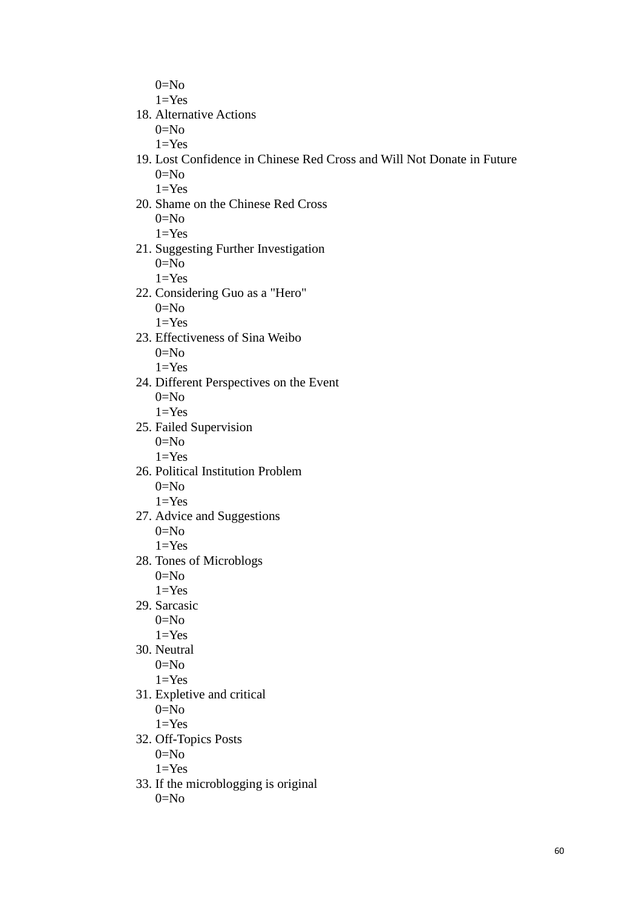0=No
1=Yes

18. Alternative Actions
    0=No
    1=Yes
19. Lost Confidence in Chinese Red Cross and Will Not Donate in Future
    0=No
    1=Yes
20. Shame on the Chinese Red Cross
    0=No
    1=Yes
21. Suggesting Further Investigation
    0=No
    1=Yes
22. Considering Guo as a "Hero"
    0=No
    1=Yes
23. Effectiveness of Sina Weibo
    0=No
    1=Yes
24. Different Perspectives on the Event
    0=No
    1=Yes
25. Failed Supervision
    0=No
    1=Yes
26. Political Institution Problem
    0=No
    1=Yes
27. Advice and Suggestions
    0=No
    1=Yes
28. Tones of Microblogs
    0=No
    1=Yes
29. Sarcasic
    0=No
    1=Yes
30. Neutral
    0=No
    1=Yes
31. Expletive and critical
    0=No
    1=Yes
32. Off-Topics Posts
    0=No
    1=Yes
33. If the microblogging is original
    0=No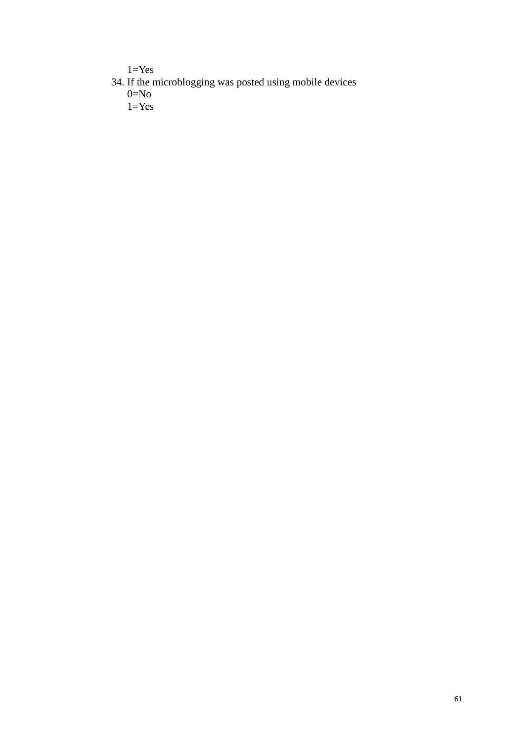1=Yes

34. If the microblogging was posted using mobile devices
    0=No
    1=Yes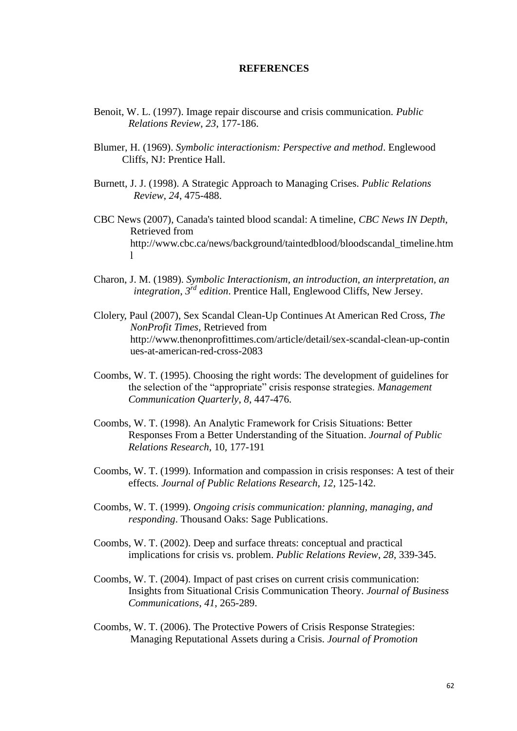# REFERENCES

Benoit, W. L. (1997). Image repair discourse and crisis communication. *Public Relations Review*, *23*, 177-186.

Blumer, H. (1969). *Symbolic interactionism: Perspective and method*. Englewood Cliffs, NJ: Prentice Hall.

Burnett, J. J. (1998). A Strategic Approach to Managing Crises. *Public Relations Review*, *24*, 475-488.

CBC News (2007), Canada's tainted blood scandal: A timeline, *CBC News IN Depth*, Retrieved from http://www.cbc.ca/news/background/taintedblood/bloodscandal_timeline.html

Charon, J. M. (1989). *Symbolic Interactionism, an introduction, an interpretation, an integration, 3rd edition*. Prentice Hall, Englewood Cliffs, New Jersey.

Clolery, Paul (2007), Sex Scandal Clean-Up Continues At American Red Cross, *The NonProfit Times*, Retrieved from http://www.thenonprofittimes.com/article/detail/sex-scandal-clean-up-continues-at-american-red-cross-2083

Coombs, W. T. (1995). Choosing the right words: The development of guidelines for the selection of the "appropriate" crisis response strategies. *Management Communication Quarterly*, *8*, 447-476.

Coombs, W. T. (1998). An Analytic Framework for Crisis Situations: Better Responses From a Better Understanding of the Situation. *Journal of Public Relations Research*, 10, 177-191

Coombs, W. T. (1999). Information and compassion in crisis responses: A test of their effects. *Journal of Public Relations Research*, *12*, 125-142.

Coombs, W. T. (1999). *Ongoing crisis communication: planning, managing, and responding*. Thousand Oaks: Sage Publications.

Coombs, W. T. (2002). Deep and surface threats: conceptual and practical implications for crisis vs. problem. *Public Relations Review*, *28*, 339-345.

Coombs, W. T. (2004). Impact of past crises on current crisis communication: Insights from Situational Crisis Communication Theory. *Journal of Business Communications*, *41*, 265-289.

Coombs, W. T. (2006). The Protective Powers of Crisis Response Strategies: Managing Reputational Assets during a Crisis. *Journal of Promotion*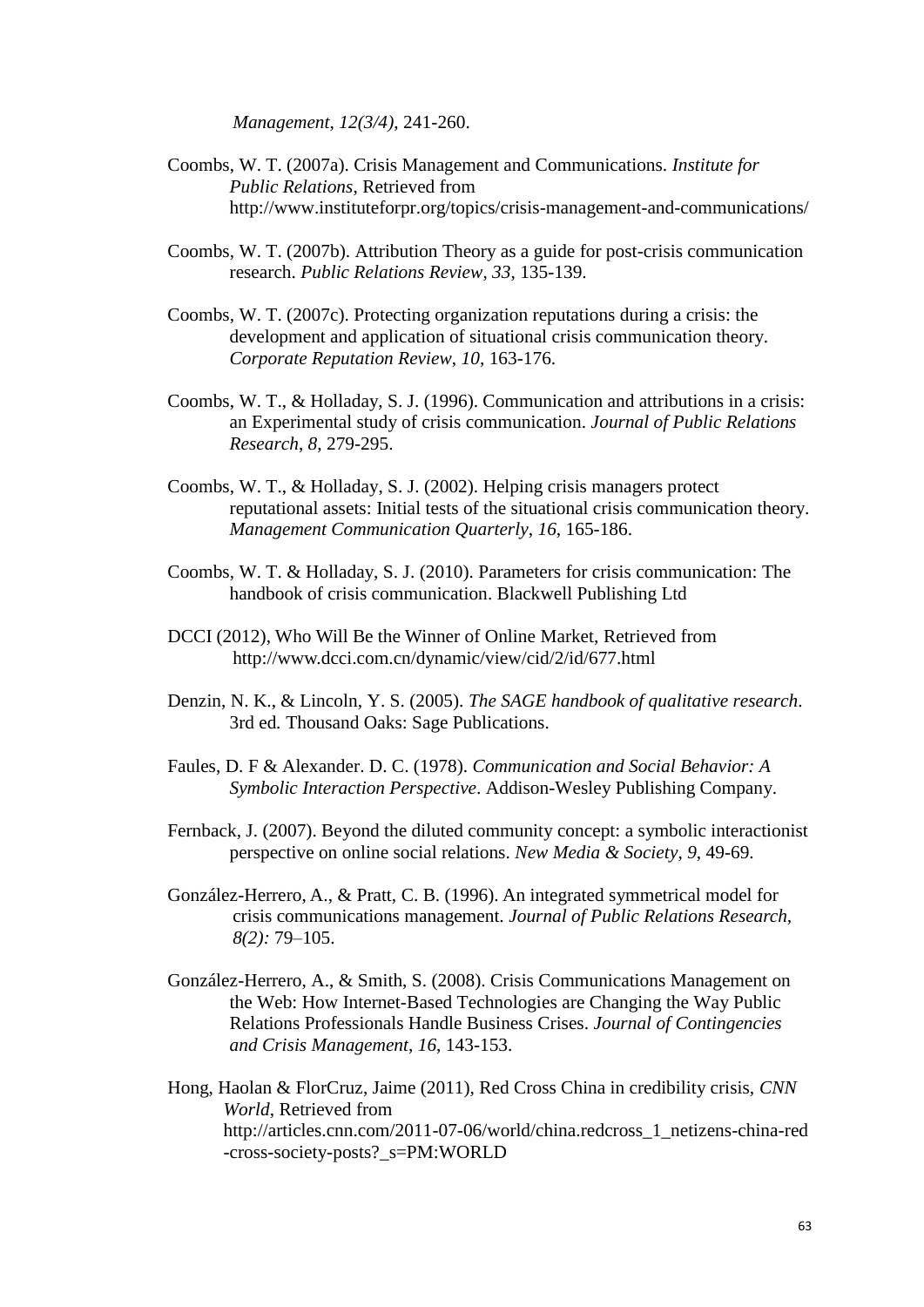*Management*, *12(3/4)*, 241-260.

Coombs, W. T. (2007a). Crisis Management and Communications. *Institute for Public Relations*, Retrieved from http://www.instituteforpr.org/topics/crisis-management-and-communications/

Coombs, W. T. (2007b). Attribution Theory as a guide for post-crisis communication research. *Public Relations Review*, *33*, 135-139.

Coombs, W. T. (2007c). Protecting organization reputations during a crisis: the development and application of situational crisis communication theory. *Corporate Reputation Review*, *10*, 163-176.

Coombs, W. T., & Holladay, S. J. (1996). Communication and attributions in a crisis: an Experimental study of crisis communication. *Journal of Public Relations Research*, *8*, 279-295.

Coombs, W. T., & Holladay, S. J. (2002). Helping crisis managers protect reputational assets: Initial tests of the situational crisis communication theory. *Management Communication Quarterly*, *16*, 165-186.

Coombs, W. T. & Holladay, S. J. (2010). Parameters for crisis communication: The handbook of crisis communication. Blackwell Publishing Ltd

DCCI (2012), Who Will Be the Winner of Online Market, Retrieved from http://www.dcci.com.cn/dynamic/view/cid/2/id/677.html

Denzin, N. K., & Lincoln, Y. S. (2005). *The SAGE handbook of qualitative research*. 3rd ed. Thousand Oaks: Sage Publications.

Faules, D. F & Alexander. D. C. (1978). *Communication and Social Behavior: A Symbolic Interaction Perspective*. Addison-Wesley Publishing Company.

Fernback, J. (2007). Beyond the diluted community concept: a symbolic interactionist perspective on online social relations. *New Media & Society*, *9*, 49-69.

González-Herrero, A., & Pratt, C. B. (1996). An integrated symmetrical model for crisis communications management. *Journal of Public Relations Research*, *8(2):* 79–105.

González-Herrero, A., & Smith, S. (2008). Crisis Communications Management on the Web: How Internet-Based Technologies are Changing the Way Public Relations Professionals Handle Business Crises. *Journal of Contingencies and Crisis Management*, *16*, 143-153.

Hong, Haolan & FlorCruz, Jaime (2011), Red Cross China in credibility crisis, *CNN World*, Retrieved from http://articles.cnn.com/2011-07-06/world/china.redcross_1_netizens-china-red-cross-society-posts?_s=PM:WORLD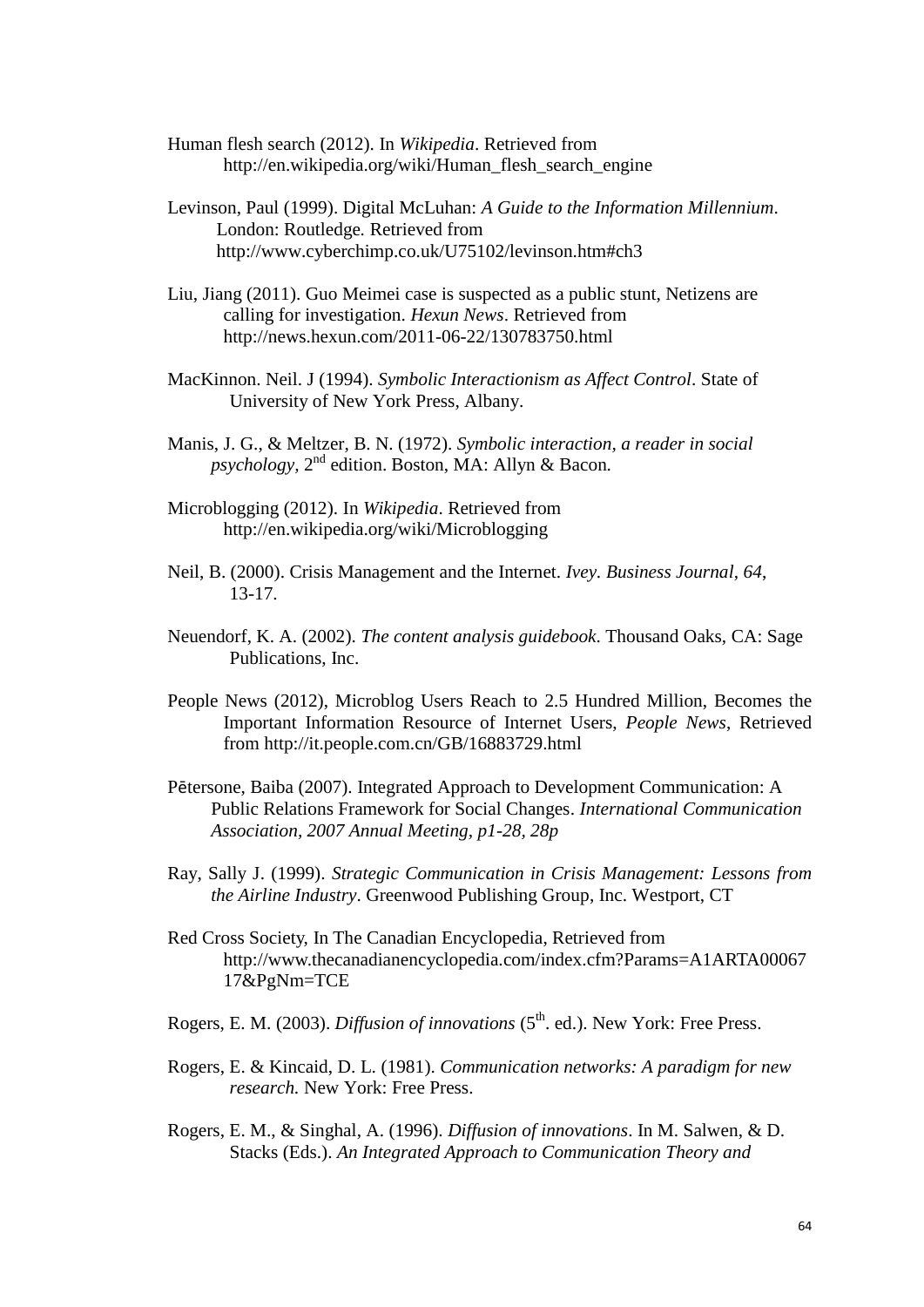Human flesh search (2012). In *Wikipedia*. Retrieved from http://en.wikipedia.org/wiki/Human_flesh_search_engine

Levinson, Paul (1999). Digital McLuhan: *A Guide to the Information Millennium*. London: Routledge. Retrieved from http://www.cyberchimp.co.uk/U75102/levinson.htm#ch3

Liu, Jiang (2011). Guo Meimei case is suspected as a public stunt, Netizens are calling for investigation. *Hexun News*. Retrieved from http://news.hexun.com/2011-06-22/130783750.html

MacKinnon. Neil. J (1994). *Symbolic Interactionism as Affect Control*. State of University of New York Press, Albany.

Manis, J. G., & Meltzer, B. N. (1972). *Symbolic interaction, a reader in social psychology*, 2nd edition. Boston, MA: Allyn & Bacon.

Microblogging (2012). In *Wikipedia*. Retrieved from http://en.wikipedia.org/wiki/Microblogging

Neil, B. (2000). Crisis Management and the Internet. *Ivey. Business Journal*, *64*, 13-17.

Neuendorf, K. A. (2002). *The content analysis guidebook*. Thousand Oaks, CA: Sage Publications, Inc.

People News (2012), Microblog Users Reach to 2.5 Hundred Million, Becomes the Important Information Resource of Internet Users, *People News*, Retrieved from http://it.people.com.cn/GB/16883729.html

Pētersone, Baiba (2007). Integrated Approach to Development Communication: A Public Relations Framework for Social Changes. *International Communication Association, 2007 Annual Meeting, p1-28, 28p*

Ray, Sally J. (1999). *Strategic Communication in Crisis Management: Lessons from the Airline Industry*. Greenwood Publishing Group, Inc. Westport, CT

Red Cross Society, In The Canadian Encyclopedia, Retrieved from http://www.thecanadianencyclopedia.com/index.cfm?Params=A1ARTA0006717&PgNm=TCE

Rogers, E. M. (2003). *Diffusion of innovations* (5th. ed.). New York: Free Press.

Rogers, E. & Kincaid, D. L. (1981). *Communication networks: A paradigm for new research.* New York: Free Press.

Rogers, E. M., & Singhal, A. (1996). *Diffusion of innovations*. In M. Salwen, & D. Stacks (Eds.). *An Integrated Approach to Communication Theory and*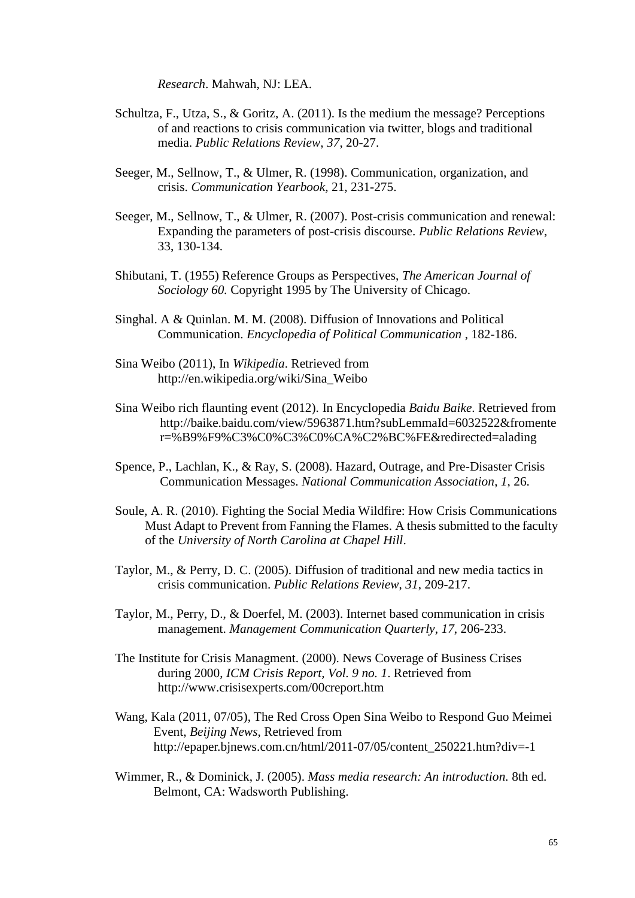*Research*. Mahwah, NJ: LEA.

Schultza, F., Utza, S., & Goritz, A. (2011). Is the medium the message? Perceptions of and reactions to crisis communication via twitter, blogs and traditional media. *Public Relations Review*, *37*, 20-27.

Seeger, M., Sellnow, T., & Ulmer, R. (1998). Communication, organization, and crisis. *Communication Yearbook*, 21, 231-275.

Seeger, M., Sellnow, T., & Ulmer, R. (2007). Post-crisis communication and renewal: Expanding the parameters of post-crisis discourse. *Public Relations Review*, 33, 130-134.

Shibutani, T. (1955) Reference Groups as Perspectives, *The American Journal of Sociology 60.* Copyright 1995 by The University of Chicago.

Singhal. A & Quinlan. M. M. (2008). Diffusion of Innovations and Political Communication. *Encyclopedia of Political Communication* , 182-186.

Sina Weibo (2011), In *Wikipedia*. Retrieved from http://en.wikipedia.org/wiki/Sina_Weibo

Sina Weibo rich flaunting event (2012). In Encyclopedia *Baidu Baike*. Retrieved from http://baike.baidu.com/view/5963871.htm?subLemmaId=6032522&fromenter=%B9%F9%C3%C0%C3%C0%CA%C2%BC%FE&redirected=alading

Spence, P., Lachlan, K., & Ray, S. (2008). Hazard, Outrage, and Pre-Disaster Crisis Communication Messages. *National Communication Association*, *1*, 26.

Soule, A. R. (2010). Fighting the Social Media Wildfire: How Crisis Communications Must Adapt to Prevent from Fanning the Flames. A thesis submitted to the faculty of the *University of North Carolina at Chapel Hill*.

Taylor, M., & Perry, D. C. (2005). Diffusion of traditional and new media tactics in crisis communication. *Public Relations Review*, *31*, 209-217.

Taylor, M., Perry, D., & Doerfel, M. (2003). Internet based communication in crisis management. *Management Communication Quarterly*, *17*, 206-233.

The Institute for Crisis Managment. (2000). News Coverage of Business Crises during 2000, *ICM Crisis Report, Vol. 9 no. 1*. Retrieved from http://www.crisisexperts.com/00creport.htm

Wang, Kala (2011, 07/05), The Red Cross Open Sina Weibo to Respond Guo Meimei Event, *Beijing News*, Retrieved from http://epaper.bjnews.com.cn/html/2011-07/05/content_250221.htm?div=-1

Wimmer, R., & Dominick, J. (2005). *Mass media research: An introduction.* 8th ed. Belmont, CA: Wadsworth Publishing.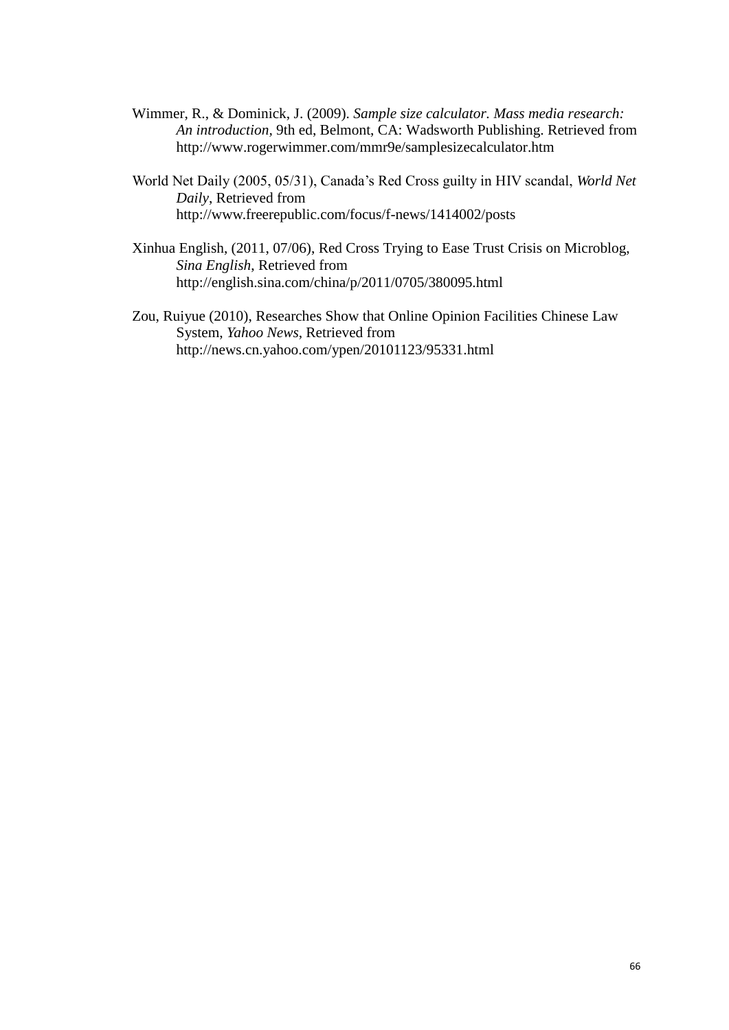Wimmer, R., & Dominick, J. (2009). *Sample size calculator. Mass media research: An introduction*, 9th ed, Belmont, CA: Wadsworth Publishing. Retrieved from http://www.rogerwimmer.com/mmr9e/samplesizecalculator.htm

World Net Daily (2005, 05/31), Canada's Red Cross guilty in HIV scandal, *World Net Daily*, Retrieved from http://www.freerepublic.com/focus/f-news/1414002/posts

Xinhua English, (2011, 07/06), Red Cross Trying to Ease Trust Crisis on Microblog, *Sina English*, Retrieved from http://english.sina.com/china/p/2011/0705/380095.html

Zou, Ruiyue (2010), Researches Show that Online Opinion Facilities Chinese Law System, *Yahoo News*, Retrieved from http://news.cn.yahoo.com/ypen/20101123/95331.html